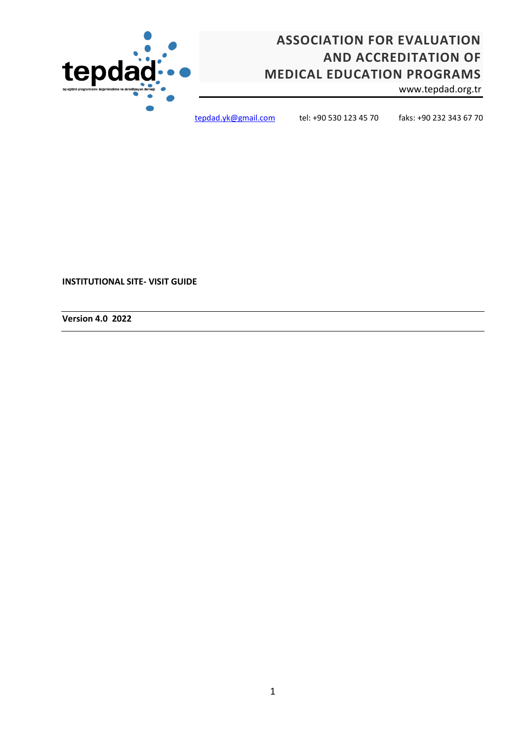# ASSOCIATION FOR EVALUATION AND ACCREDITATION OF MEDICAL EDUCATION PROGRAMS

www.tepdad.org.tr

tepdad.yk@gmail.com tel: +90 530 123 45 70 faks: +90 232 343 67 70

**INSTITUTIONAL SITE- VISIT GUIDE**

**Version 4.0 2022**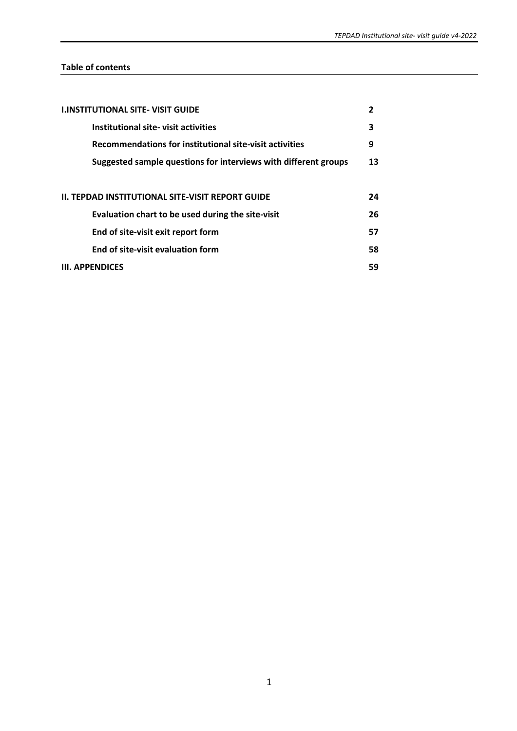**Table of contents**

| | |
|---|---|
| **I.INSTITUTIONAL SITE- VISIT GUIDE** | **2** |
| **Institutional site- visit activities** | **3** |
| **Recommendations for institutional site-visit activities** | **9** |
| **Suggested sample questions for interviews with different groups** | **13** |
| **II. TEPDAD INSTITUTIONAL SITE-VISIT REPORT GUIDE** | **24** |
| **Evaluation chart to be used during the site-visit** | **26** |
| **End of site-visit exit report form** | **57** |
| **End of site-visit evaluation form** | **58** |
| **III. APPENDICES** | **59** |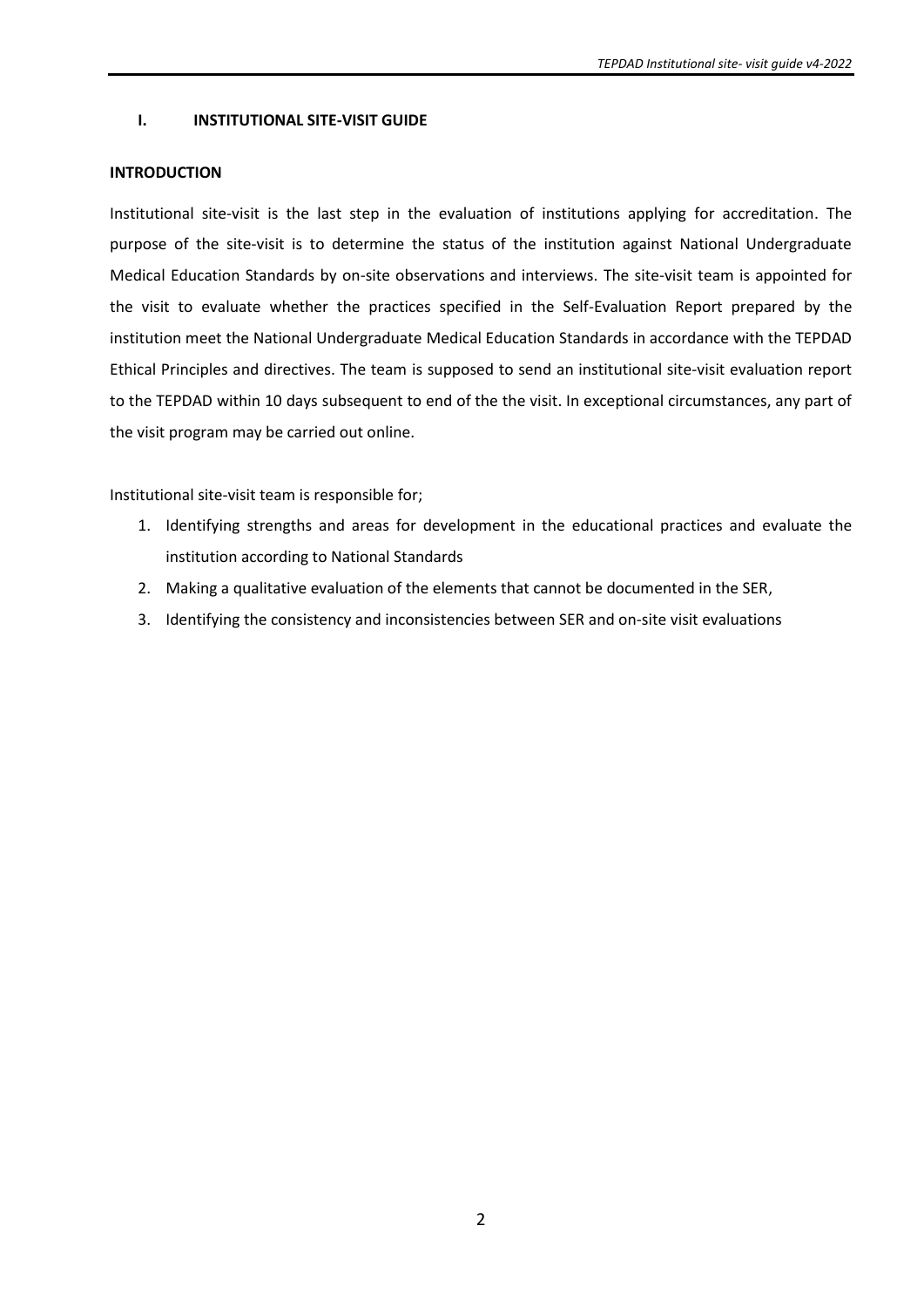## I. INSTITUTIONAL SITE-VISIT GUIDE

### INTRODUCTION

Institutional site-visit is the last step in the evaluation of institutions applying for accreditation. The purpose of the site-visit is to determine the status of the institution against National Undergraduate Medical Education Standards by on-site observations and interviews. The site-visit team is appointed for the visit to evaluate whether the practices specified in the Self-Evaluation Report prepared by the institution meet the National Undergraduate Medical Education Standards in accordance with the TEPDAD Ethical Principles and directives. The team is supposed to send an institutional site-visit evaluation report to the TEPDAD within 10 days subsequent to end of the the visit. In exceptional circumstances, any part of the visit program may be carried out online.

Institutional site-visit team is responsible for;

1. Identifying strengths and areas for development in the educational practices and evaluate the institution according to National Standards
2. Making a qualitative evaluation of the elements that cannot be documented in the SER,
3. Identifying the consistency and inconsistencies between SER and on-site visit evaluations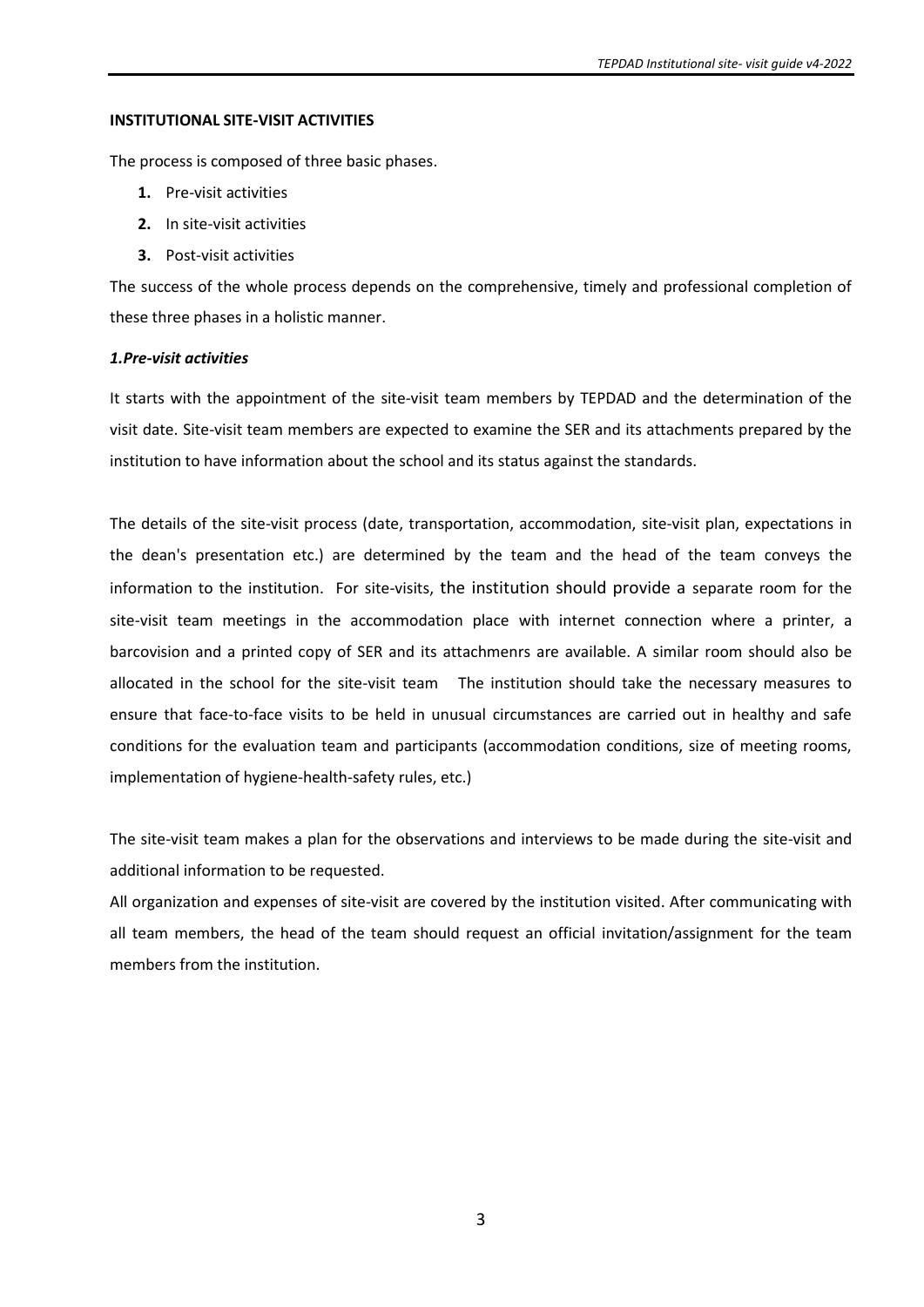**INSTITUTIONAL SITE-VISIT ACTIVITIES**

The process is composed of three basic phases.

1. Pre-visit activities
2. In site-visit activities
3. Post-visit activities

The success of the whole process depends on the comprehensive, timely and professional completion of these three phases in a holistic manner.

***1.Pre-visit activities***

It starts with the appointment of the site-visit team members by TEPDAD and the determination of the visit date. Site-visit team members are expected to examine the SER and its attachments prepared by the institution to have information about the school and its status against the standards.

The details of the site-visit process (date, transportation, accommodation, site-visit plan, expectations in the dean's presentation etc.) are determined by the team and the head of the team conveys the information to the institution. For site-visits, the institution should provide a separate room for the site-visit team meetings in the accommodation place with internet connection where a printer, a barcovision and a printed copy of SER and its attachmenrs are available. A similar room should also be allocated in the school for the site-visit team The institution should take the necessary measures to ensure that face-to-face visits to be held in unusual circumstances are carried out in healthy and safe conditions for the evaluation team and participants (accommodation conditions, size of meeting rooms, implementation of hygiene-health-safety rules, etc.)

The site-visit team makes a plan for the observations and interviews to be made during the site-visit and additional information to be requested.

All organization and expenses of site-visit are covered by the institution visited. After communicating with all team members, the head of the team should request an official invitation/assignment for the team members from the institution.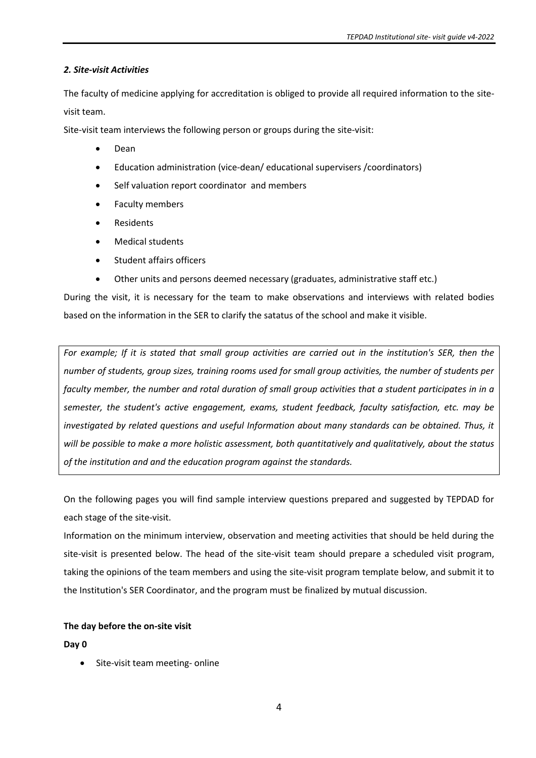### *2. Site-visit Activities*

The faculty of medicine applying for accreditation is obliged to provide all required information to the site-visit team.

Site-visit team interviews the following person or groups during the site-visit:

- Dean
- Education administration (vice-dean/ educational supervisers /coordinators)
- Self valuation report coordinator and members
- Faculty members
- Residents
- Medical students
- Student affairs officers
- Other units and persons deemed necessary (graduates, administrative staff etc.)

During the visit, it is necessary for the team to make observations and interviews with related bodies based on the information in the SER to clarify the satatus of the school and make it visible.

> *For example; If it is stated that small group activities are carried out in the institution's SER, then the number of students, group sizes, training rooms used for small group activities, the number of students per faculty member, the number and rotal duration of small group activities that a student participates in in a semester, the student's active engagement, exams, student feedback, faculty satisfaction, etc. may be investigated by related questions and useful Information about many standards can be obtained. Thus, it will be possible to make a more holistic assessment, both quantitatively and qualitatively, about the status of the institution and and the education program against the standards.*

On the following pages you will find sample interview questions prepared and suggested by TEPDAD for each stage of the site-visit.

Information on the minimum interview, observation and meeting activities that should be held during the site-visit is presented below. The head of the site-visit team should prepare a scheduled visit program, taking the opinions of the team members and using the site-visit program template below, and submit it to the Institution's SER Coordinator, and the program must be finalized by mutual discussion.

**The day before the on-site visit**

**Day 0**

- Site-visit team meeting- online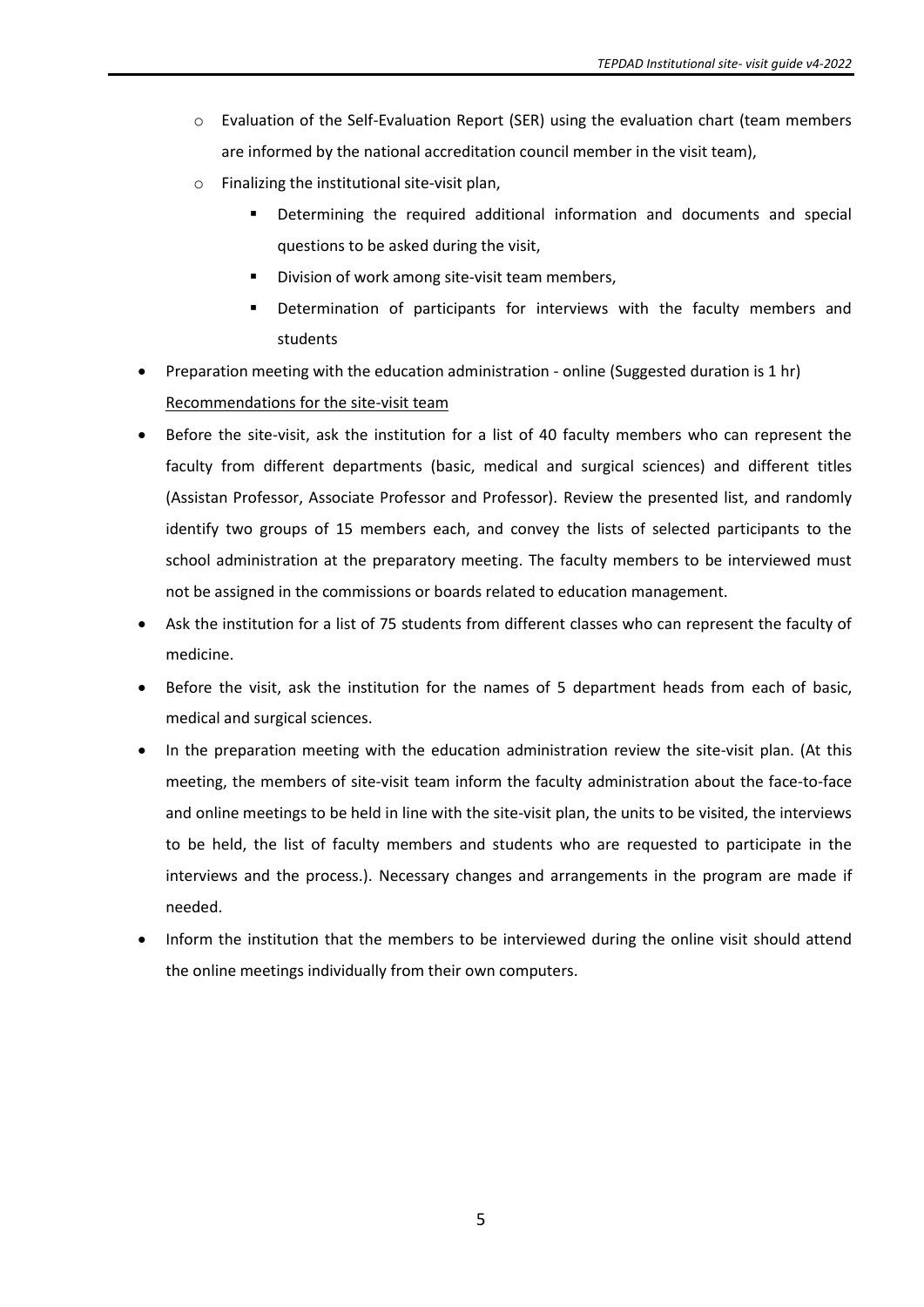- Evaluation of the Self-Evaluation Report (SER) using the evaluation chart (team members are informed by the national accreditation council member in the visit team),
  - Finalizing the institutional site-visit plan,
    - Determining the required additional information and documents and special questions to be asked during the visit,
    - Division of work among site-visit team members,
    - Determination of participants for interviews with the faculty members and students
- Preparation meeting with the education administration - online (Suggested duration is 1 hr)

<u>Recommendations for the site-visit team</u>

- Before the site-visit, ask the institution for a list of 40 faculty members who can represent the faculty from different departments (basic, medical and surgical sciences) and different titles (Assistan Professor, Associate Professor and Professor). Review the presented list, and randomly identify two groups of 15 members each, and convey the lists of selected participants to the school administration at the preparatory meeting. The faculty members to be interviewed must not be assigned in the commissions or boards related to education management.
- Ask the institution for a list of 75 students from different classes who can represent the faculty of medicine.
- Before the visit, ask the institution for the names of 5 department heads from each of basic, medical and surgical sciences.
- In the preparation meeting with the education administration review the site-visit plan. (At this meeting, the members of site-visit team inform the faculty administration about the face-to-face and online meetings to be held in line with the site-visit plan, the units to be visited, the interviews to be held, the list of faculty members and students who are requested to participate in the interviews and the process.). Necessary changes and arrangements in the program are made if needed.
- Inform the institution that the members to be interviewed during the online visit should attend the online meetings individually from their own computers.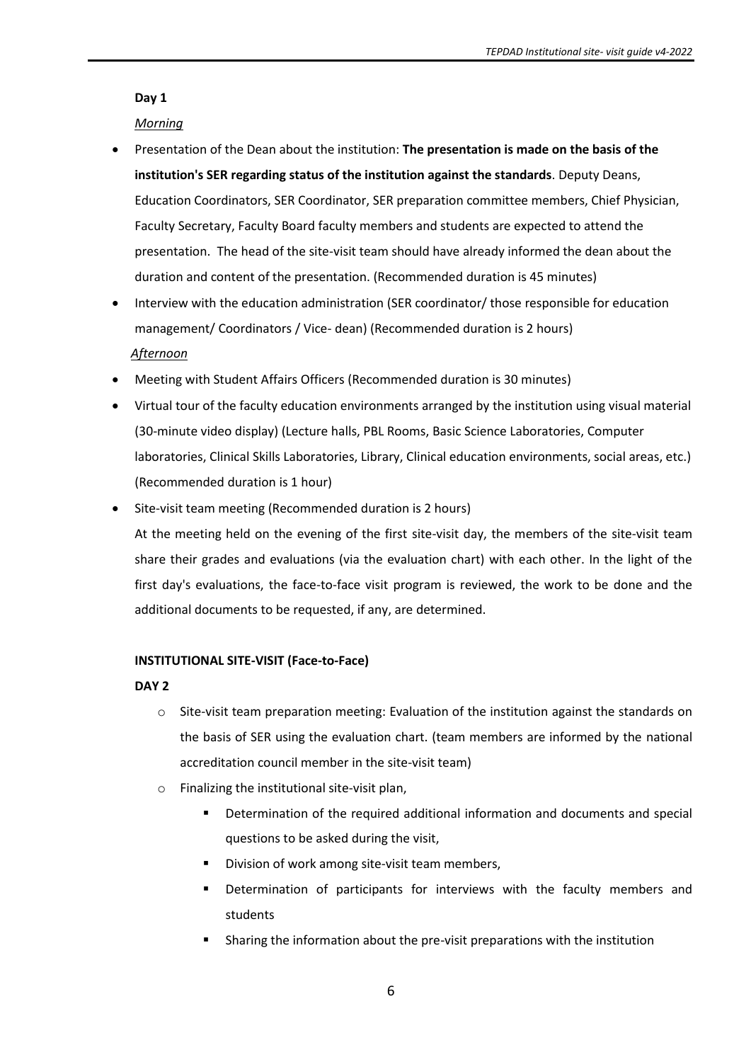**Day 1**

*Morning*

- Presentation of the Dean about the institution: **The presentation is made on the basis of the institution's SER regarding status of the institution against the standards**. Deputy Deans, Education Coordinators, SER Coordinator, SER preparation committee members, Chief Physician, Faculty Secretary, Faculty Board faculty members and students are expected to attend the presentation. The head of the site-visit team should have already informed the dean about the duration and content of the presentation. (Recommended duration is 45 minutes)
- Interview with the education administration (SER coordinator/ those responsible for education management/ Coordinators / Vice- dean) (Recommended duration is 2 hours)

*Afternoon*

- Meeting with Student Affairs Officers (Recommended duration is 30 minutes)
- Virtual tour of the faculty education environments arranged by the institution using visual material (30-minute video display) (Lecture halls, PBL Rooms, Basic Science Laboratories, Computer laboratories, Clinical Skills Laboratories, Library, Clinical education environments, social areas, etc.) (Recommended duration is 1 hour)
- Site-visit team meeting (Recommended duration is 2 hours)

  At the meeting held on the evening of the first site-visit day, the members of the site-visit team share their grades and evaluations (via the evaluation chart) with each other. In the light of the first day's evaluations, the face-to-face visit program is reviewed, the work to be done and the additional documents to be requested, if any, are determined.

**INSTITUTIONAL SITE-VISIT (Face-to-Face)**

**DAY 2**

- Site-visit team preparation meeting: Evaluation of the institution against the standards on the basis of SER using the evaluation chart. (team members are informed by the national accreditation council member in the site-visit team)
- Finalizing the institutional site-visit plan,
  - Determination of the required additional information and documents and special questions to be asked during the visit,
  - Division of work among site-visit team members,
  - Determination of participants for interviews with the faculty members and students
  - Sharing the information about the pre-visit preparations with the institution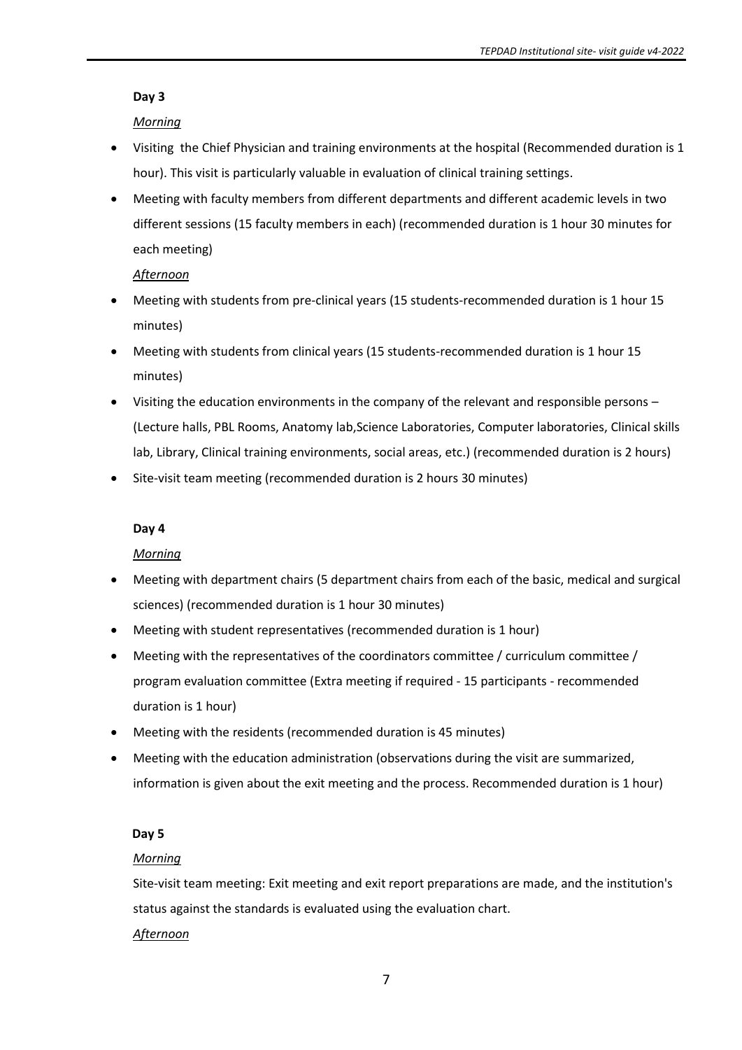**Day 3**

*Morning*

- Visiting the Chief Physician and training environments at the hospital (Recommended duration is 1 hour). This visit is particularly valuable in evaluation of clinical training settings.
- Meeting with faculty members from different departments and different academic levels in two different sessions (15 faculty members in each) (recommended duration is 1 hour 30 minutes for each meeting)

*Afternoon*

- Meeting with students from pre-clinical years (15 students-recommended duration is 1 hour 15 minutes)
- Meeting with students from clinical years (15 students-recommended duration is 1 hour 15 minutes)
- Visiting the education environments in the company of the relevant and responsible persons – (Lecture halls, PBL Rooms, Anatomy lab,Science Laboratories, Computer laboratories, Clinical skills lab, Library, Clinical training environments, social areas, etc.) (recommended duration is 2 hours)
- Site-visit team meeting (recommended duration is 2 hours 30 minutes)

**Day 4**

*Morning*

- Meeting with department chairs (5 department chairs from each of the basic, medical and surgical sciences) (recommended duration is 1 hour 30 minutes)
- Meeting with student representatives (recommended duration is 1 hour)
- Meeting with the representatives of the coordinators committee / curriculum committee / program evaluation committee (Extra meeting if required - 15 participants - recommended duration is 1 hour)
- Meeting with the residents (recommended duration is 45 minutes)
- Meeting with the education administration (observations during the visit are summarized, information is given about the exit meeting and the process. Recommended duration is 1 hour)

**Day 5**

*Morning*

Site-visit team meeting: Exit meeting and exit report preparations are made, and the institution's status against the standards is evaluated using the evaluation chart.

*Afternoon*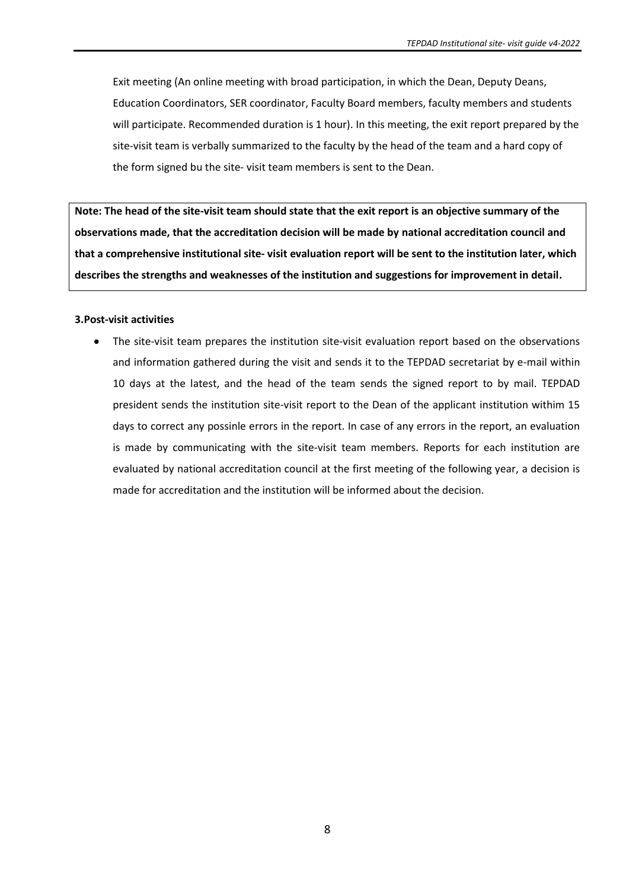Exit meeting (An online meeting with broad participation, in which the Dean, Deputy Deans, Education Coordinators, SER coordinator, Faculty Board members, faculty members and students will participate. Recommended duration is 1 hour). In this meeting, the exit report prepared by the site-visit team is verbally summarized to the faculty by the head of the team and a hard copy of the form signed bu the site- visit team members is sent to the Dean.

**Note: The head of the site-visit team should state that the exit report is an objective summary of the observations made, that the accreditation decision will be made by national accreditation council and that a comprehensive institutional site- visit evaluation report will be sent to the institution later, which describes the strengths and weaknesses of the institution and suggestions for improvement in detail.**

**3.Post-visit activities**

- The site-visit team prepares the institution site-visit evaluation report based on the observations and information gathered during the visit and sends it to the TEPDAD secretariat by e-mail within 10 days at the latest, and the head of the team sends the signed report to by mail. TEPDAD president sends the institution site-visit report to the Dean of the applicant institution withim 15 days to correct any possinle errors in the report. In case of any errors in the report, an evaluation is made by communicating with the site-visit team members. Reports for each institution are evaluated by national accreditation council at the first meeting of the following year, a decision is made for accreditation and the institution will be informed about the decision.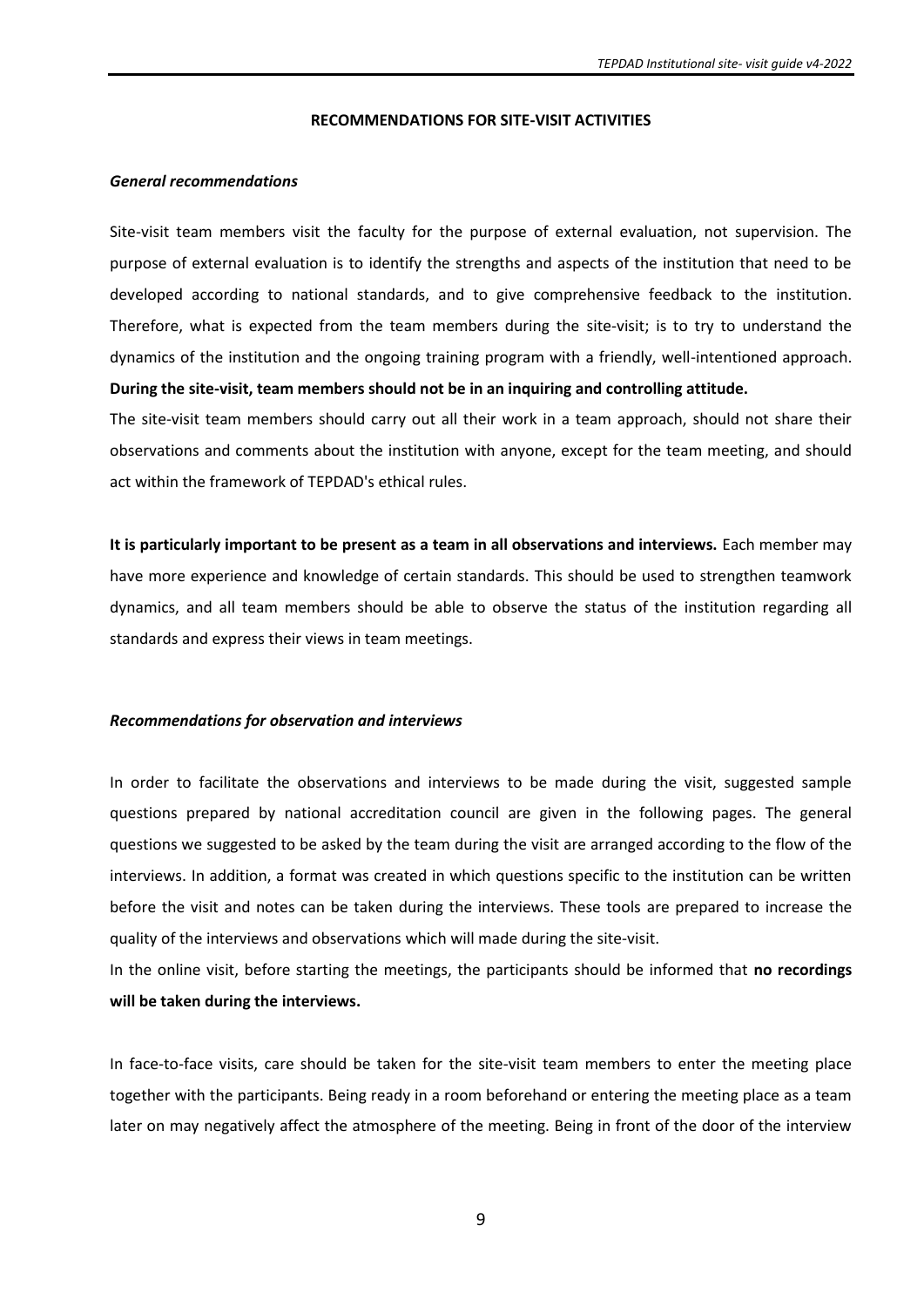## RECOMMENDATIONS FOR SITE-VISIT ACTIVITIES

### *General recommendations*

Site-visit team members visit the faculty for the purpose of external evaluation, not supervision. The purpose of external evaluation is to identify the strengths and aspects of the institution that need to be developed according to national standards, and to give comprehensive feedback to the institution. Therefore, what is expected from the team members during the site-visit; is to try to understand the dynamics of the institution and the ongoing training program with a friendly, well-intentioned approach. **During the site-visit, team members should not be in an inquiring and controlling attitude.**

The site-visit team members should carry out all their work in a team approach, should not share their observations and comments about the institution with anyone, except for the team meeting, and should act within the framework of TEPDAD's ethical rules.

**It is particularly important to be present as a team in all observations and interviews.** Each member may have more experience and knowledge of certain standards. This should be used to strengthen teamwork dynamics, and all team members should be able to observe the status of the institution regarding all standards and express their views in team meetings.

### *Recommendations for observation and interviews*

In order to facilitate the observations and interviews to be made during the visit, suggested sample questions prepared by national accreditation council are given in the following pages. The general questions we suggested to be asked by the team during the visit are arranged according to the flow of the interviews. In addition, a format was created in which questions specific to the institution can be written before the visit and notes can be taken during the interviews. These tools are prepared to increase the quality of the interviews and observations which will made during the site-visit.

In the online visit, before starting the meetings, the participants should be informed that **no recordings will be taken during the interviews.**

In face-to-face visits, care should be taken for the site-visit team members to enter the meeting place together with the participants. Being ready in a room beforehand or entering the meeting place as a team later on may negatively affect the atmosphere of the meeting. Being in front of the door of the interview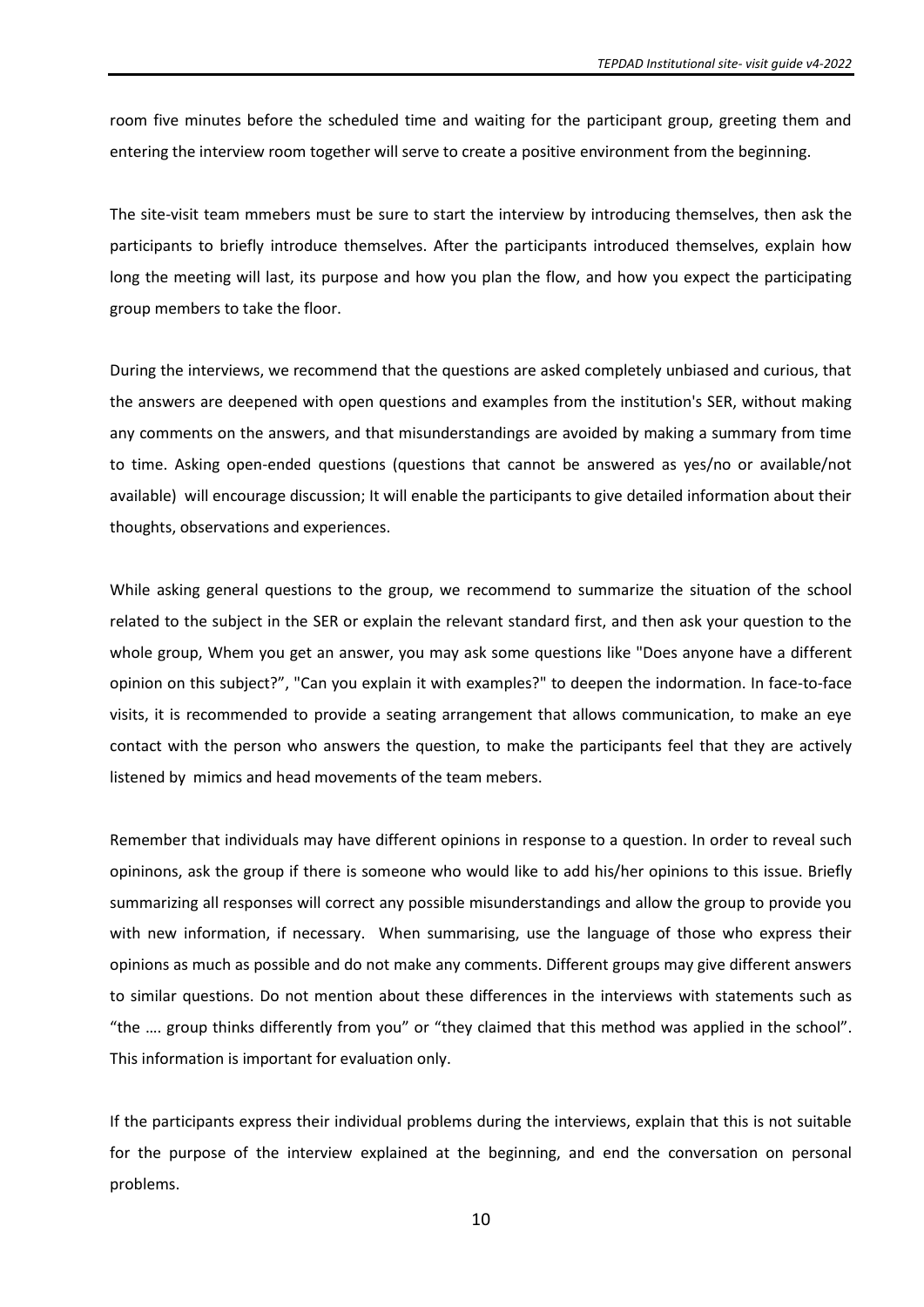room five minutes before the scheduled time and waiting for the participant group, greeting them and entering the interview room together will serve to create a positive environment from the beginning.

The site-visit team mmebers must be sure to start the interview by introducing themselves, then ask the participants to briefly introduce themselves. After the participants introduced themselves, explain how long the meeting will last, its purpose and how you plan the flow, and how you expect the participating group members to take the floor.

During the interviews, we recommend that the questions are asked completely unbiased and curious, that the answers are deepened with open questions and examples from the institution's SER, without making any comments on the answers, and that misunderstandings are avoided by making a summary from time to time. Asking open-ended questions (questions that cannot be answered as yes/no or available/not available) will encourage discussion; It will enable the participants to give detailed information about their thoughts, observations and experiences.

While asking general questions to the group, we recommend to summarize the situation of the school related to the subject in the SER or explain the relevant standard first, and then ask your question to the whole group, Whem you get an answer, you may ask some questions like "Does anyone have a different opinion on this subject?", "Can you explain it with examples?" to deepen the indormation. In face-to-face visits, it is recommended to provide a seating arrangement that allows communication, to make an eye contact with the person who answers the question, to make the participants feel that they are actively listened by mimics and head movements of the team mebers.

Remember that individuals may have different opinions in response to a question. In order to reveal such opininons, ask the group if there is someone who would like to add his/her opinions to this issue. Briefly summarizing all responses will correct any possible misunderstandings and allow the group to provide you with new information, if necessary. When summarising, use the language of those who express their opinions as much as possible and do not make any comments. Different groups may give different answers to similar questions. Do not mention about these differences in the interviews with statements such as "the …. group thinks differently from you" or "they claimed that this method was applied in the school". This information is important for evaluation only.

If the participants express their individual problems during the interviews, explain that this is not suitable for the purpose of the interview explained at the beginning, and end the conversation on personal problems.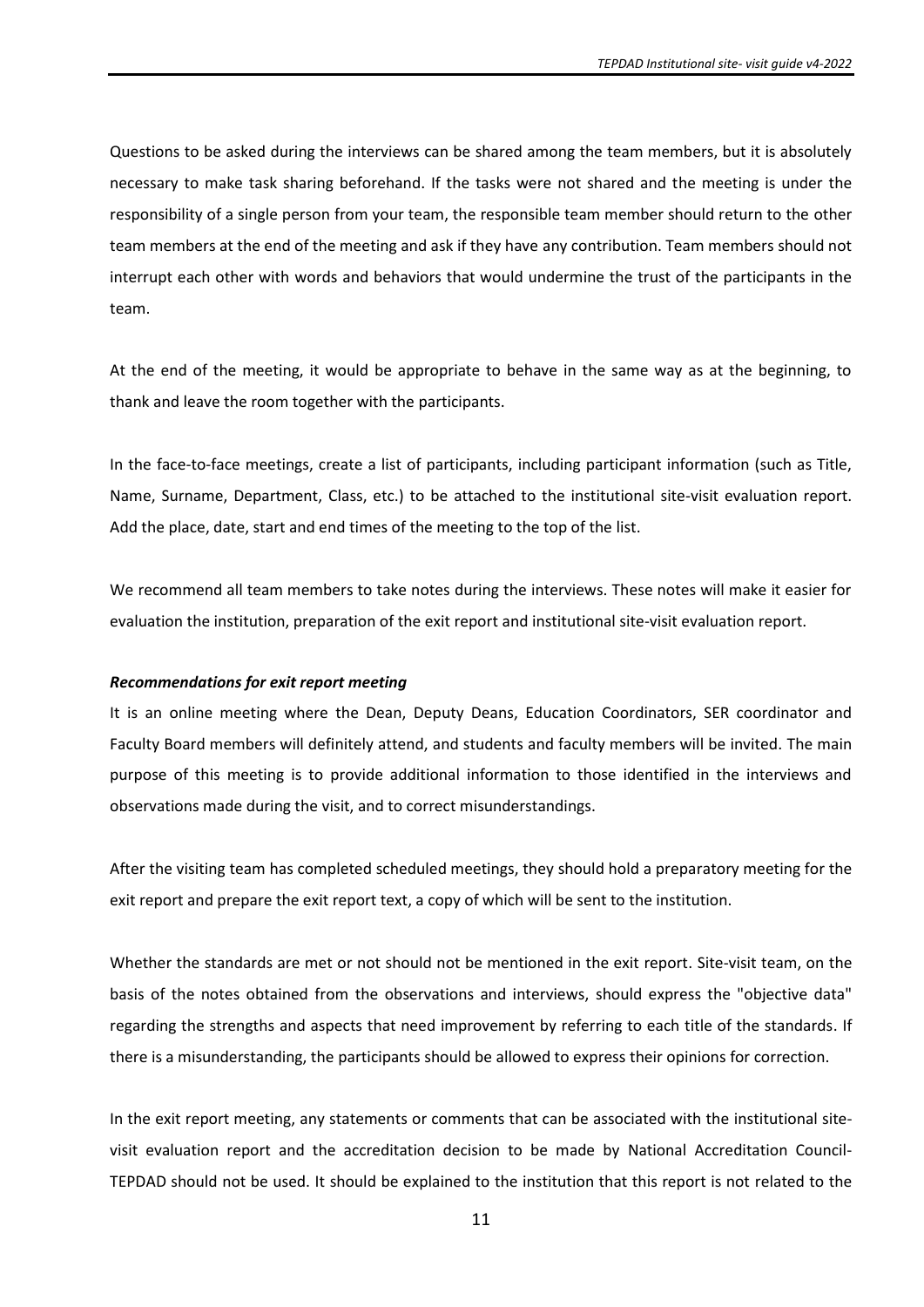Questions to be asked during the interviews can be shared among the team members, but it is absolutely necessary to make task sharing beforehand. If the tasks were not shared and the meeting is under the responsibility of a single person from your team, the responsible team member should return to the other team members at the end of the meeting and ask if they have any contribution. Team members should not interrupt each other with words and behaviors that would undermine the trust of the participants in the team.

At the end of the meeting, it would be appropriate to behave in the same way as at the beginning, to thank and leave the room together with the participants.

In the face-to-face meetings, create a list of participants, including participant information (such as Title, Name, Surname, Department, Class, etc.) to be attached to the institutional site-visit evaluation report. Add the place, date, start and end times of the meeting to the top of the list.

We recommend all team members to take notes during the interviews. These notes will make it easier for evaluation the institution, preparation of the exit report and institutional site-visit evaluation report.

***Recommendations for exit report meeting***

It is an online meeting where the Dean, Deputy Deans, Education Coordinators, SER coordinator and Faculty Board members will definitely attend, and students and faculty members will be invited. The main purpose of this meeting is to provide additional information to those identified in the interviews and observations made during the visit, and to correct misunderstandings.

After the visiting team has completed scheduled meetings, they should hold a preparatory meeting for the exit report and prepare the exit report text, a copy of which will be sent to the institution.

Whether the standards are met or not should not be mentioned in the exit report. Site-visit team, on the basis of the notes obtained from the observations and interviews, should express the "objective data" regarding the strengths and aspects that need improvement by referring to each title of the standards. If there is a misunderstanding, the participants should be allowed to express their opinions for correction.

In the exit report meeting, any statements or comments that can be associated with the institutional site-visit evaluation report and the accreditation decision to be made by National Accreditation Council-TEPDAD should not be used. It should be explained to the institution that this report is not related to the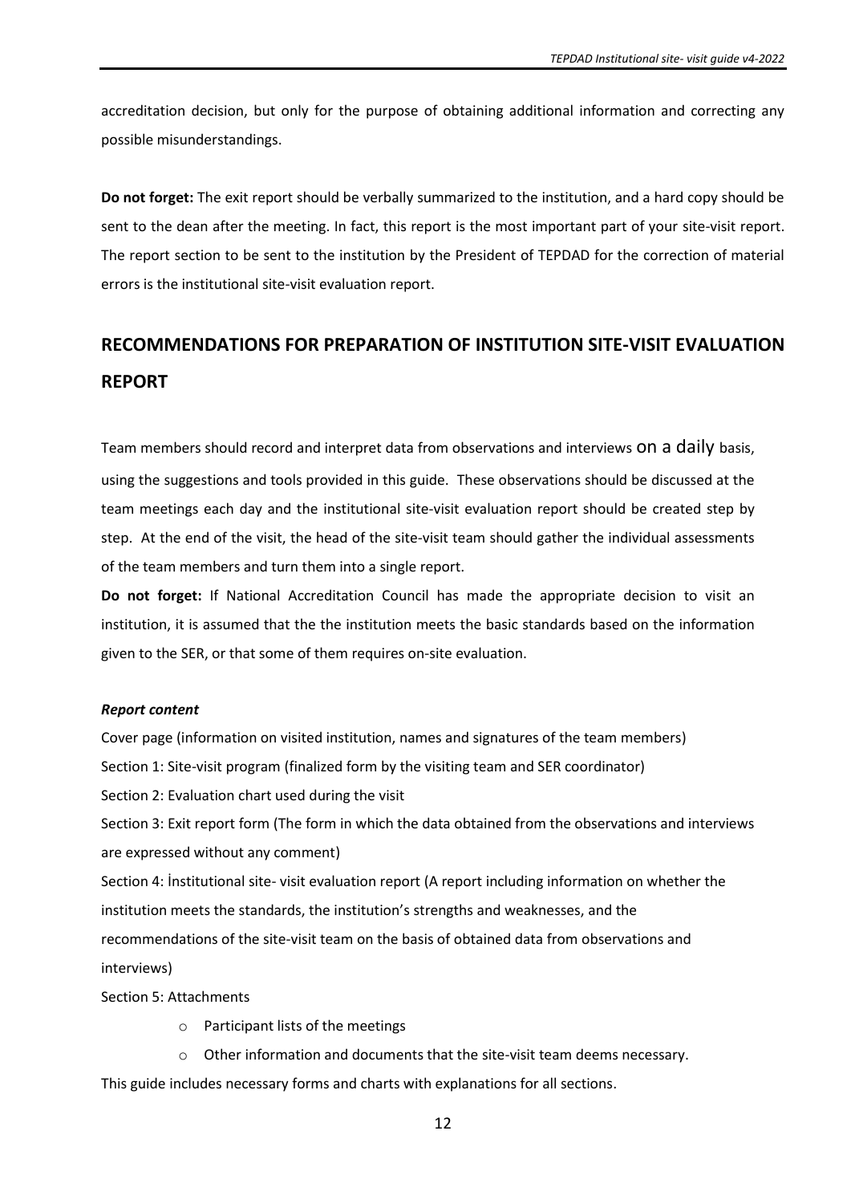accreditation decision, but only for the purpose of obtaining additional information and correcting any possible misunderstandings.

**Do not forget:** The exit report should be verbally summarized to the institution, and a hard copy should be sent to the dean after the meeting. In fact, this report is the most important part of your site-visit report. The report section to be sent to the institution by the President of TEPDAD for the correction of material errors is the institutional site-visit evaluation report.

# RECOMMENDATIONS FOR PREPARATION OF INSTITUTION SITE-VISIT EVALUATION REPORT

Team members should record and interpret data from observations and interviews on a daily basis, using the suggestions and tools provided in this guide. These observations should be discussed at the team meetings each day and the institutional site-visit evaluation report should be created step by step. At the end of the visit, the head of the site-visit team should gather the individual assessments of the team members and turn them into a single report.

**Do not forget:** If National Accreditation Council has made the appropriate decision to visit an institution, it is assumed that the the institution meets the basic standards based on the information given to the SER, or that some of them requires on-site evaluation.

***Report content***

Cover page (information on visited institution, names and signatures of the team members)

Section 1: Site-visit program (finalized form by the visiting team and SER coordinator)

Section 2: Evaluation chart used during the visit

Section 3: Exit report form (The form in which the data obtained from the observations and interviews are expressed without any comment)

Section 4: İnstitutional site- visit evaluation report (A report including information on whether the institution meets the standards, the institution's strengths and weaknesses, and the recommendations of the site-visit team on the basis of obtained data from observations and interviews)

Section 5: Attachments

- Participant lists of the meetings
- Other information and documents that the site-visit team deems necessary.

This guide includes necessary forms and charts with explanations for all sections.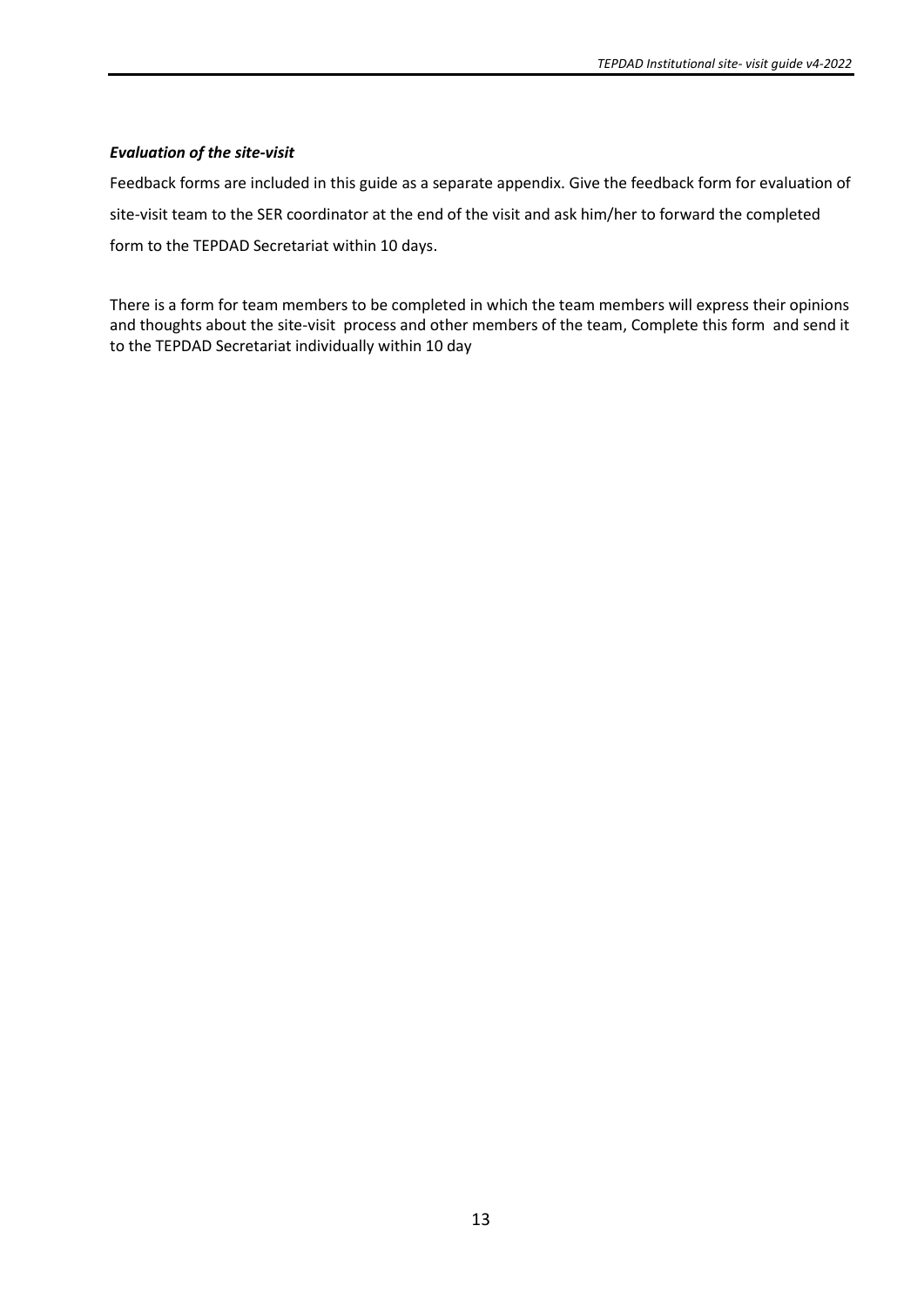***Evaluation of the site-visit***

Feedback forms are included in this guide as a separate appendix. Give the feedback form for evaluation of site-visit team to the SER coordinator at the end of the visit and ask him/her to forward the completed form to the TEPDAD Secretariat within 10 days.

There is a form for team members to be completed in which the team members will express their opinions and thoughts about the site-visit process and other members of the team, Complete this form and send it to the TEPDAD Secretariat individually within 10 day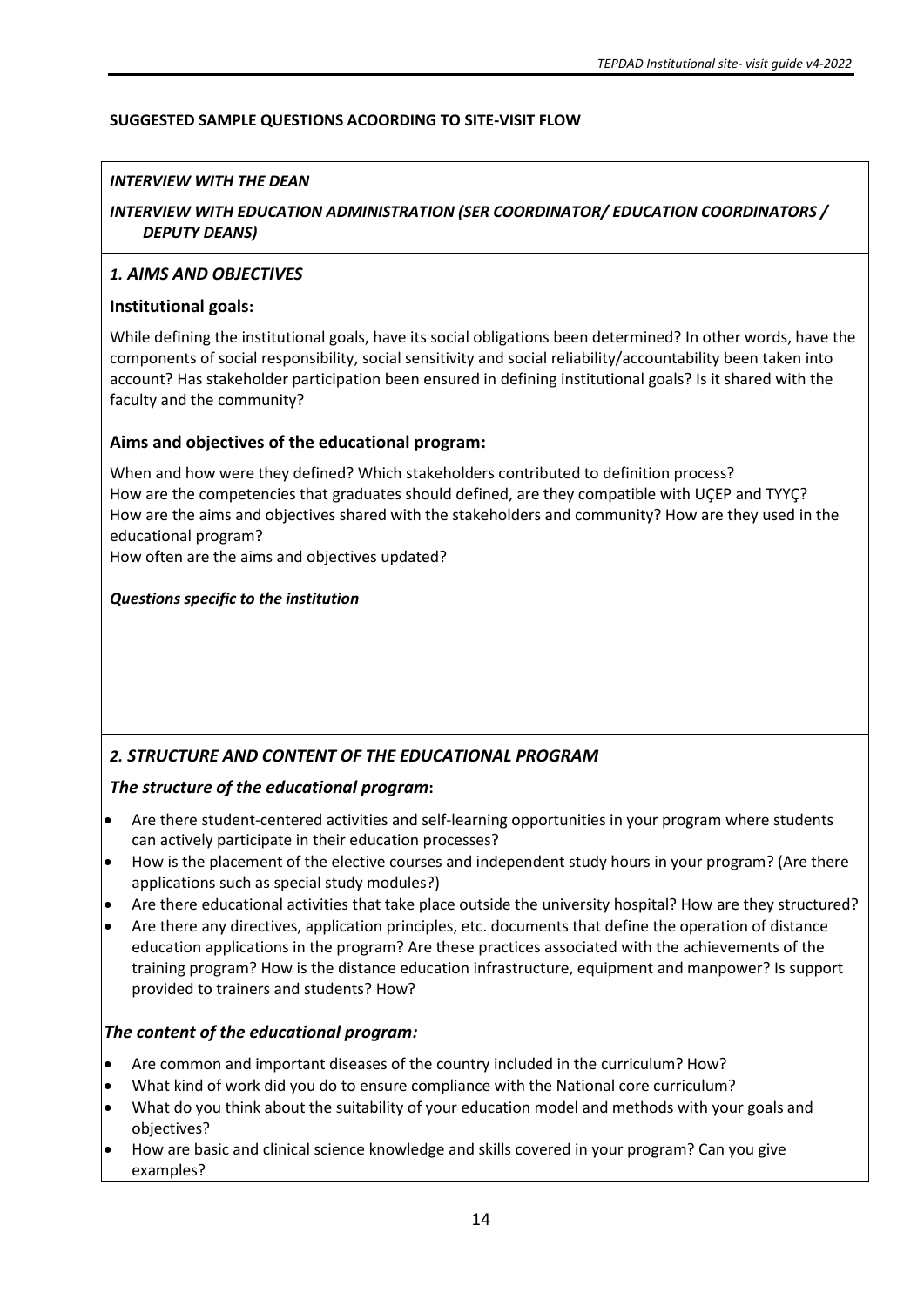**SUGGESTED SAMPLE QUESTIONS ACOORDING TO SITE-VISIT FLOW**

***INTERVIEW WITH THE DEAN***

***INTERVIEW WITH EDUCATION ADMINISTRATION (SER COORDINATOR/ EDUCATION COORDINATORS / DEPUTY DEANS)***

### *1. AIMS AND OBJECTIVES*

**Institutional goals:**

While defining the institutional goals, have its social obligations been determined? In other words, have the components of social responsibility, social sensitivity and social reliability/accountability been taken into account? Has stakeholder participation been ensured in defining institutional goals? Is it shared with the faculty and the community?

**Aims and objectives of the educational program:**

When and how were they defined? Which stakeholders contributed to definition process?
How are the competencies that graduates should defined, are they compatible with UÇEP and TYYÇ?
How are the aims and objectives shared with the stakeholders and community? How are they used in the educational program?
How often are the aims and objectives updated?

***Questions specific to the institution***

### *2. STRUCTURE AND CONTENT OF THE EDUCATIONAL PROGRAM*

***The structure of the educational program*:**

- Are there student-centered activities and self-learning opportunities in your program where students can actively participate in their education processes?
- How is the placement of the elective courses and independent study hours in your program? (Are there applications such as special study modules?)
- Are there educational activities that take place outside the university hospital? How are they structured?
- Are there any directives, application principles, etc. documents that define the operation of distance education applications in the program? Are these practices associated with the achievements of the training program? How is the distance education infrastructure, equipment and manpower? Is support provided to trainers and students? How?

***The content of the educational program:***

- Are common and important diseases of the country included in the curriculum? How?
- What kind of work did you do to ensure compliance with the National core curriculum?
- What do you think about the suitability of your education model and methods with your goals and objectives?
- How are basic and clinical science knowledge and skills covered in your program? Can you give examples?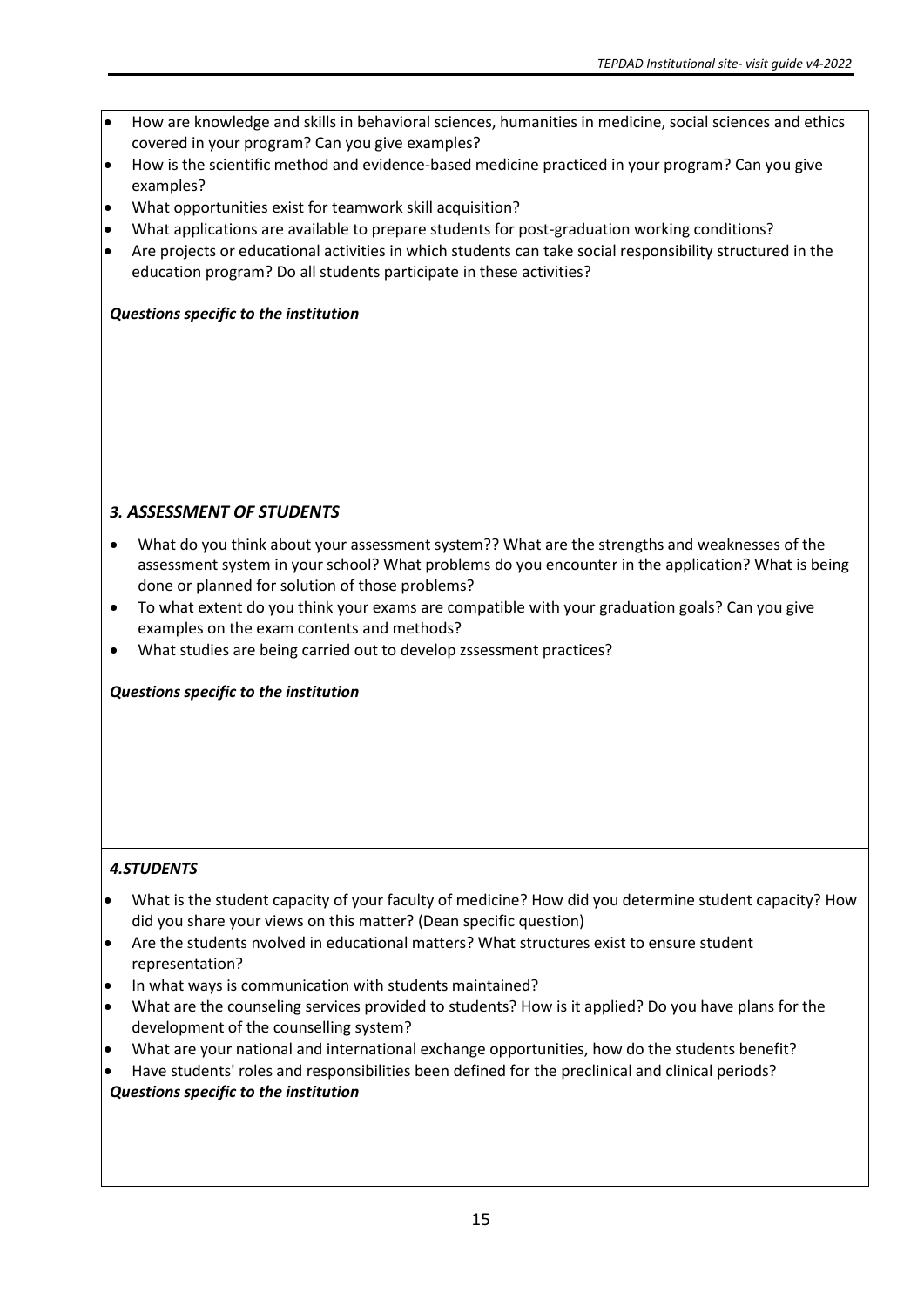- How are knowledge and skills in behavioral sciences, humanities in medicine, social sciences and ethics covered in your program? Can you give examples?
- How is the scientific method and evidence-based medicine practiced in your program? Can you give examples?
- What opportunities exist for teamwork skill acquisition?
- What applications are available to prepare students for post-graduation working conditions?
- Are projects or educational activities in which students can take social responsibility structured in the education program? Do all students participate in these activities?

***Questions specific to the institution***

### *3. ASSESSMENT OF STUDENTS*

- What do you think about your assessment system?? What are the strengths and weaknesses of the assessment system in your school? What problems do you encounter in the application? What is being done or planned for solution of those problems?
- To what extent do you think your exams are compatible with your graduation goals? Can you give examples on the exam contents and methods?
- What studies are being carried out to develop zssessment practices?

***Questions specific to the institution***

### *4.STUDENTS*

- What is the student capacity of your faculty of medicine? How did you determine student capacity? How did you share your views on this matter? (Dean specific question)
- Are the students nvolved in educational matters? What structures exist to ensure student representation?
- In what ways is communication with students maintained?
- What are the counseling services provided to students? How is it applied? Do you have plans for the development of the counselling system?
- What are your national and international exchange opportunities, how do the students benefit?
- Have students' roles and responsibilities been defined for the preclinical and clinical periods?

***Questions specific to the institution***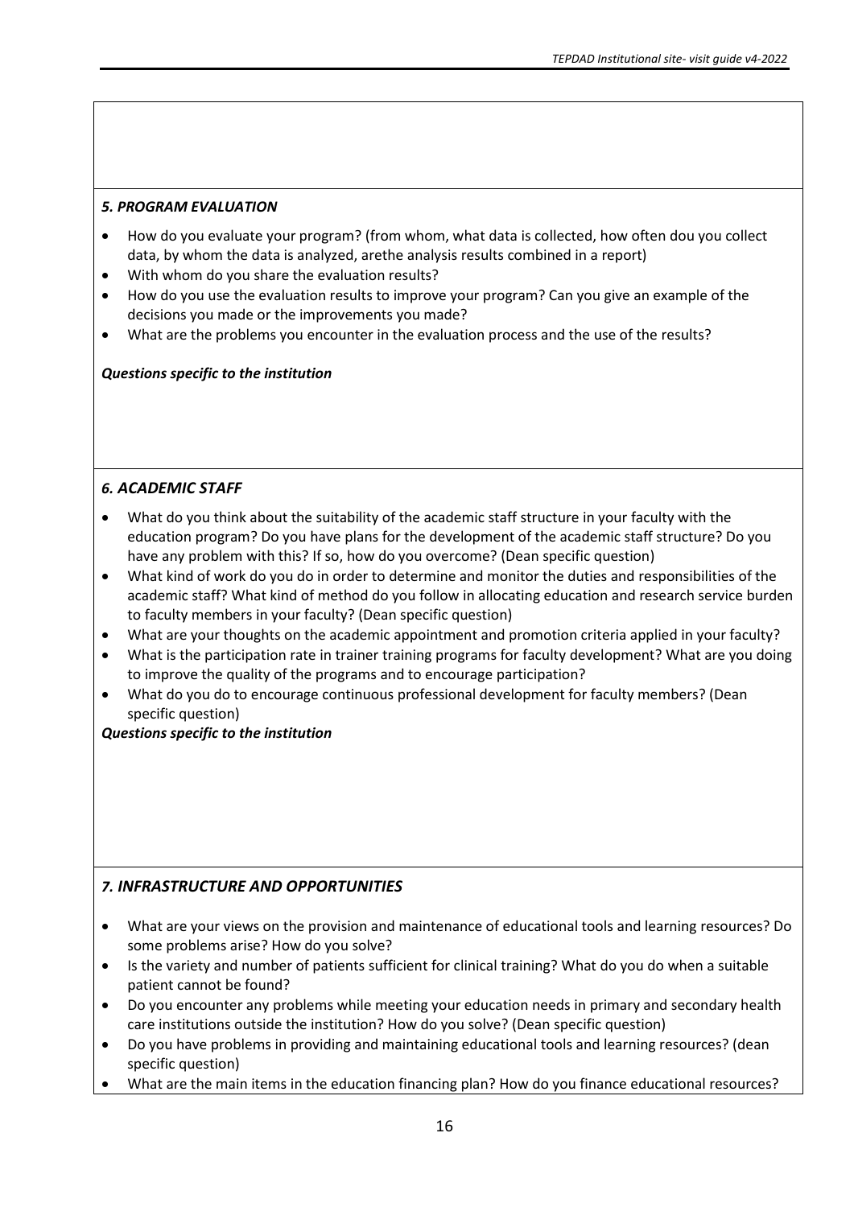### *5. PROGRAM EVALUATION*

- How do you evaluate your program? (from whom, what data is collected, how often dou you collect data, by whom the data is analyzed, arethe analysis results combined in a report)
- With whom do you share the evaluation results?
- How do you use the evaluation results to improve your program? Can you give an example of the decisions you made or the improvements you made?
- What are the problems you encounter in the evaluation process and the use of the results?

***Questions specific to the institution***

### *6. ACADEMIC STAFF*

- What do you think about the suitability of the academic staff structure in your faculty with the education program? Do you have plans for the development of the academic staff structure? Do you have any problem with this? If so, how do you overcome? (Dean specific question)
- What kind of work do you do in order to determine and monitor the duties and responsibilities of the academic staff? What kind of method do you follow in allocating education and research service burden to faculty members in your faculty? (Dean specific question)
- What are your thoughts on the academic appointment and promotion criteria applied in your faculty?
- What is the participation rate in trainer training programs for faculty development? What are you doing to improve the quality of the programs and to encourage participation?
- What do you do to encourage continuous professional development for faculty members? (Dean specific question)

***Questions specific to the institution***

### *7. INFRASTRUCTURE AND OPPORTUNITIES*

- What are your views on the provision and maintenance of educational tools and learning resources? Do some problems arise? How do you solve?
- Is the variety and number of patients sufficient for clinical training? What do you do when a suitable patient cannot be found?
- Do you encounter any problems while meeting your education needs in primary and secondary health care institutions outside the institution? How do you solve? (Dean specific question)
- Do you have problems in providing and maintaining educational tools and learning resources? (dean specific question)
- What are the main items in the education financing plan? How do you finance educational resources?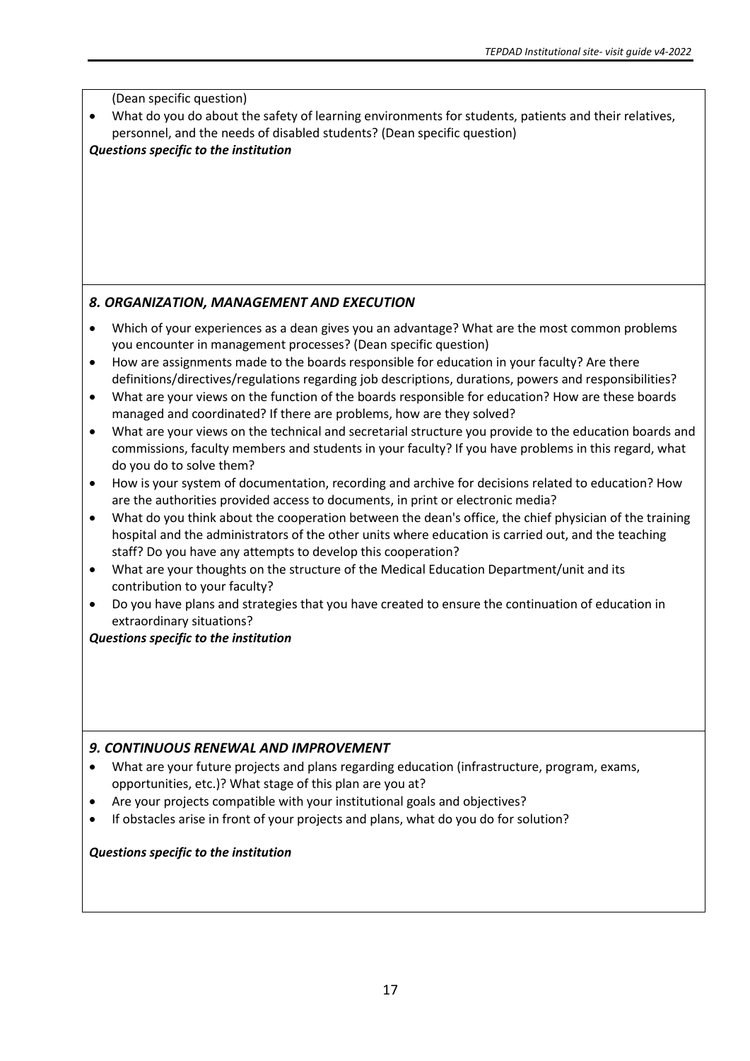(Dean specific question)

- What do you do about the safety of learning environments for students, patients and their relatives, personnel, and the needs of disabled students? (Dean specific question)

***Questions specific to the institution***

### *8. ORGANIZATION, MANAGEMENT AND EXECUTION*

- Which of your experiences as a dean gives you an advantage? What are the most common problems you encounter in management processes? (Dean specific question)
- How are assignments made to the boards responsible for education in your faculty? Are there definitions/directives/regulations regarding job descriptions, durations, powers and responsibilities?
- What are your views on the function of the boards responsible for education? How are these boards managed and coordinated? If there are problems, how are they solved?
- What are your views on the technical and secretarial structure you provide to the education boards and commissions, faculty members and students in your faculty? If you have problems in this regard, what do you do to solve them?
- How is your system of documentation, recording and archive for decisions related to education? How are the authorities provided access to documents, in print or electronic media?
- What do you think about the cooperation between the dean's office, the chief physician of the training hospital and the administrators of the other units where education is carried out, and the teaching staff? Do you have any attempts to develop this cooperation?
- What are your thoughts on the structure of the Medical Education Department/unit and its contribution to your faculty?
- Do you have plans and strategies that you have created to ensure the continuation of education in extraordinary situations?

***Questions specific to the institution***

### *9. CONTINUOUS RENEWAL AND IMPROVEMENT*

- What are your future projects and plans regarding education (infrastructure, program, exams, opportunities, etc.)? What stage of this plan are you at?
- Are your projects compatible with your institutional goals and objectives?
- If obstacles arise in front of your projects and plans, what do you do for solution?

***Questions specific to the institution***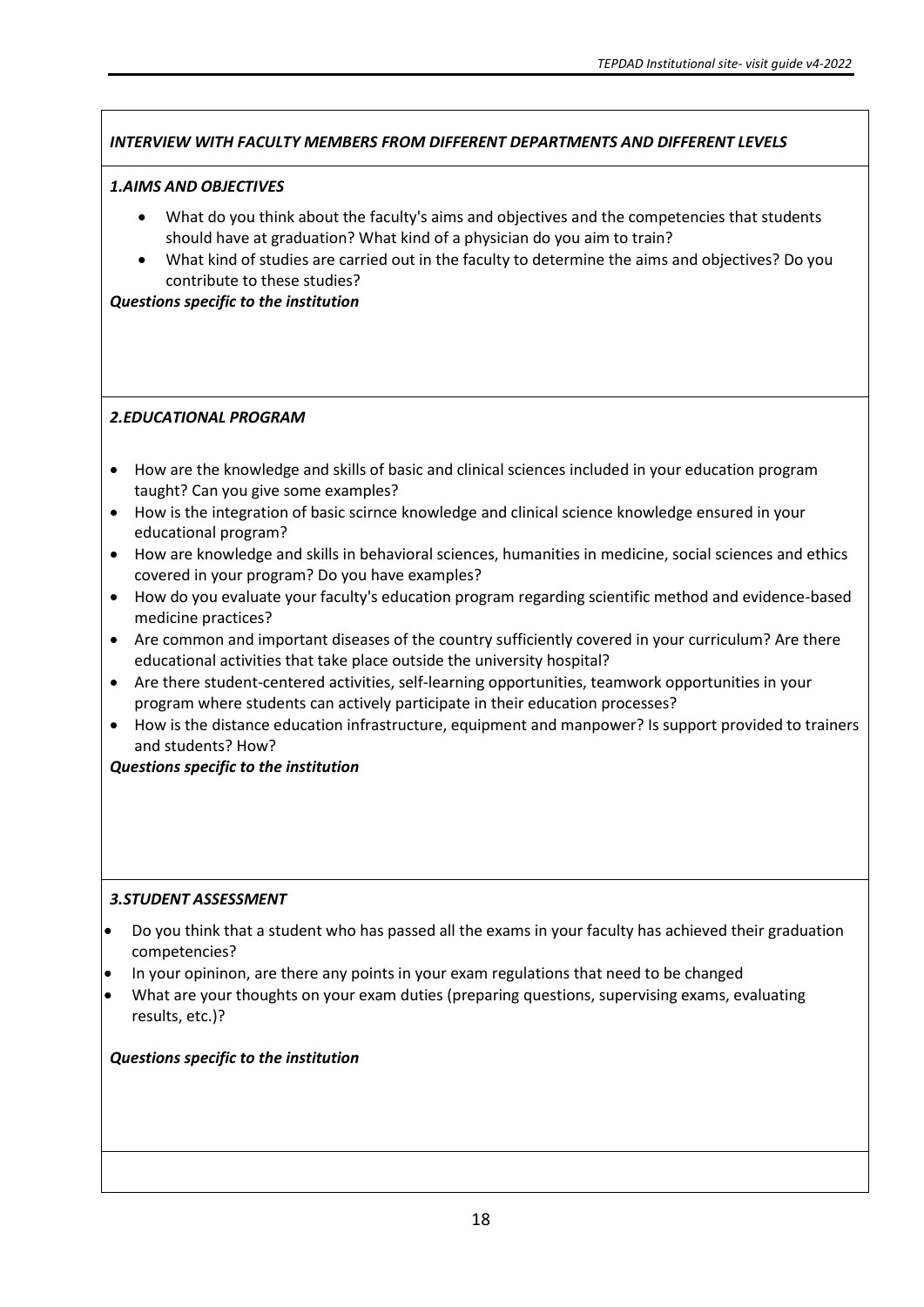***INTERVIEW WITH FACULTY MEMBERS FROM DIFFERENT DEPARTMENTS AND DIFFERENT LEVELS***

***1.AIMS AND OBJECTIVES***

- What do you think about the faculty's aims and objectives and the competencies that students should have at graduation? What kind of a physician do you aim to train?
- What kind of studies are carried out in the faculty to determine the aims and objectives? Do you contribute to these studies?

***Questions specific to the institution***

***2.EDUCATIONAL PROGRAM***

- How are the knowledge and skills of basic and clinical sciences included in your education program taught? Can you give some examples?
- How is the integration of basic scirnce knowledge and clinical science knowledge ensured in your educational program?
- How are knowledge and skills in behavioral sciences, humanities in medicine, social sciences and ethics covered in your program? Do you have examples?
- How do you evaluate your faculty's education program regarding scientific method and evidence-based medicine practices?
- Are common and important diseases of the country sufficiently covered in your curriculum? Are there educational activities that take place outside the university hospital?
- Are there student-centered activities, self-learning opportunities, teamwork opportunities in your program where students can actively participate in their education processes?
- How is the distance education infrastructure, equipment and manpower? Is support provided to trainers and students? How?

***Questions specific to the institution***

***3.STUDENT ASSESSMENT***

- Do you think that a student who has passed all the exams in your faculty has achieved their graduation competencies?
- In your opininon, are there any points in your exam regulations that need to be changed
- What are your thoughts on your exam duties (preparing questions, supervising exams, evaluating results, etc.)?

***Questions specific to the institution***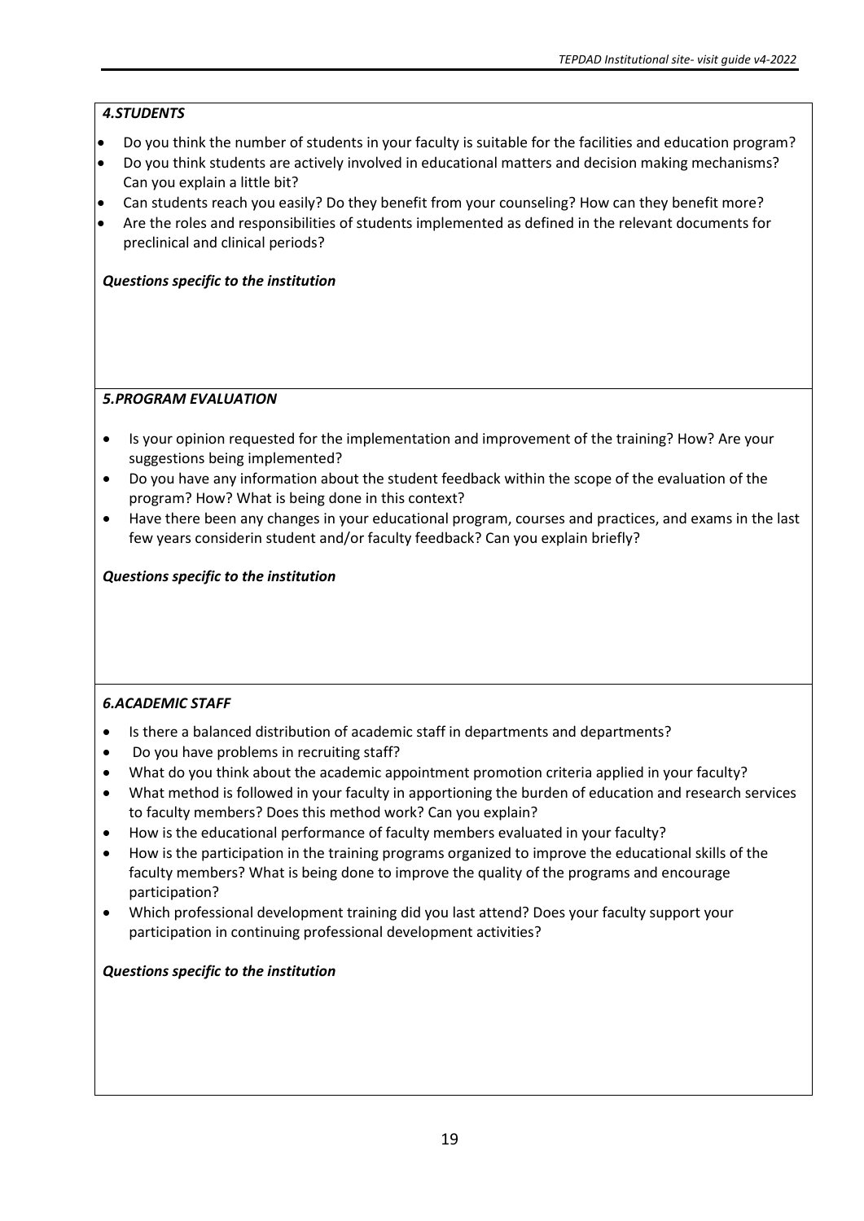### *4.STUDENTS*

- Do you think the number of students in your faculty is suitable for the facilities and education program?
- Do you think students are actively involved in educational matters and decision making mechanisms? Can you explain a little bit?
- Can students reach you easily? Do they benefit from your counseling? How can they benefit more?
- Are the roles and responsibilities of students implemented as defined in the relevant documents for preclinical and clinical periods?

***Questions specific to the institution***

### *5.PROGRAM EVALUATION*

- Is your opinion requested for the implementation and improvement of the training? How? Are your suggestions being implemented?
- Do you have any information about the student feedback within the scope of the evaluation of the program? How? What is being done in this context?
- Have there been any changes in your educational program, courses and practices, and exams in the last few years considerin student and/or faculty feedback? Can you explain briefly?

***Questions specific to the institution***

### *6.ACADEMIC STAFF*

- Is there a balanced distribution of academic staff in departments and departments?
- Do you have problems in recruiting staff?
- What do you think about the academic appointment promotion criteria applied in your faculty?
- What method is followed in your faculty in apportioning the burden of education and research services to faculty members? Does this method work? Can you explain?
- How is the educational performance of faculty members evaluated in your faculty?
- How is the participation in the training programs organized to improve the educational skills of the faculty members? What is being done to improve the quality of the programs and encourage participation?
- Which professional development training did you last attend? Does your faculty support your participation in continuing professional development activities?

***Questions specific to the institution***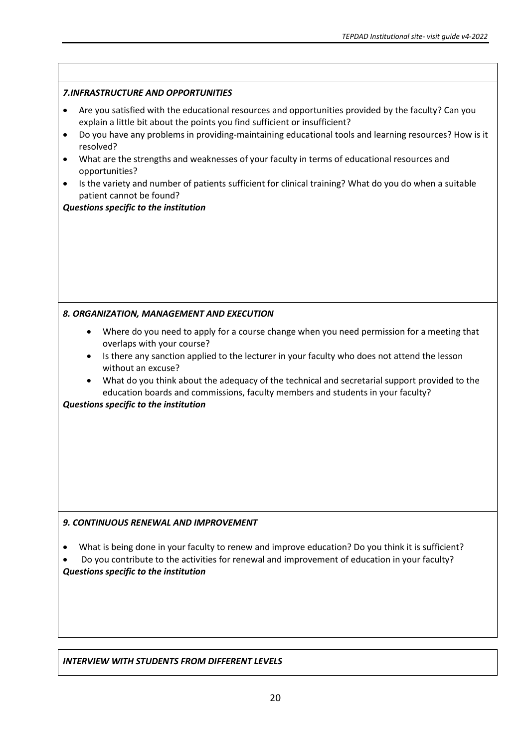### *7.INFRASTRUCTURE AND OPPORTUNITIES*

- Are you satisfied with the educational resources and opportunities provided by the faculty? Can you explain a little bit about the points you find sufficient or insufficient?
- Do you have any problems in providing-maintaining educational tools and learning resources? How is it resolved?
- What are the strengths and weaknesses of your faculty in terms of educational resources and opportunities?
- Is the variety and number of patients sufficient for clinical training? What do you do when a suitable patient cannot be found?

***Questions specific to the institution***

### *8. ORGANIZATION, MANAGEMENT AND EXECUTION*

- Where do you need to apply for a course change when you need permission for a meeting that overlaps with your course?
- Is there any sanction applied to the lecturer in your faculty who does not attend the lesson without an excuse?
- What do you think about the adequacy of the technical and secretarial support provided to the education boards and commissions, faculty members and students in your faculty?

***Questions specific to the institution***

### *9. CONTINUOUS RENEWAL AND IMPROVEMENT*

- What is being done in your faculty to renew and improve education? Do you think it is sufficient?
- Do you contribute to the activities for renewal and improvement of education in your faculty?

***Questions specific to the institution***

### *INTERVIEW WITH STUDENTS FROM DIFFERENT LEVELS*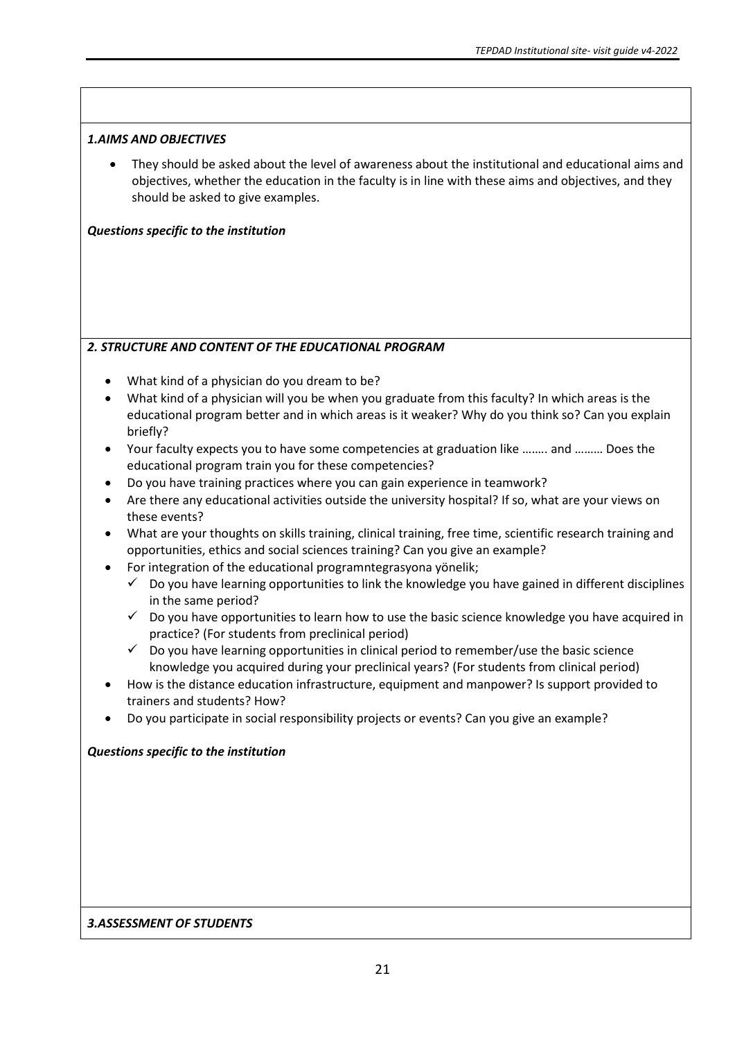***1.AIMS AND OBJECTIVES***

- They should be asked about the level of awareness about the institutional and educational aims and objectives, whether the education in the faculty is in line with these aims and objectives, and they should be asked to give examples.

***Questions specific to the institution***

***2. STRUCTURE AND CONTENT OF THE EDUCATIONAL PROGRAM***

- What kind of a physician do you dream to be?
- What kind of a physician will you be when you graduate from this faculty? In which areas is the educational program better and in which areas is it weaker? Why do you think so? Can you explain briefly?
- Your faculty expects you to have some competencies at graduation like …….. and ……… Does the educational program train you for these competencies?
- Do you have training practices where you can gain experience in teamwork?
- Are there any educational activities outside the university hospital? If so, what are your views on these events?
- What are your thoughts on skills training, clinical training, free time, scientific research training and opportunities, ethics and social sciences training? Can you give an example?
- For integration of the educational programntegrasyona yönelik;
  - ✓ Do you have learning opportunities to link the knowledge you have gained in different disciplines in the same period?
  - ✓ Do you have opportunities to learn how to use the basic science knowledge you have acquired in practice? (For students from preclinical period)
  - ✓ Do you have learning opportunities in clinical period to remember/use the basic science knowledge you acquired during your preclinical years? (For students from clinical period)
- How is the distance education infrastructure, equipment and manpower? Is support provided to trainers and students? How?
- Do you participate in social responsibility projects or events? Can you give an example?

***Questions specific to the institution***

***3.ASSESSMENT OF STUDENTS***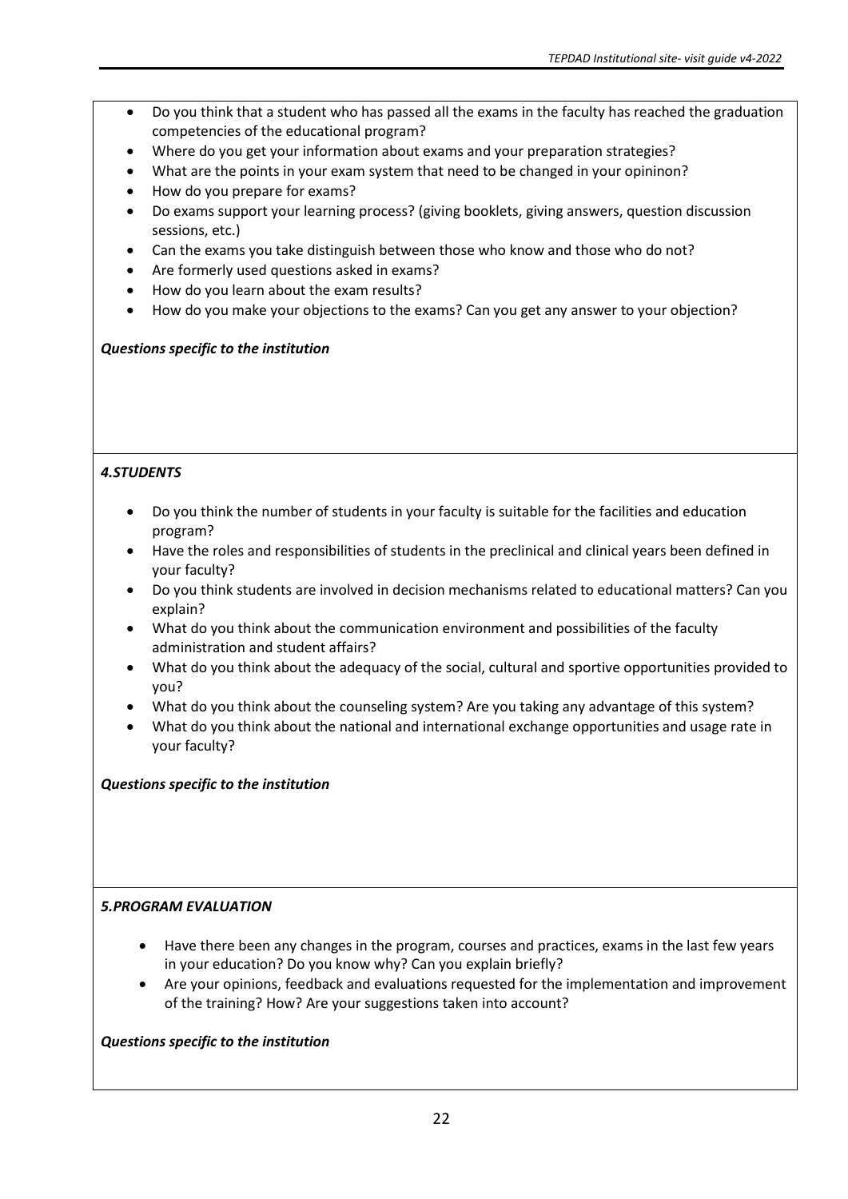- Do you think that a student who has passed all the exams in the faculty has reached the graduation competencies of the educational program?
- Where do you get your information about exams and your preparation strategies?
- What are the points in your exam system that need to be changed in your opininon?
- How do you prepare for exams?
- Do exams support your learning process? (giving booklets, giving answers, question discussion sessions, etc.)
- Can the exams you take distinguish between those who know and those who do not?
- Are formerly used questions asked in exams?
- How do you learn about the exam results?
- How do you make your objections to the exams? Can you get any answer to your objection?

***Questions specific to the institution***

### *4.STUDENTS*

- Do you think the number of students in your faculty is suitable for the facilities and education program?
- Have the roles and responsibilities of students in the preclinical and clinical years been defined in your faculty?
- Do you think students are involved in decision mechanisms related to educational matters? Can you explain?
- What do you think about the communication environment and possibilities of the faculty administration and student affairs?
- What do you think about the adequacy of the social, cultural and sportive opportunities provided to you?
- What do you think about the counseling system? Are you taking any advantage of this system?
- What do you think about the national and international exchange opportunities and usage rate in your faculty?

***Questions specific to the institution***

### *5.PROGRAM EVALUATION*

- Have there been any changes in the program, courses and practices, exams in the last few years in your education? Do you know why? Can you explain briefly?
- Are your opinions, feedback and evaluations requested for the implementation and improvement of the training? How? Are your suggestions taken into account?

***Questions specific to the institution***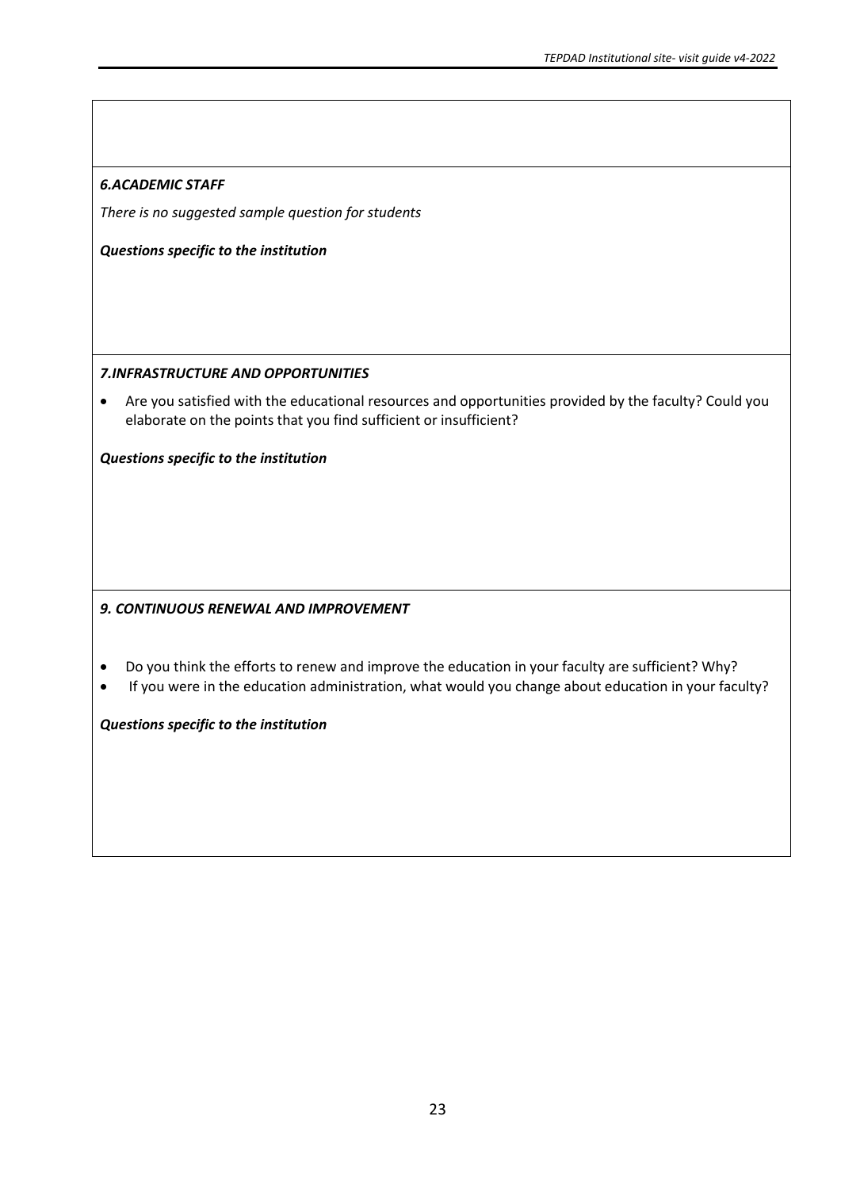***6.ACADEMIC STAFF***

*There is no suggested sample question for students*

***Questions specific to the institution***

***7.INFRASTRUCTURE AND OPPORTUNITIES***

- Are you satisfied with the educational resources and opportunities provided by the faculty? Could you elaborate on the points that you find sufficient or insufficient?

***Questions specific to the institution***

***9. CONTINUOUS RENEWAL AND IMPROVEMENT***

- Do you think the efforts to renew and improve the education in your faculty are sufficient? Why?
- If you were in the education administration, what would you change about education in your faculty?

***Questions specific to the institution***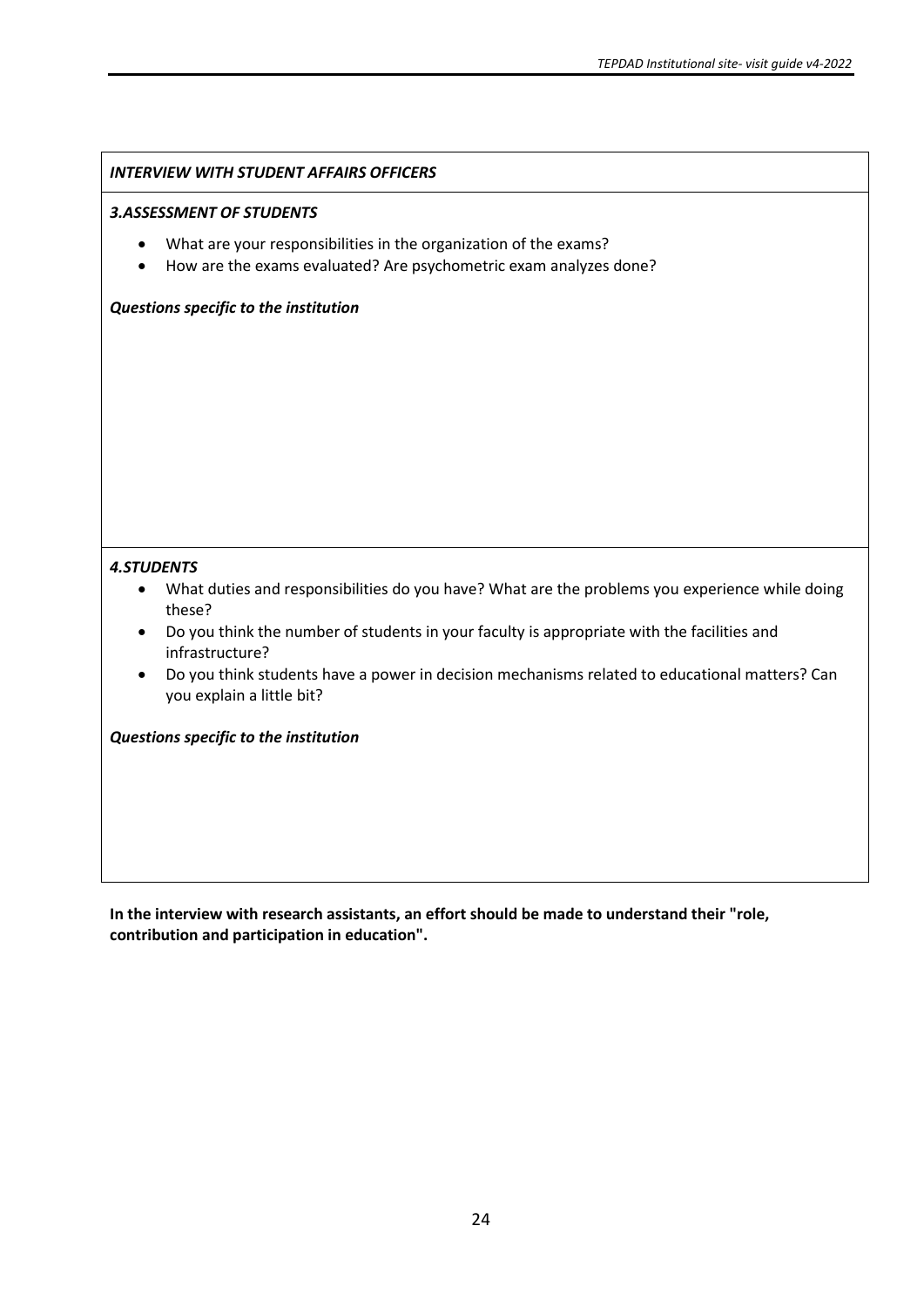***INTERVIEW WITH STUDENT AFFAIRS OFFICERS***

***3.ASSESSMENT OF STUDENTS***

- What are your responsibilities in the organization of the exams?
- How are the exams evaluated? Are psychometric exam analyzes done?

***Questions specific to the institution***

***4.STUDENTS***

- What duties and responsibilities do you have? What are the problems you experience while doing these?
- Do you think the number of students in your faculty is appropriate with the facilities and infrastructure?
- Do you think students have a power in decision mechanisms related to educational matters? Can you explain a little bit?

***Questions specific to the institution***

**In the interview with research assistants, an effort should be made to understand their "role, contribution and participation in education".**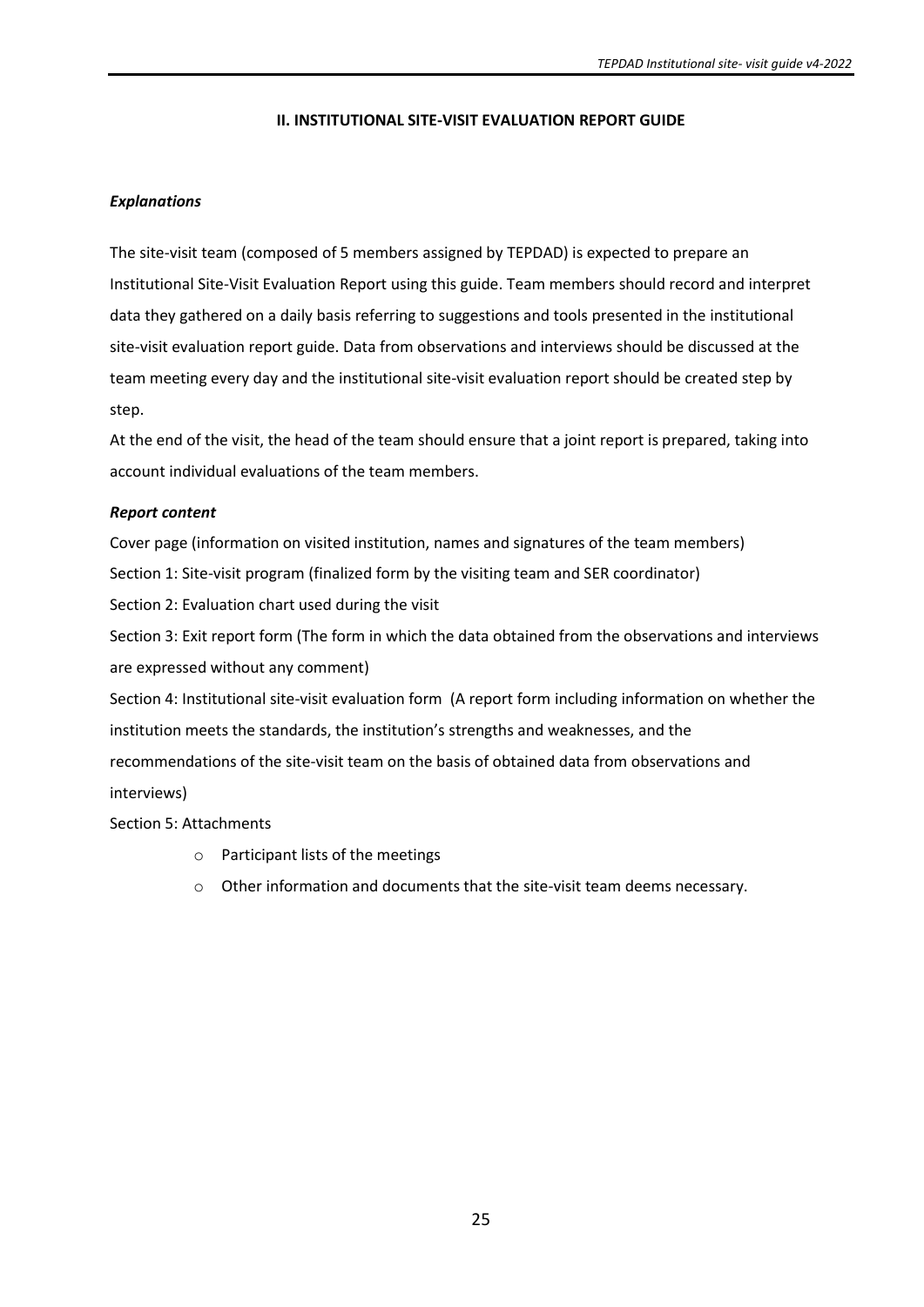## II. INSTITUTIONAL SITE-VISIT EVALUATION REPORT GUIDE

***Explanations***

The site-visit team (composed of 5 members assigned by TEPDAD) is expected to prepare an Institutional Site-Visit Evaluation Report using this guide. Team members should record and interpret data they gathered on a daily basis referring to suggestions and tools presented in the institutional site-visit evaluation report guide. Data from observations and interviews should be discussed at the team meeting every day and the institutional site-visit evaluation report should be created step by step.

At the end of the visit, the head of the team should ensure that a joint report is prepared, taking into account individual evaluations of the team members.

***Report content***

Cover page (information on visited institution, names and signatures of the team members)

Section 1: Site-visit program (finalized form by the visiting team and SER coordinator)

Section 2: Evaluation chart used during the visit

Section 3: Exit report form (The form in which the data obtained from the observations and interviews are expressed without any comment)

Section 4: Institutional site-visit evaluation form (A report form including information on whether the institution meets the standards, the institution's strengths and weaknesses, and the recommendations of the site-visit team on the basis of obtained data from observations and interviews)

Section 5: Attachments

- Participant lists of the meetings
- Other information and documents that the site-visit team deems necessary.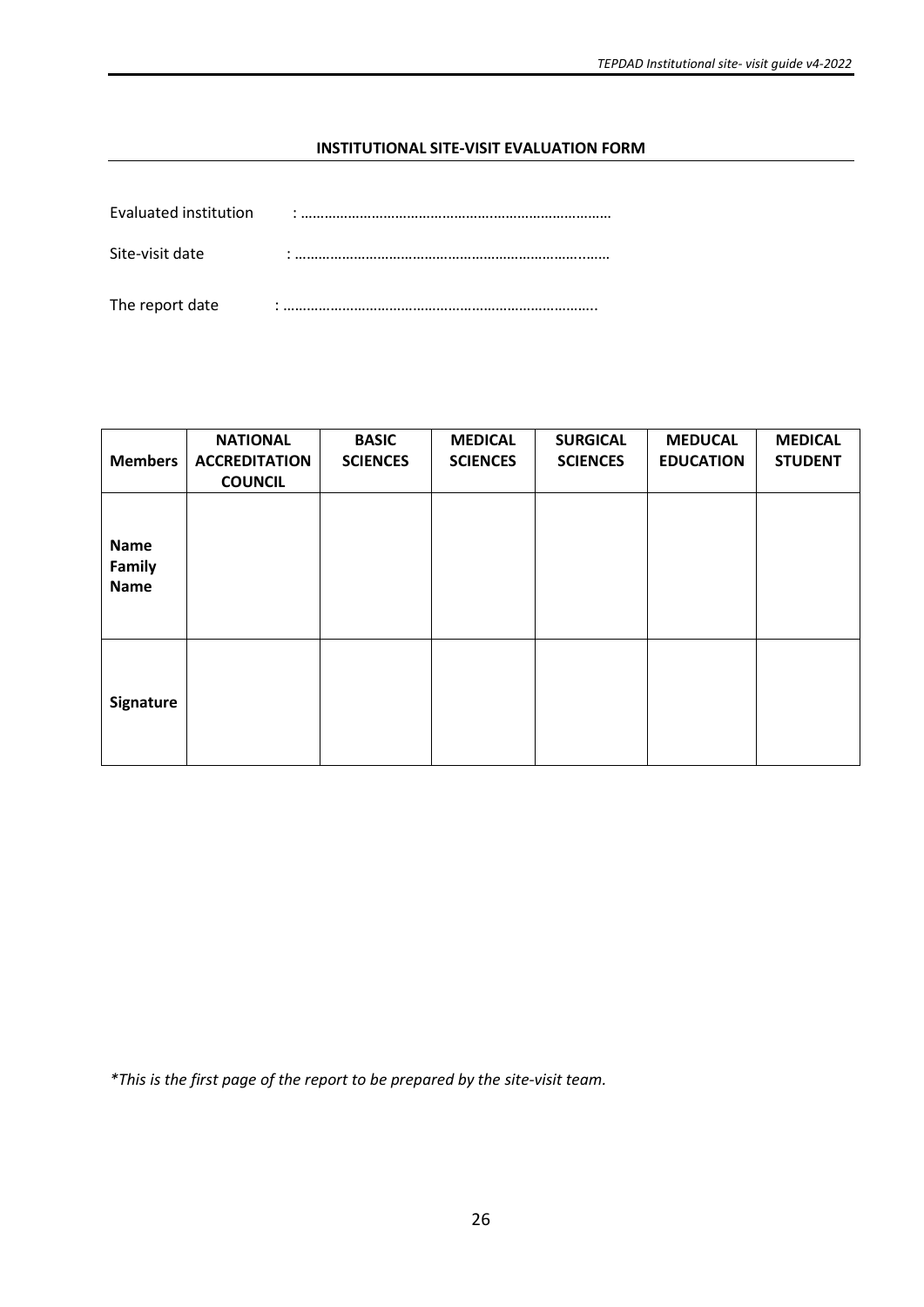**INSTITUTIONAL SITE-VISIT EVALUATION FORM**

Evaluated institution : ……………………………………………………………………

Site-visit date : ……………………………………………………………………

The report date : ……………………………………………………………………

| Members | NATIONAL ACCREDITATION COUNCIL | BASIC SCIENCES | MEDICAL SCIENCES | SURGICAL SCIENCES | MEDUCAL EDUCATION | MEDICAL STUDENT |
|---|---|---|---|---|---|---|
| **Name Family Name** | | | | | | |
| **Signature** | | | | | | |

*\*This is the first page of the report to be prepared by the site-visit team.*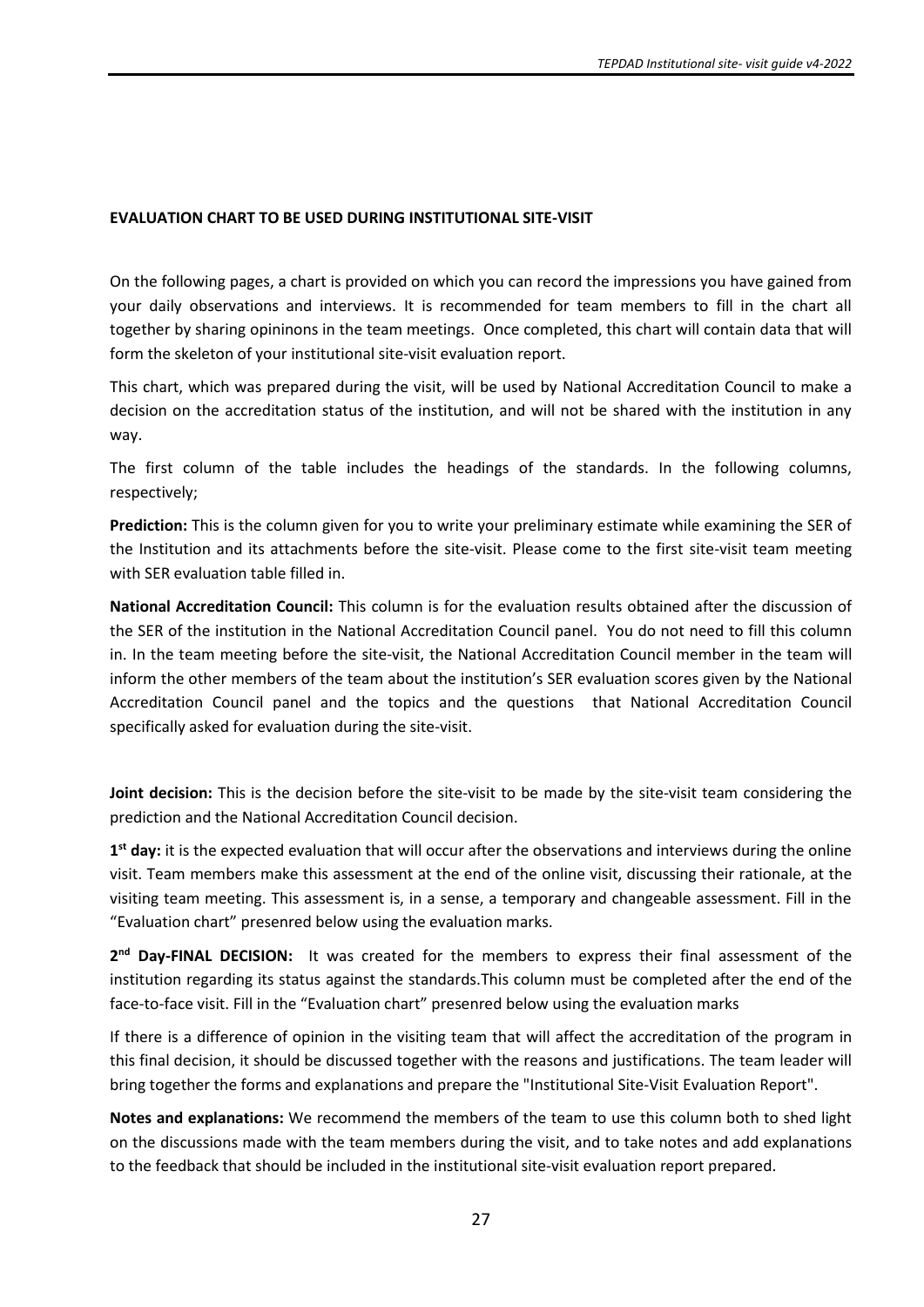**EVALUATION CHART TO BE USED DURING INSTITUTIONAL SITE-VISIT**

On the following pages, a chart is provided on which you can record the impressions you have gained from your daily observations and interviews. It is recommended for team members to fill in the chart all together by sharing opininons in the team meetings. Once completed, this chart will contain data that will form the skeleton of your institutional site-visit evaluation report.

This chart, which was prepared during the visit, will be used by National Accreditation Council to make a decision on the accreditation status of the institution, and will not be shared with the institution in any way.

The first column of the table includes the headings of the standards. In the following columns, respectively;

**Prediction:** This is the column given for you to write your preliminary estimate while examining the SER of the Institution and its attachments before the site-visit. Please come to the first site-visit team meeting with SER evaluation table filled in.

**National Accreditation Council:** This column is for the evaluation results obtained after the discussion of the SER of the institution in the National Accreditation Council panel. You do not need to fill this column in. In the team meeting before the site-visit, the National Accreditation Council member in the team will inform the other members of the team about the institution's SER evaluation scores given by the National Accreditation Council panel and the topics and the questions that National Accreditation Council specifically asked for evaluation during the site-visit.

**Joint decision:** This is the decision before the site-visit to be made by the site-visit team considering the prediction and the National Accreditation Council decision.

**1st day:** it is the expected evaluation that will occur after the observations and interviews during the online visit. Team members make this assessment at the end of the online visit, discussing their rationale, at the visiting team meeting. This assessment is, in a sense, a temporary and changeable assessment. Fill in the "Evaluation chart" presenred below using the evaluation marks.

**2nd Day-FINAL DECISION:** It was created for the members to express their final assessment of the institution regarding its status against the standards.This column must be completed after the end of the face-to-face visit. Fill in the "Evaluation chart" presenred below using the evaluation marks

If there is a difference of opinion in the visiting team that will affect the accreditation of the program in this final decision, it should be discussed together with the reasons and justifications. The team leader will bring together the forms and explanations and prepare the "Institutional Site-Visit Evaluation Report".

**Notes and explanations:** We recommend the members of the team to use this column both to shed light on the discussions made with the team members during the visit, and to take notes and add explanations to the feedback that should be included in the institutional site-visit evaluation report prepared.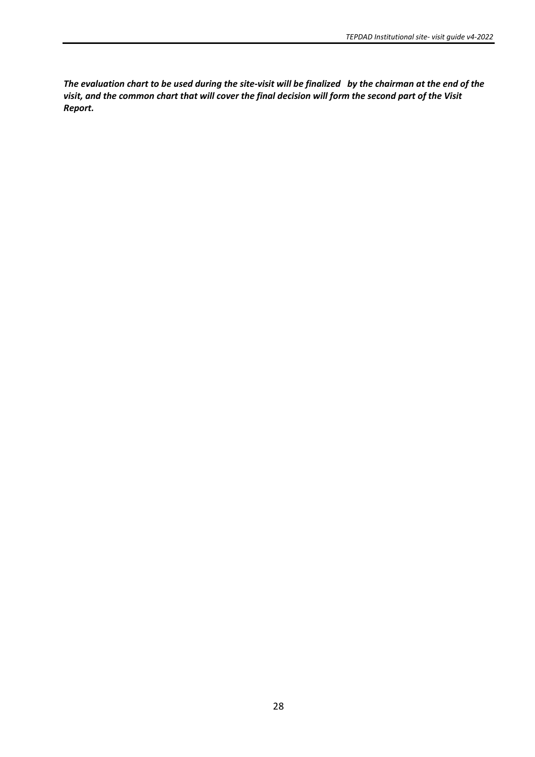***The evaluation chart to be used during the site-visit will be finalized by the chairman at the end of the visit, and the common chart that will cover the final decision will form the second part of the Visit Report.***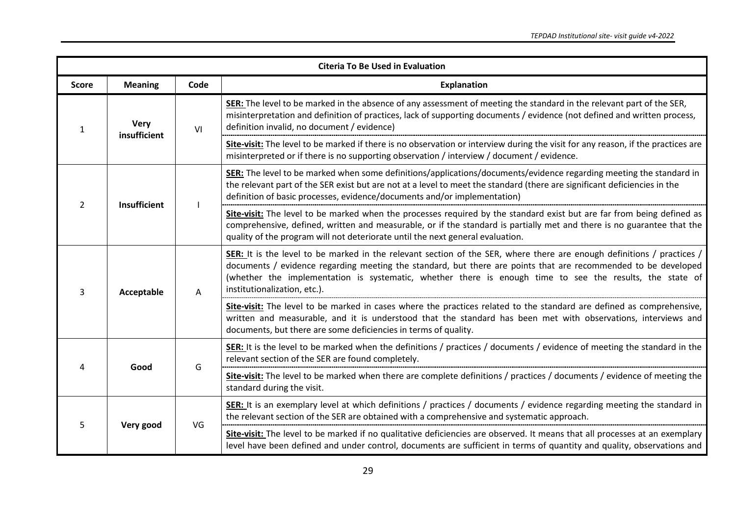| Citeria To Be Used in Evaluation | | | |
|---|---|---|---|
| **Score** | **Meaning** | **Code** | **Explanation** |
| 1 | **Very insufficient** | VI | **SER:** The level to be marked in the absence of any assessment of meeting the standard in the relevant part of the SER, misinterpretation and definition of practices, lack of supporting documents / evidence (not defined and written process, definition invalid, no document / evidence) |
| | | | **Site-visit:** The level to be marked if there is no observation or interview during the visit for any reason, if the practices are misinterpreted or if there is no supporting observation / interview / document / evidence. |
| 2 | **Insufficient** | I | **SER:** The level to be marked when some definitions/applications/documents/evidence regarding meeting the standard in the relevant part of the SER exist but are not at a level to meet the standard (there are significant deficiencies in the definition of basic processes, evidence/documents and/or implementation) |
| | | | **Site-visit:** The level to be marked when the processes required by the standard exist but are far from being defined as comprehensive, defined, written and measurable, or if the standard is partially met and there is no guarantee that the quality of the program will not deteriorate until the next general evaluation. |
| 3 | **Acceptable** | A | **SER:** It is the level to be marked in the relevant section of the SER, where there are enough definitions / practices / documents / evidence regarding meeting the standard, but there are points that are recommended to be developed (whether the implementation is systematic, whether there is enough time to see the results, the state of institutionalization, etc.). |
| | | | **Site-visit:** The level to be marked in cases where the practices related to the standard are defined as comprehensive, written and measurable, and it is understood that the standard has been met with observations, interviews and documents, but there are some deficiencies in terms of quality. |
| 4 | **Good** | G | **SER:** It is the level to be marked when the definitions / practices / documents / evidence of meeting the standard in the relevant section of the SER are found completely. |
| | | | **Site-visit:** The level to be marked when there are complete definitions / practices / documents / evidence of meeting the standard during the visit. |
| 5 | **Very good** | VG | **SER:** It is an exemplary level at which definitions / practices / documents / evidence regarding meeting the standard in the relevant section of the SER are obtained with a comprehensive and systematic approach. |
| | | | **Site-visit:** The level to be marked if no qualitative deficiencies are observed. It means that all processes at an exemplary level have been defined and under control, documents are sufficient in terms of quantity and quality, observations and |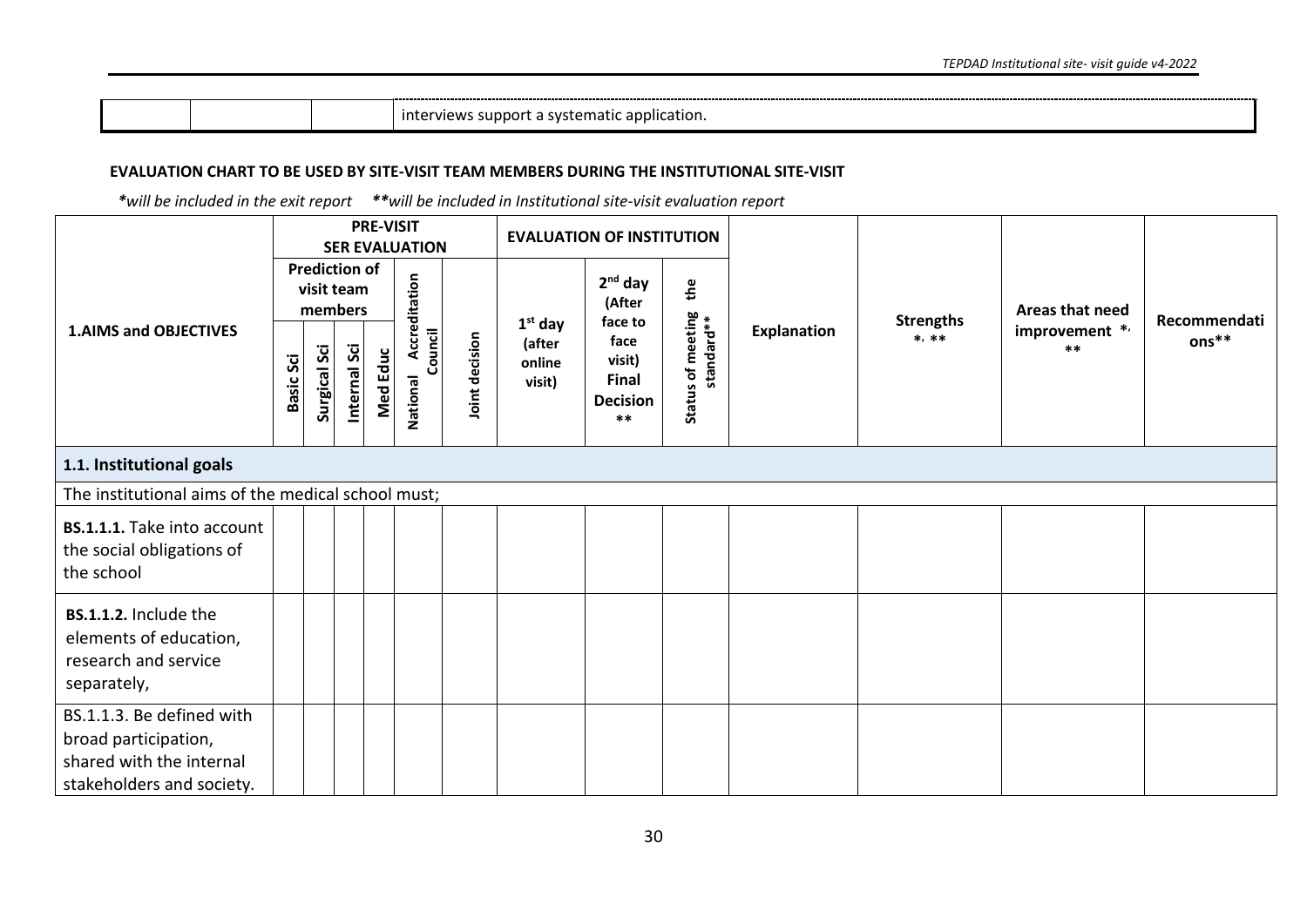| | | | interviews support a systematic application. |
|---|---|---|---|

**EVALUATION CHART TO BE USED BY SITE-VISIT TEAM MEMBERS DURING THE INSTITUTIONAL SITE-VISIT**

***will be included in the exit report** ****will be included in Institutional site-visit evaluation report***

| 1.AIMS and OBJECTIVES | PRE-VISIT SER EVALUATION | | | | | | EVALUATION OF INSTITUTION | | | Explanation | Strengths *, ** | Areas that need improvement *, ** | Recommendations** |
|---|---|---|---|---|---|---|---|---|---|---|---|---|---|
| | Prediction of visit team members | | | | National Accreditation Council | Joint decision | 1st day (after online visit) | 2nd day (After face to face visit) Final Decision ** | Status of meeting the standard** | | | | |
| | Basic Sci | Surgical Sci | Internal Sci | Med Educ | | | | | | | | | |
| **1.1. Institutional goals** | | | | | | | | | | | | | |
| The institutional aims of the medical school must; | | | | | | | | | | | | | |
| **BS.1.1.1.** Take into account the social obligations of the school | | | | | | | | | | | | | |
| **BS.1.1.2.** Include the elements of education, research and service separately, | | | | | | | | | | | | | |
| BS.1.1.3. Be defined with broad participation, shared with the internal stakeholders and society. | | | | | | | | | | | | | |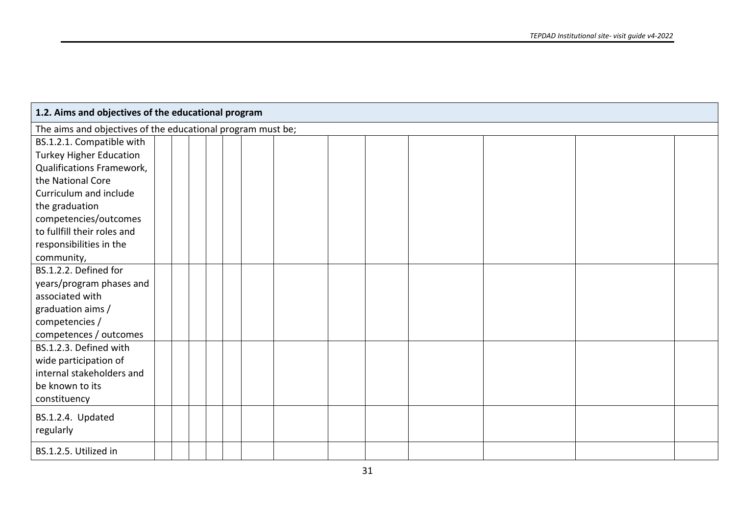| 1.2. Aims and objectives of the educational program | | | | | | | | | | | | | |
|---|---|---|---|---|---|---|---|---|---|---|---|---|---|
| The aims and objectives of the educational program must be; | | | | | | | | | | | | | |
| BS.1.2.1. Compatible with Turkey Higher Education Qualifications Framework, the National Core Curriculum and include the graduation competencies/outcomes to fullfill their roles and responsibilities in the community, | | | | | | | | | | | | | |
| BS.1.2.2. Defined for years/program phases and associated with graduation aims / competencies / competences / outcomes | | | | | | | | | | | | | |
| BS.1.2.3. Defined with wide participation of internal stakeholders and be known to its constituency | | | | | | | | | | | | | |
| BS.1.2.4. Updated regularly | | | | | | | | | | | | | |
| BS.1.2.5. Utilized in | | | | | | | | | | | | | |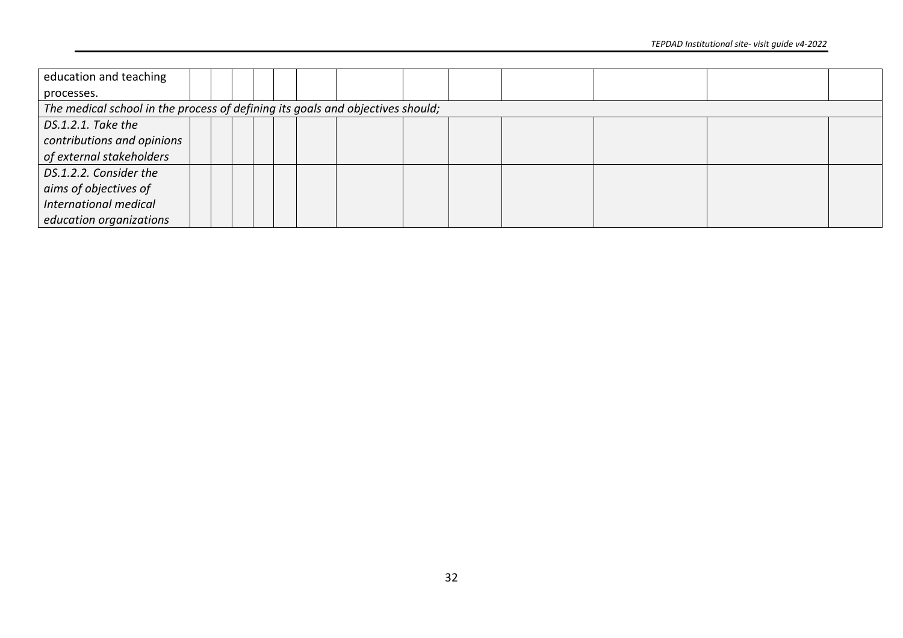| | | | | | | | | | | | | | |
|---|---|---|---|---|---|---|---|---|---|---|---|---|---|
| education and teaching processes. | | | | | | | | | | | | | |
| *The medical school in the process of defining its goals and objectives should;* | | | | | | | | | | | | | |
| *DS.1.2.1. Take the contributions and opinions of external stakeholders* | | | | | | | | | | | | | |
| *DS.1.2.2. Consider the aims of objectives of International medical education organizations* | | | | | | | | | | | | | |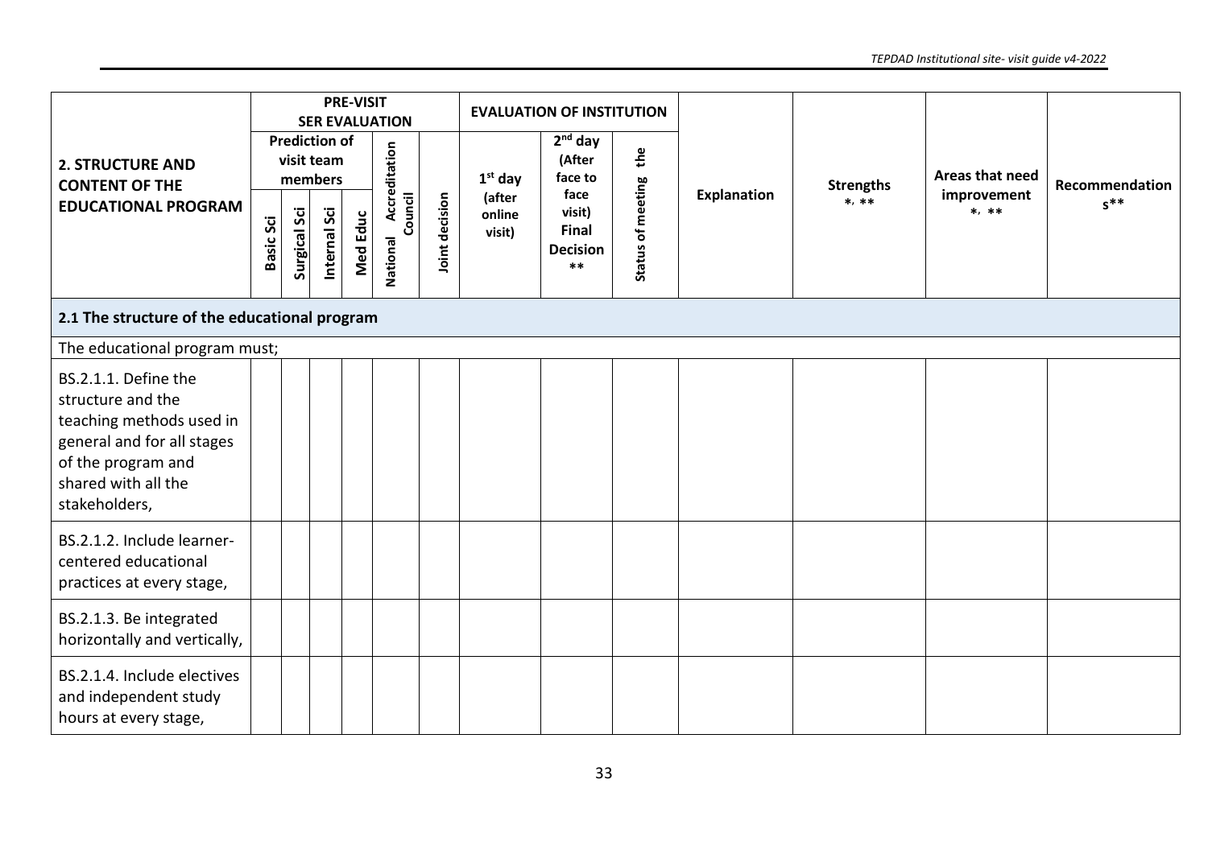| 2. STRUCTURE AND CONTENT OF THE EDUCATIONAL PROGRAM | PRE-VISIT SER EVALUATION | | | | | | EVALUATION OF INSTITUTION | | | Explanation | Strengths *, ** | Areas that need improvement *, ** | Recommendations** |
|---|---|---|---|---|---|---|---|---|---|---|---|---|---|
| | Prediction of visit team members | | | | National Accreditation Council | Joint decision | 1st day (after online visit) | 2nd day (After face to face visit) Final Decision ** | Status of meeting the | | | | |
| | Basic Sci | Surgical Sci | Internal Sci | Med Educ | | | | | | | | | |
| **2.1 The structure of the educational program** | | | | | | | | | | | | | |
| The educational program must; | | | | | | | | | | | | | |
| BS.2.1.1. Define the structure and the teaching methods used in general and for all stages of the program and shared with all the stakeholders, | | | | | | | | | | | | | |
| BS.2.1.2. Include learner-centered educational practices at every stage, | | | | | | | | | | | | | |
| BS.2.1.3. Be integrated horizontally and vertically, | | | | | | | | | | | | | |
| BS.2.1.4. Include electives and independent study hours at every stage, | | | | | | | | | | | | | |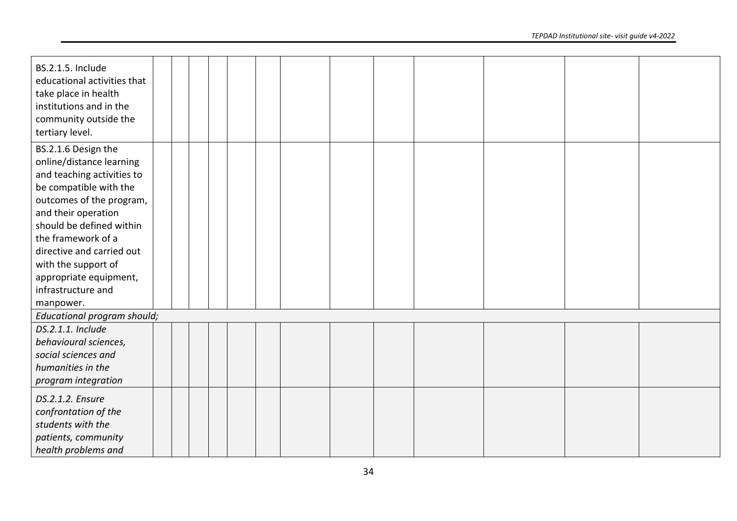| | | | | | | | | | | | | |
|---|---|---|---|---|---|---|---|---|---|---|---|---|
| BS.2.1.5. Include educational activities that take place in health institutions and in the community outside the tertiary level. | | | | | | | | | | | | |
| BS.2.1.6 Design the online/distance learning and teaching activities to be compatible with the outcomes of the program, and their operation should be defined within the framework of a directive and carried out with the support of appropriate equipment, infrastructure and manpower. | | | | | | | | | | | | |
| *Educational program should;* | | | | | | | | | | | | |
| *DS.2.1.1. Include behavioural sciences, social sciences and humanities in the program integration* | | | | | | | | | | | | |
| *DS.2.1.2. Ensure confrontation of the students with the patients, community health problems and* | | | | | | | | | | | | |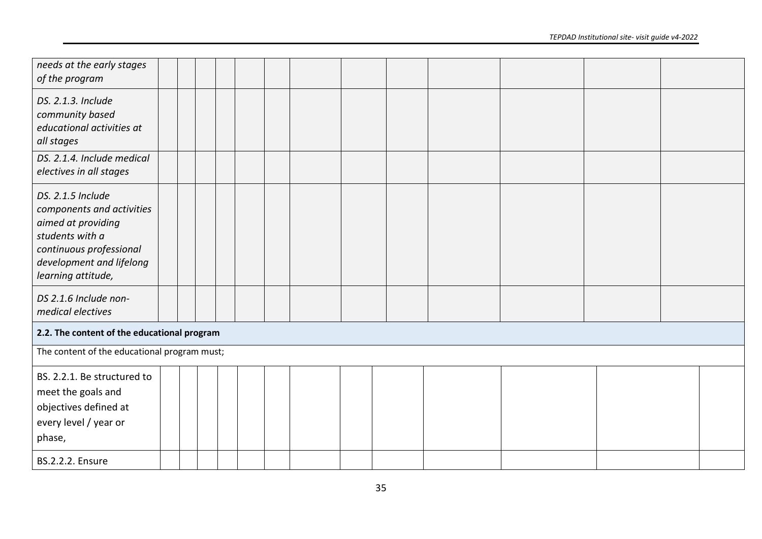| | | | | | | | | | | | | | |
|---|---|---|---|---|---|---|---|---|---|---|---|---|---|
| *needs at the early stages of the program* | | | | | | | | | | | | | |
| *DS. 2.1.3. Include community based educational activities at all stages* | | | | | | | | | | | | | |
| *DS. 2.1.4. Include medical electives in all stages* | | | | | | | | | | | | | |
| *DS. 2.1.5 Include components and activities aimed at providing students with a continuous professional development and lifelong learning attitude,* | | | | | | | | | | | | | |
| *DS 2.1.6 Include non-medical electives* | | | | | | | | | | | | | |
| **2.2. The content of the educational program** | | | | | | | | | | | | | |
| The content of the educational program must; | | | | | | | | | | | | | |
| BS. 2.2.1. Be structured to meet the goals and objectives defined at every level / year or phase, | | | | | | | | | | | | | |
| BS.2.2.2. Ensure | | | | | | | | | | | | | |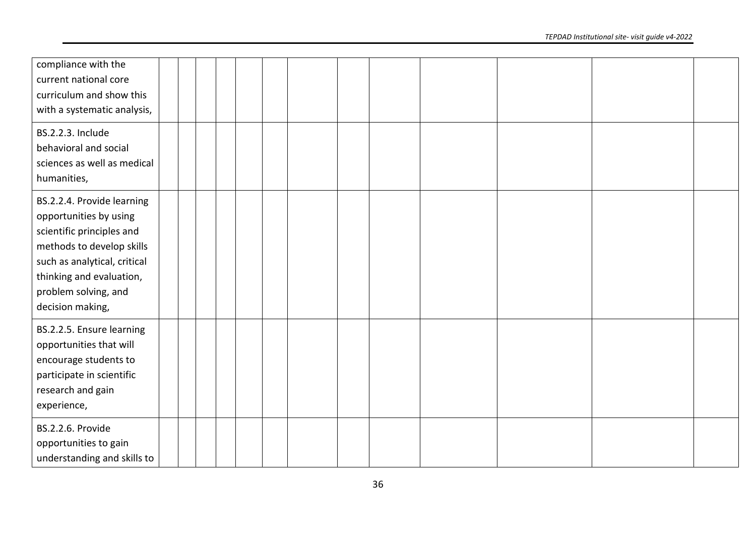| | | | | | | | | | | | | |
|---|---|---|---|---|---|---|---|---|---|---|---|---|
| compliance with the current national core curriculum and show this with a systematic analysis, | | | | | | | | | | | | |
| BS.2.2.3. Include behavioral and social sciences as well as medical humanities, | | | | | | | | | | | | |
| BS.2.2.4. Provide learning opportunities by using scientific principles and methods to develop skills such as analytical, critical thinking and evaluation, problem solving, and decision making, | | | | | | | | | | | | |
| BS.2.2.5. Ensure learning opportunities that will encourage students to participate in scientific research and gain experience, | | | | | | | | | | | | |
| BS.2.2.6. Provide opportunities to gain understanding and skills to | | | | | | | | | | | | |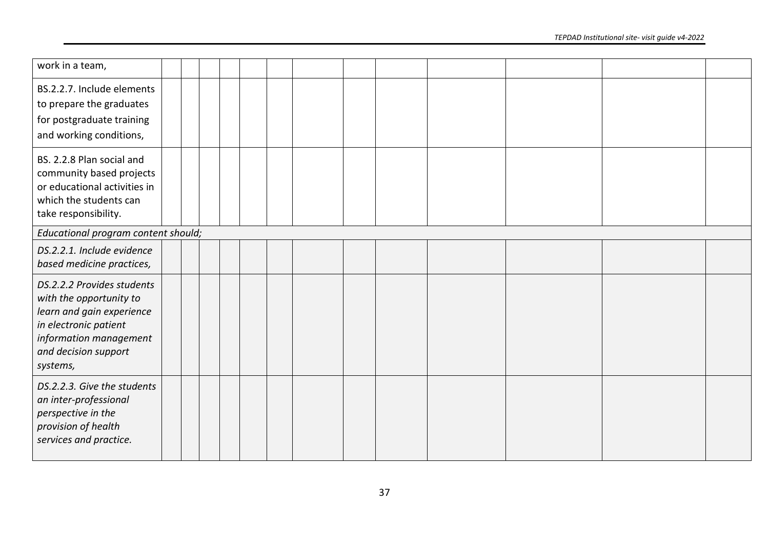| | | | | | | | | | | | | | |
|---|---|---|---|---|---|---|---|---|---|---|---|---|---|
| work in a team, | | | | | | | | | | | | | |
| BS.2.2.7. Include elements to prepare the graduates for postgraduate training and working conditions, | | | | | | | | | | | | | |
| BS. 2.2.8 Plan social and community based projects or educational activities in which the students can take responsibility. | | | | | | | | | | | | | |
| *Educational program content should;* | | | | | | | | | | | | | |
| *DS.2.2.1. Include evidence based medicine practices,* | | | | | | | | | | | | | |
| *DS.2.2.2 Provides students with the opportunity to learn and gain experience in electronic patient information management and decision support systems,* | | | | | | | | | | | | | |
| *DS.2.2.3. Give the students an inter-professional perspective in the provision of health services and practice.* | | | | | | | | | | | | | |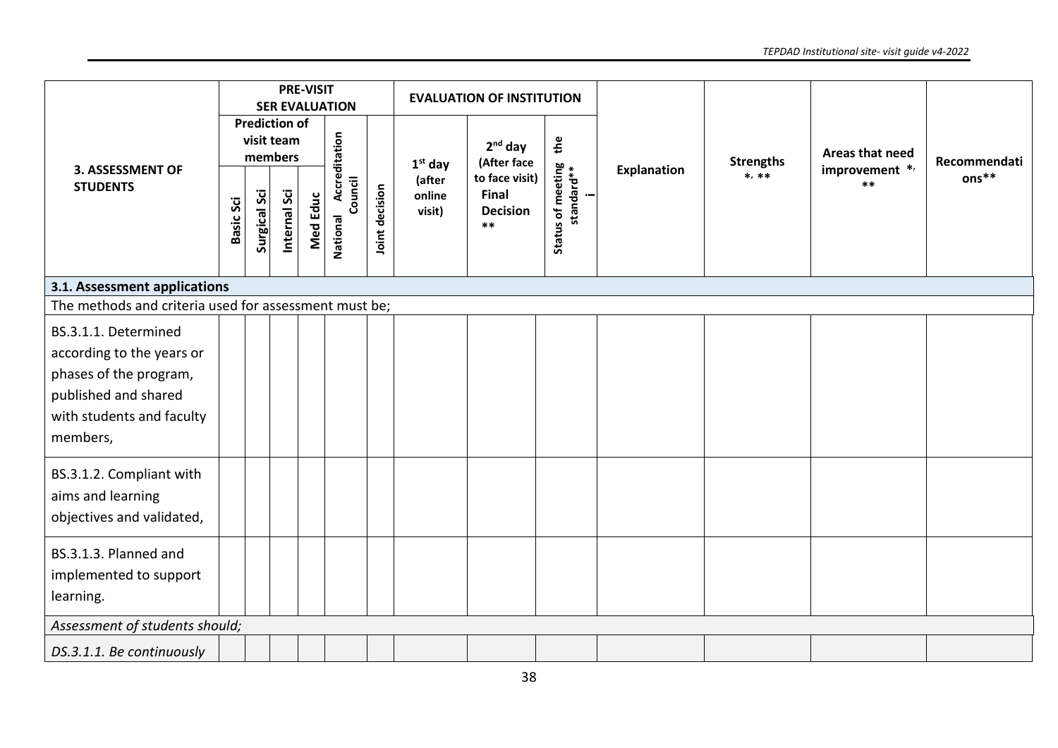| 3. ASSESSMENT OF STUDENTS | PRE-VISIT SER EVALUATION | | | | | | EVALUATION OF INSTITUTION | | | Explanation | Strengths *, ** | Areas that need improvement *, ** | Recommendations** |
|---|---|---|---|---|---|---|---|---|---|---|---|---|---|
| | Prediction of visit team members | | | | National Accreditation Council | Joint decision | 1st day (after online visit) | 2nd day (After face to face visit) Final Decision ** | Status of meeting the standard** i | | | | |
| | Basic Sci | Surgical Sci | Internal Sci | Med Educ | | | | | | | | | |
| **3.1. Assessment applications** | | | | | | | | | | | | | |
| The methods and criteria used for assessment must be; | | | | | | | | | | | | | |
| BS.3.1.1. Determined according to the years or phases of the program, published and shared with students and faculty members, | | | | | | | | | | | | | |
| BS.3.1.2. Compliant with aims and learning objectives and validated, | | | | | | | | | | | | | |
| BS.3.1.3. Planned and implemented to support learning. | | | | | | | | | | | | | |
| *Assessment of students should;* | | | | | | | | | | | | | |
| *DS.3.1.1. Be continuously* | | | | | | | | | | | | | |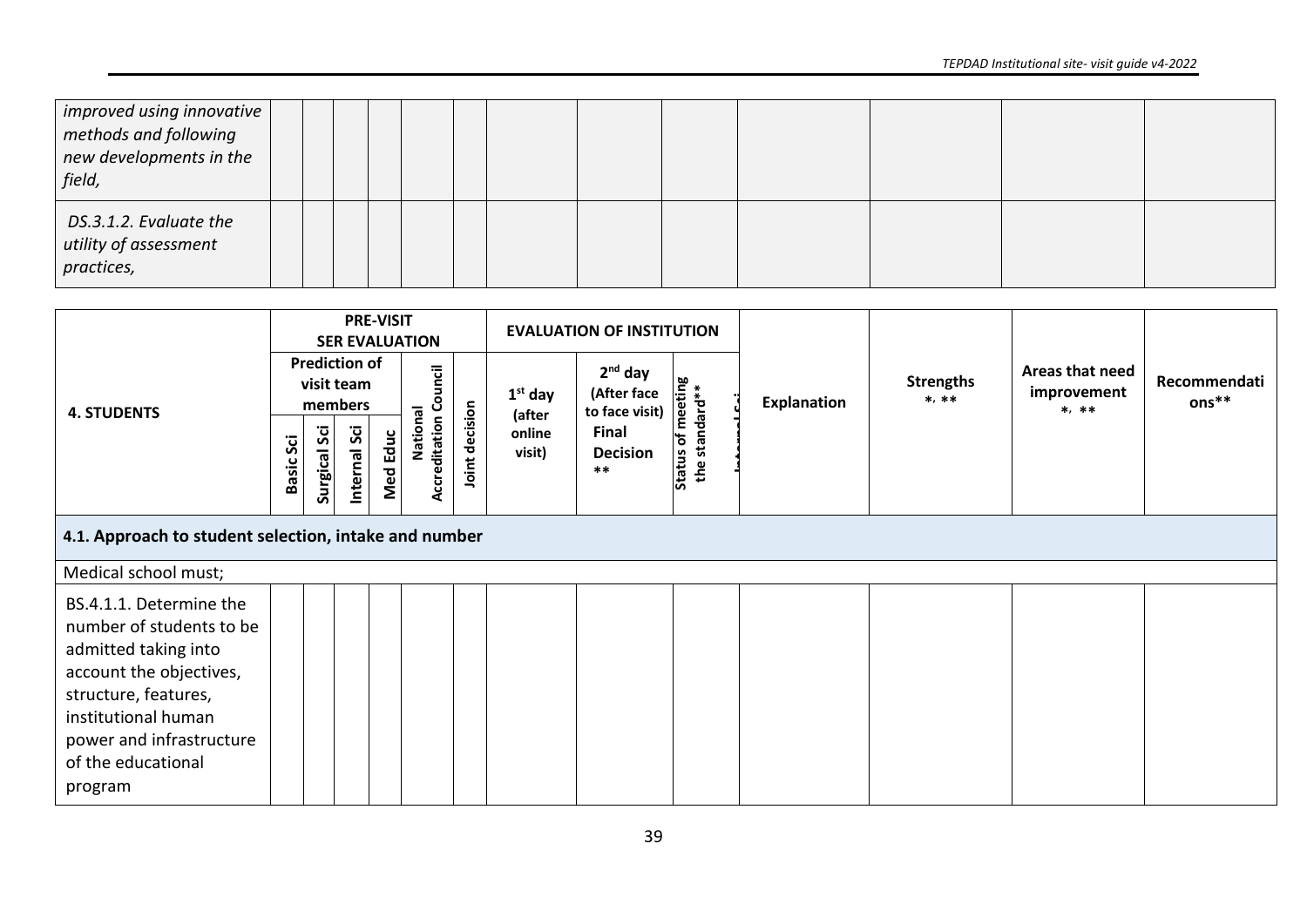| | | | | | | | | | | | | | |
|---|---|---|---|---|---|---|---|---|---|---|---|---|---|
| *improved using innovative methods and following new developments in the field,* | | | | | | | | | | | | | |
| *DS.3.1.2. Evaluate the utility of assessment practices,* | | | | | | | | | | | | | |

| **4. STUDENTS** | **PRE-VISIT SER EVALUATION** | | | | | | **EVALUATION OF INSTITUTION** | | | | | | |
|---|---|---|---|---|---|---|---|---|---|---|---|---|---|
| | **Prediction of visit team members** | | | | **National Accreditation Council** | **Joint decision** | **1st day (after online visit)** | **2nd day (After face to face visit) Final Decision \*\*** | **Status of meeting the standard\*\*** | **Explanation** | **Strengths \*, \*\*** | **Areas that need improvement \*, \*\*** | **Recommendations\*\*** |
| | **Basic Sci** | **Surgical Sci** | **Internal Sci** | **Med Educ** | | | | | | | | | |
| **4.1. Approach to student selection, intake and number** | | | | | | | | | | | | | |
| Medical school must; | | | | | | | | | | | | | |
| BS.4.1.1. Determine the number of students to be admitted taking into account the objectives, structure, features, institutional human power and infrastructure of the educational program | | | | | | | | | | | | | |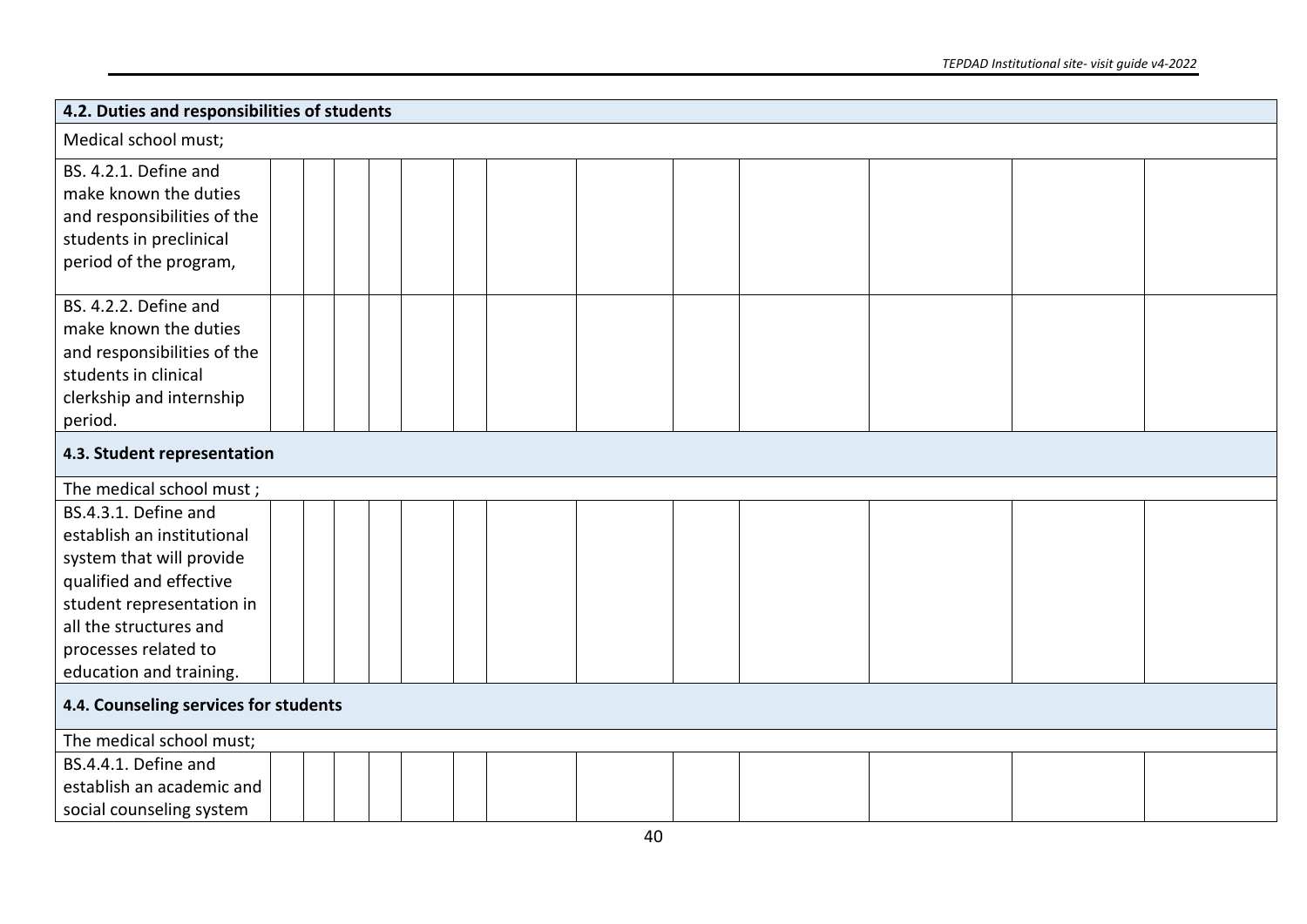| 4.2. Duties and responsibilities of students | | | | | | | | | | | | |
|---|---|---|---|---|---|---|---|---|---|---|---|---|
| Medical school must; | | | | | | | | | | | | |
| BS. 4.2.1. Define and make known the duties and responsibilities of the students in preclinical period of the program, | | | | | | | | | | | | |
| BS. 4.2.2. Define and make known the duties and responsibilities of the students in clinical clerkship and internship period. | | | | | | | | | | | | |
| **4.3. Student representation** | | | | | | | | | | | | |
| The medical school must ; | | | | | | | | | | | | |
| BS.4.3.1. Define and establish an institutional system that will provide qualified and effective student representation in all the structures and processes related to education and training. | | | | | | | | | | | | |
| **4.4. Counseling services for students** | | | | | | | | | | | | |
| The medical school must; | | | | | | | | | | | | |
| BS.4.4.1. Define and establish an academic and social counseling system | | | | | | | | | | | | |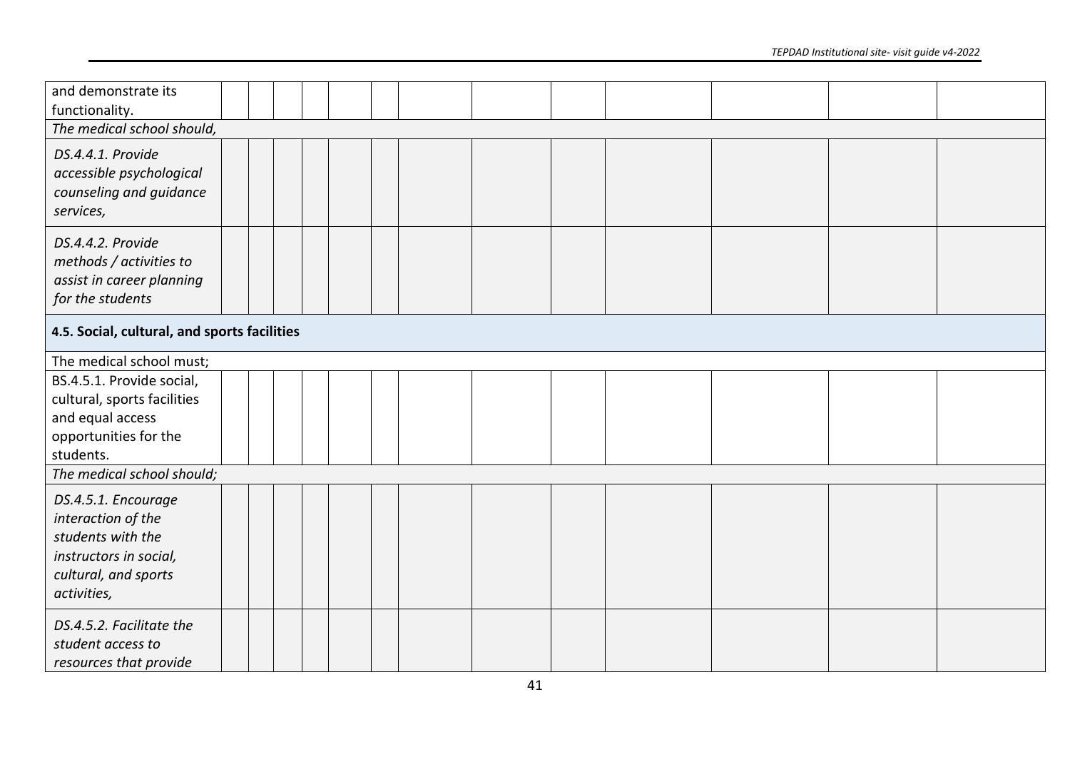| | | | | | | | | | | | | |
|---|---|---|---|---|---|---|---|---|---|---|---|---|
| and demonstrate its functionality. | | | | | | | | | | | | |
| *The medical school should,* | | | | | | | | | | | | |
| *DS.4.4.1. Provide accessible psychological counseling and guidance services,* | | | | | | | | | | | | |
| *DS.4.4.2. Provide methods / activities to assist in career planning for the students* | | | | | | | | | | | | |
| **4.5. Social, cultural, and sports facilities** | | | | | | | | | | | | |
| The medical school must; | | | | | | | | | | | | |
| BS.4.5.1. Provide social, cultural, sports facilities and equal access opportunities for the students. | | | | | | | | | | | | |
| *The medical school should;* | | | | | | | | | | | | |
| *DS.4.5.1. Encourage interaction of the students with the instructors in social, cultural, and sports activities,* | | | | | | | | | | | | |
| *DS.4.5.2. Facilitate the student access to resources that provide* | | | | | | | | | | | | |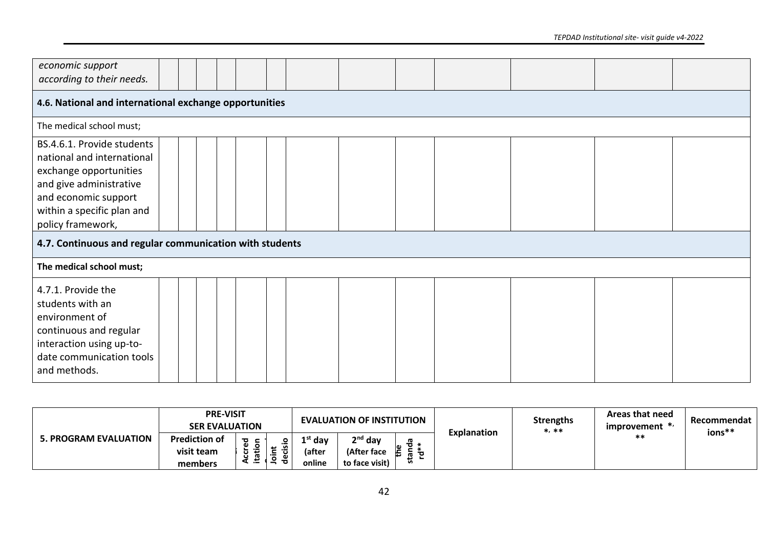| | | | | | | | | | | | |
|---|---|---|---|---|---|---|---|---|---|---|---|
| *economic support according to their needs.* | | | | | | | | | | | |
| **4.6. National and international exchange opportunities** | | | | | | | | | | | |
| The medical school must; | | | | | | | | | | | |
| BS.4.6.1. Provide students national and international exchange opportunities and give administrative and economic support within a specific plan and policy framework, | | | | | | | | | | | |
| **4.7. Continuous and regular communication with students** | | | | | | | | | | | |
| **The medical school must;** | | | | | | | | | | | |
| 4.7.1. Provide the students with an environment of continuous and regular interaction using up-to-date communication tools and methods. | | | | | | | | | | | |

| **5. PROGRAM EVALUATION** | **PRE-VISIT SER EVALUATION** | | | **EVALUATION OF INSTITUTION** | | | **Explanation** | **Strengths \*, \*\*** | **Areas that need improvement \*, \*\*** | **Recommendations\*\*** |
|---|---|---|---|---|---|---|---|---|---|---|
| | **Prediction of visit team members** | **Accreditation** | **Joint decision** | **1st day (after online** | **2nd day (After face to face visit)** | **the standard\*\*** | | | | |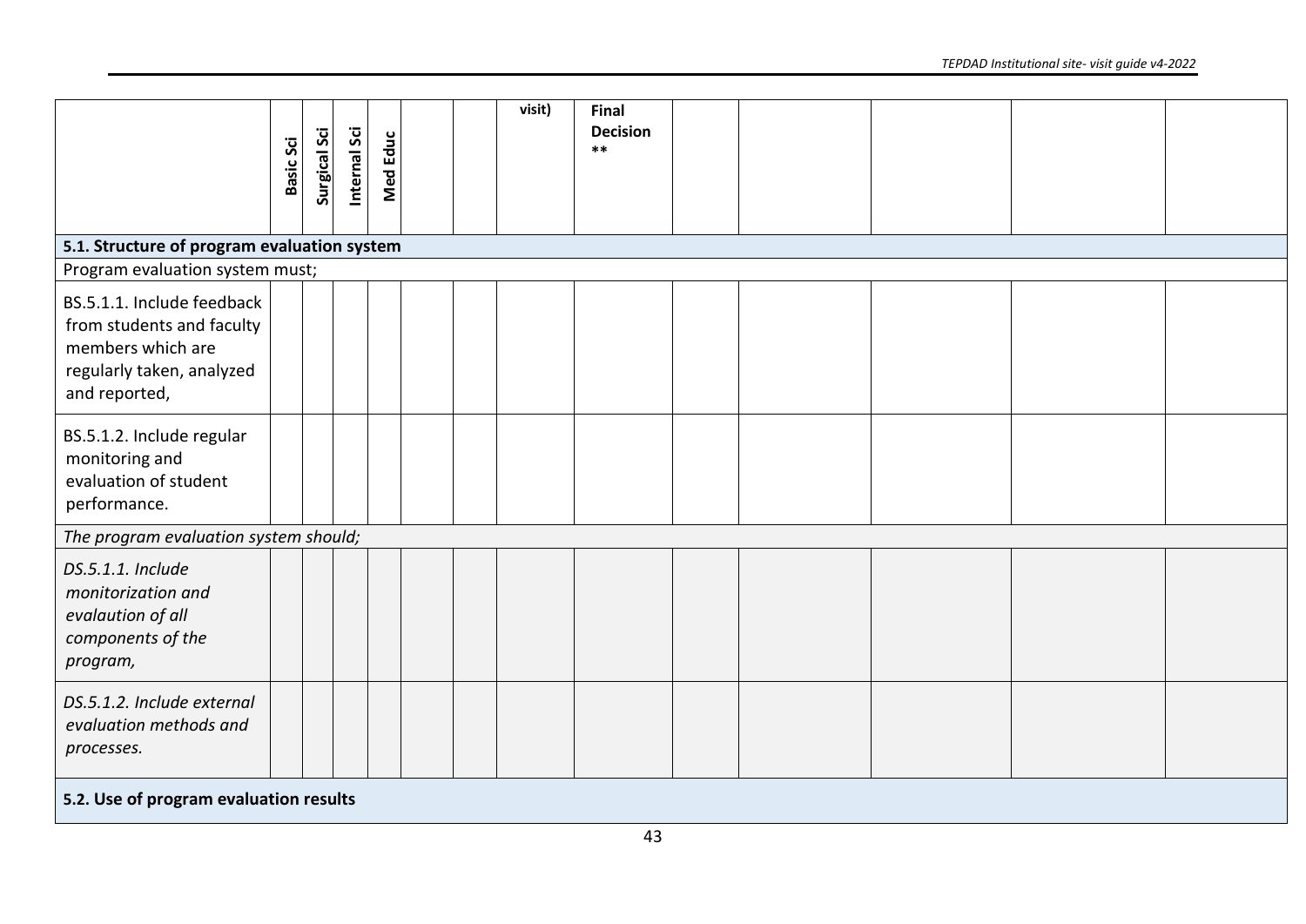| | Basic Sci | Surgical Sci | Internal Sci | Med Educ | | | visit) | Final Decision ** | | | | | |
|---|---|---|---|---|---|---|---|---|---|---|---|---|---|
| **5.1. Structure of program evaluation system** | | | | | | | | | | | | | |
| Program evaluation system must; | | | | | | | | | | | | | |
| BS.5.1.1. Include feedback from students and faculty members which are regularly taken, analyzed and reported, | | | | | | | | | | | | | |
| BS.5.1.2. Include regular monitoring and evaluation of student performance. | | | | | | | | | | | | | |
| *The program evaluation system should;* | | | | | | | | | | | | | |
| *DS.5.1.1. Include monitorization and evalaution of all components of the program,* | | | | | | | | | | | | | |
| *DS.5.1.2. Include external evaluation methods and processes.* | | | | | | | | | | | | | |
| **5.2. Use of program evaluation results** | | | | | | | | | | | | | |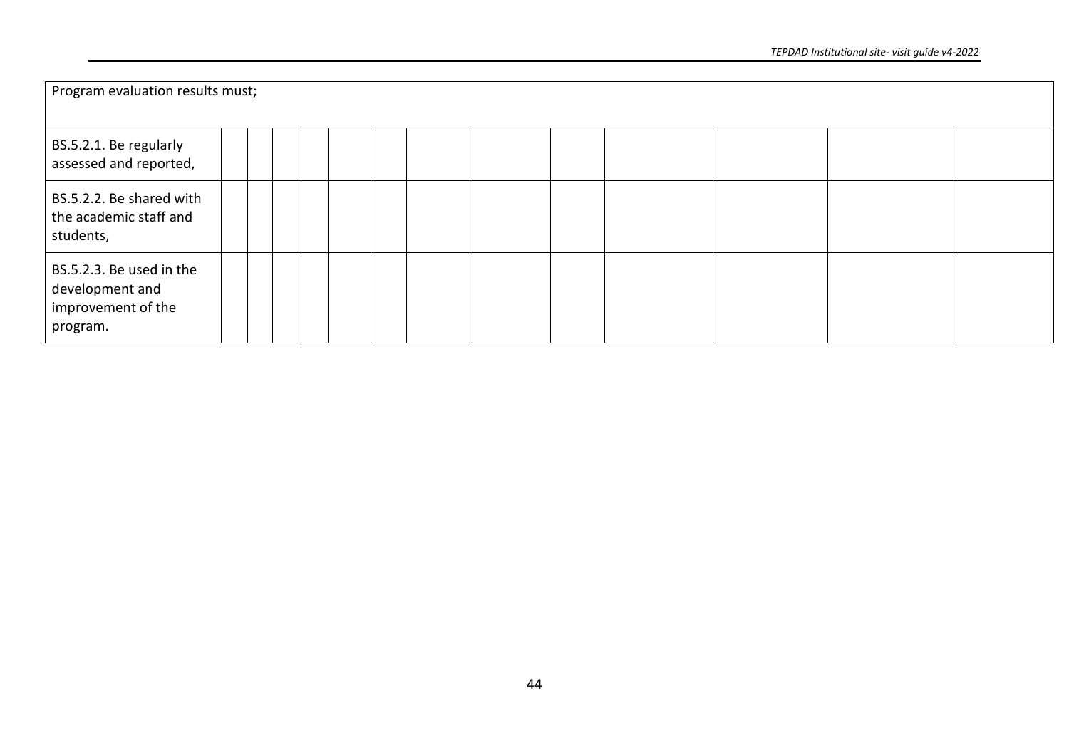| Program evaluation results must; | | | | | | | | | | | | | |
|---|---|---|---|---|---|---|---|---|---|---|---|---|---|
| BS.5.2.1. Be regularly assessed and reported, | | | | | | | | | | | | | |
| BS.5.2.2. Be shared with the academic staff and students, | | | | | | | | | | | | | |
| BS.5.2.3. Be used in the development and improvement of the program. | | | | | | | | | | | | | |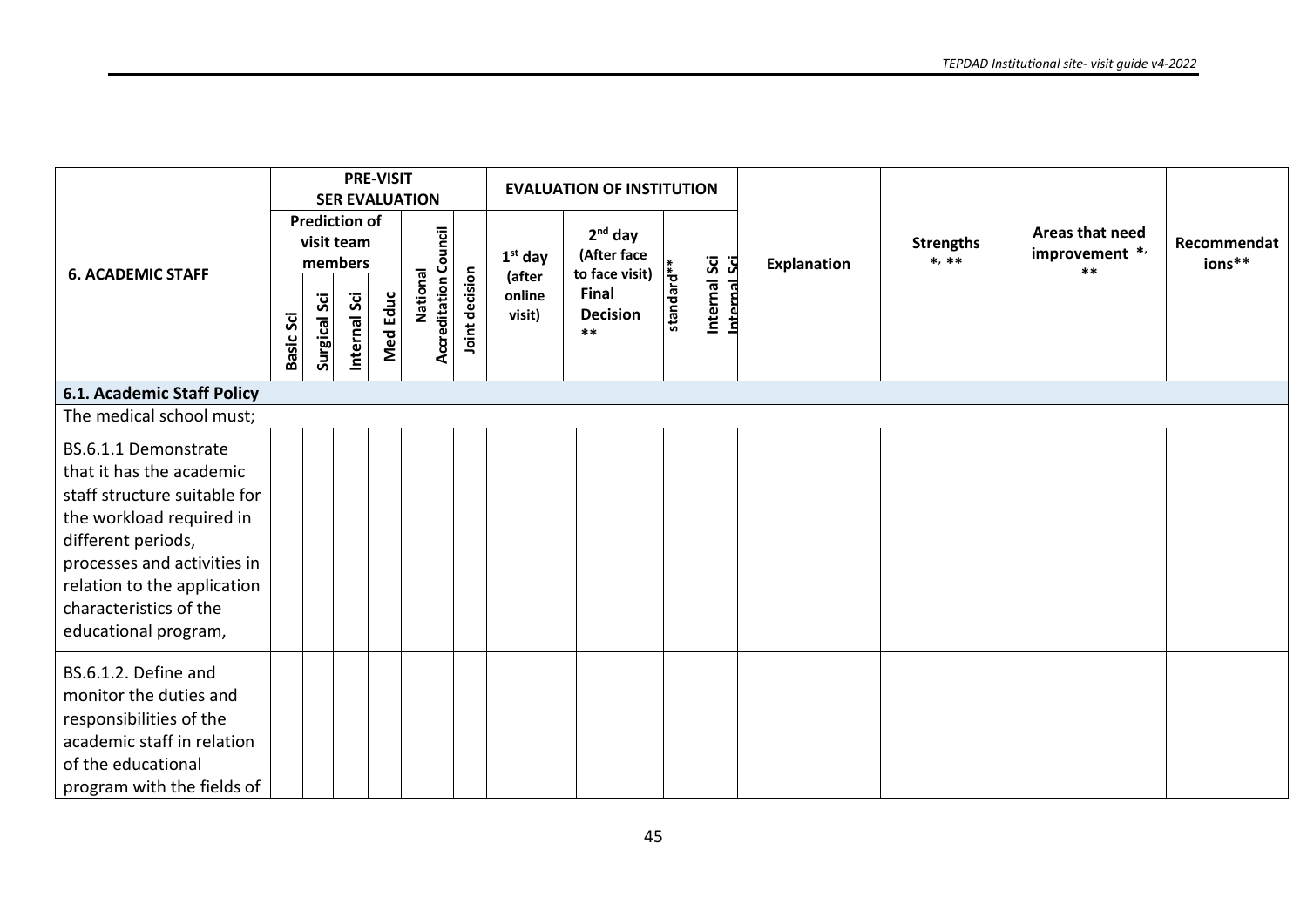| 6. ACADEMIC STAFF | PRE-VISIT SER EVALUATION | | | | | | EVALUATION OF INSTITUTION | | | Explanation | Strengths *, ** | Areas that need improvement *, ** | Recommendations** |
|---|---|---|---|---|---|---|---|---|---|---|---|---|---|
| | Prediction of visit team members | | | | National Accreditation Council | Joint decision | 1st day (after online visit) | 2nd day (After face to face visit) Final Decision ** | standard** Internal Sci Internal Sci | | | | |
| | Basic Sci | Surgical Sci | Internal Sci | Med Educ | | | | | | | | | |
| **6.1. Academic Staff Policy** | | | | | | | | | | | | | |
| The medical school must; | | | | | | | | | | | | | |
| BS.6.1.1 Demonstrate that it has the academic staff structure suitable for the workload required in different periods, processes and activities in relation to the application characteristics of the educational program, | | | | | | | | | | | | | |
| BS.6.1.2. Define and monitor the duties and responsibilities of the academic staff in relation of the educational program with the fields of | | | | | | | | | | | | | |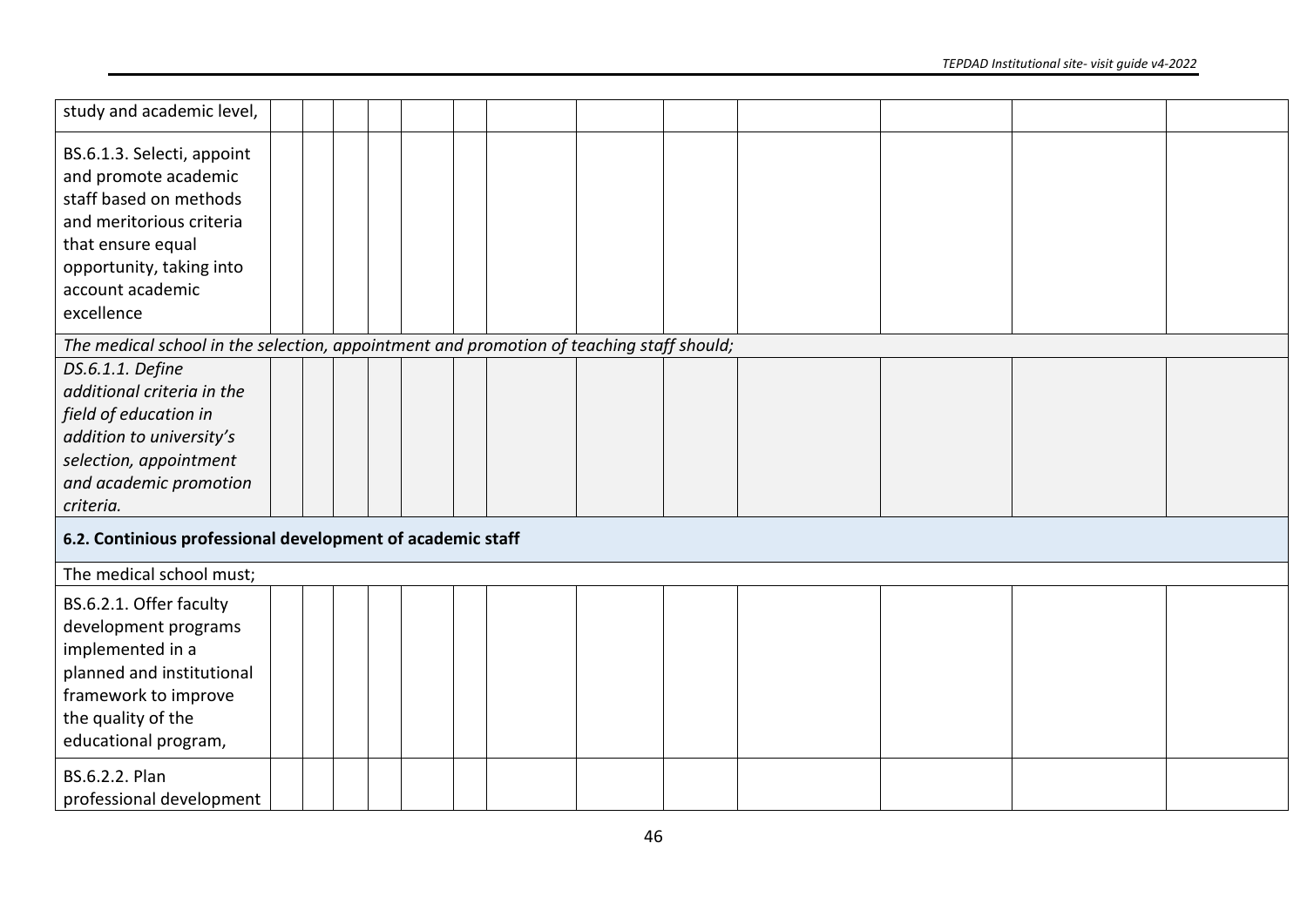| | | | | | | | | | | | | |
|---|---|---|---|---|---|---|---|---|---|---|---|---|
| study and academic level, | | | | | | | | | | | | |
| BS.6.1.3. Selecti, appoint and promote academic staff based on methods and meritorious criteria that ensure equal opportunity, taking into account academic excellence | | | | | | | | | | | | |
| *The medical school in the selection, appointment and promotion of teaching staff should;* | | | | | | | | | | | | |
| *DS.6.1.1. Define additional criteria in the field of education in addition to university's selection, appointment and academic promotion criteria.* | | | | | | | | | | | | |
| **6.2. Continious professional development of academic staff** | | | | | | | | | | | | |
| The medical school must; | | | | | | | | | | | | |
| BS.6.2.1. Offer faculty development programs implemented in a planned and institutional framework to improve the quality of the educational program, | | | | | | | | | | | | |
| BS.6.2.2. Plan professional development | | | | | | | | | | | | |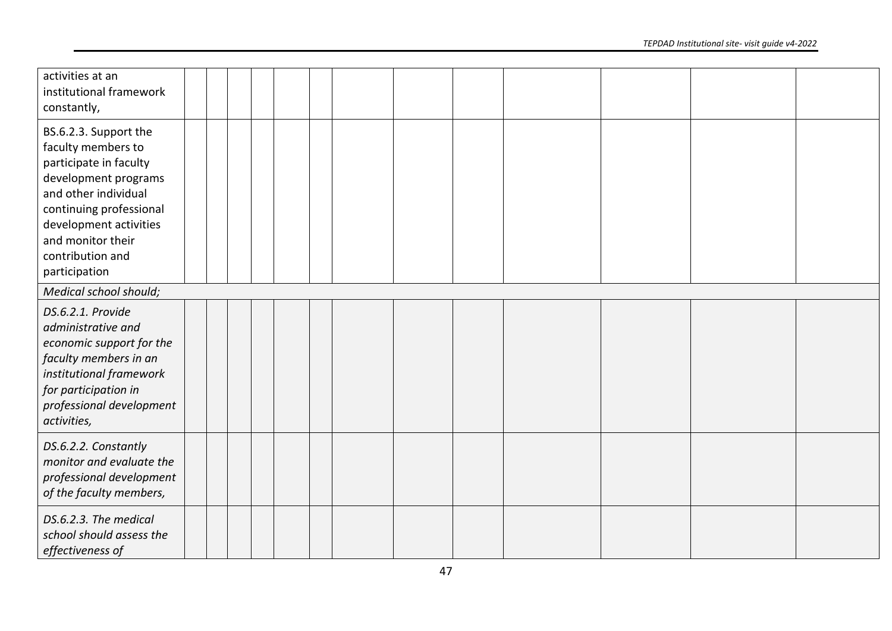| | | | | | | | | | | | | | |
|---|---|---|---|---|---|---|---|---|---|---|---|---|---|
| activities at an institutional framework constantly, | | | | | | | | | | | | | |
| BS.6.2.3. Support the faculty members to participate in faculty development programs and other individual continuing professional development activities and monitor their contribution and participation | | | | | | | | | | | | | |
| *Medical school should;* | | | | | | | | | | | | | |
| *DS.6.2.1. Provide administrative and economic support for the faculty members in an institutional framework for participation in professional development activities,* | | | | | | | | | | | | | |
| *DS.6.2.2. Constantly monitor and evaluate the professional development of the faculty members,* | | | | | | | | | | | | | |
| *DS.6.2.3. The medical school should assess the effectiveness of* | | | | | | | | | | | | | |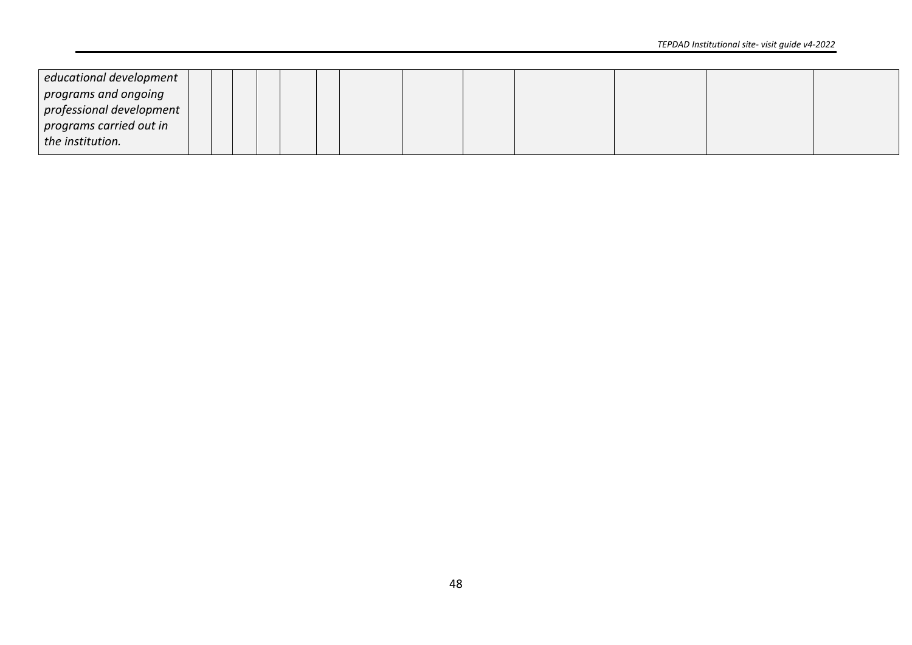| | | | | | | | | | | | | |
|---|---|---|---|---|---|---|---|---|---|---|---|---|
| *educational development programs and ongoing professional development programs carried out in the institution.* | | | | | | | | | | | | |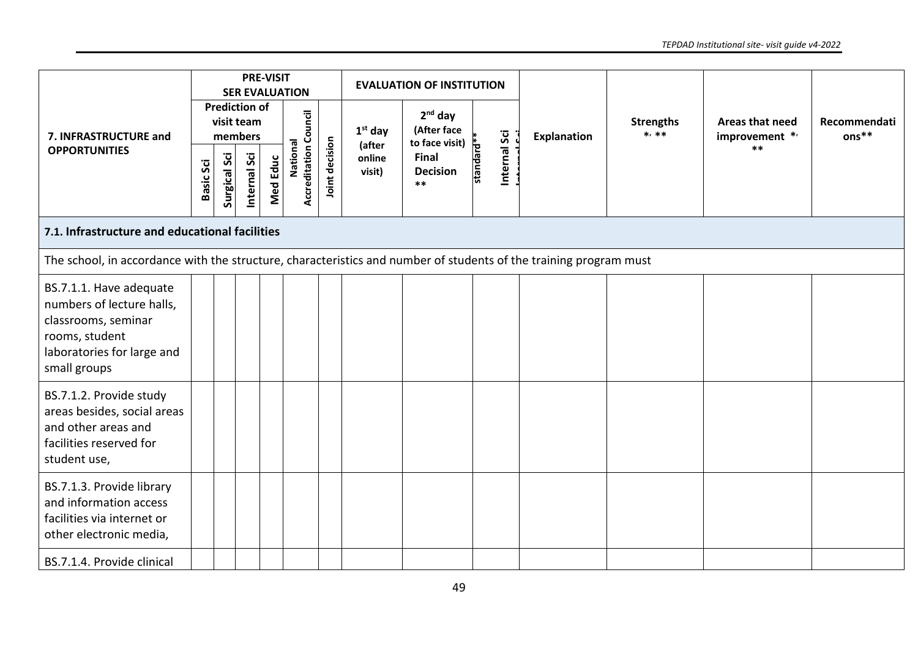| 7. INFRASTRUCTURE and OPPORTUNITIES | PRE-VISIT SER EVALUATION | | | | | | EVALUATION OF INSTITUTION | | | Explanation | Strengths *, ** | Areas that need improvement *, ** | Recommendations** |
|---|---|---|---|---|---|---|---|---|---|---|---|---|---|
| | Prediction of visit team members | | | | National Accreditation Council | Joint decision | 1st day (after online visit) | 2nd day (After face to face visit) Final Decision ** | standard** Internal Sci | | | | |
| | Basic Sci | Surgical Sci | Internal Sci | Med Educ | | | | | | | | | |
| **7.1. Infrastructure and educational facilities** | | | | | | | | | | | | | |
| The school, in accordance with the structure, characteristics and number of students of the training program must | | | | | | | | | | | | | |
| BS.7.1.1. Have adequate numbers of lecture halls, classrooms, seminar rooms, student laboratories for large and small groups | | | | | | | | | | | | | |
| BS.7.1.2. Provide study areas besides, social areas and other areas and facilities reserved for student use, | | | | | | | | | | | | | |
| BS.7.1.3. Provide library and information access facilities via internet or other electronic media, | | | | | | | | | | | | | |
| BS.7.1.4. Provide clinical | | | | | | | | | | | | | |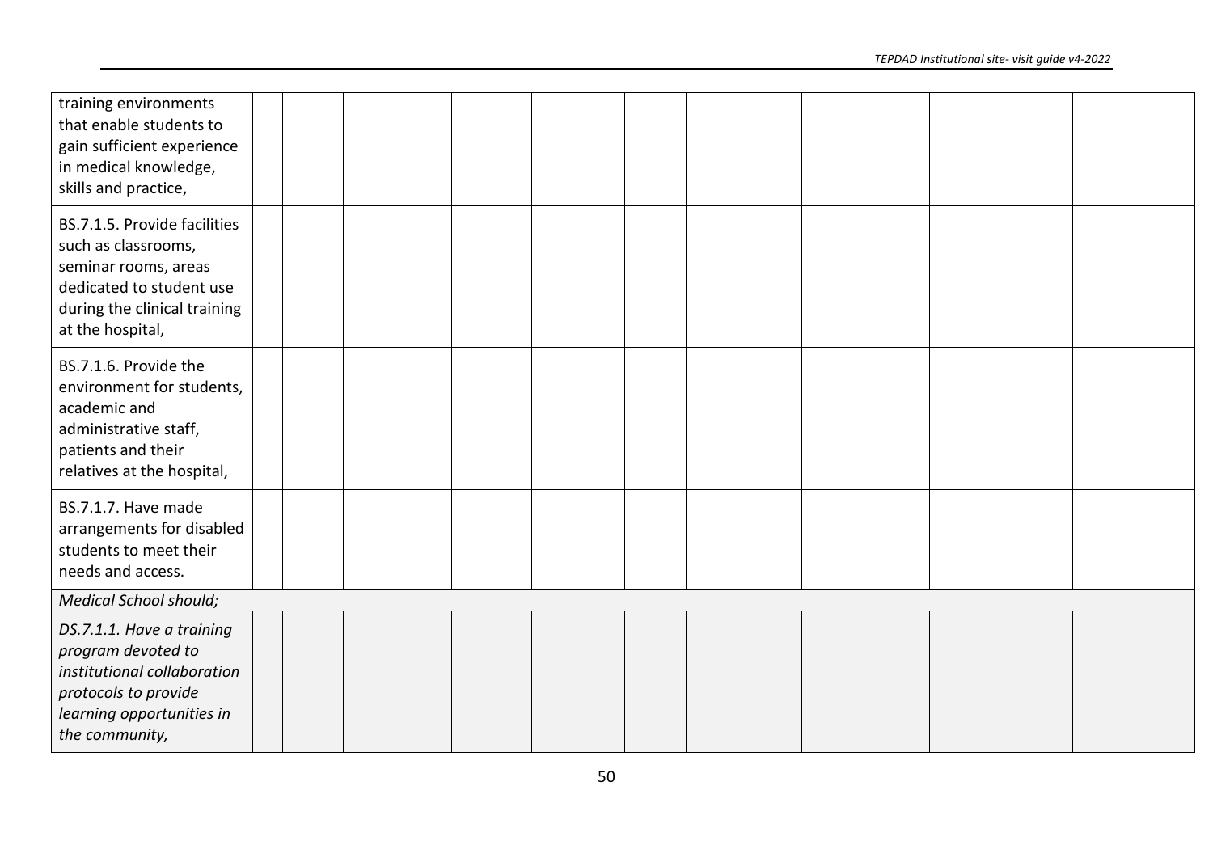| | | | | | | | | | | | | | |
|---|---|---|---|---|---|---|---|---|---|---|---|---|---|
| training environments that enable students to gain sufficient experience in medical knowledge, skills and practice, | | | | | | | | | | | | | |
| BS.7.1.5. Provide facilities such as classrooms, seminar rooms, areas dedicated to student use during the clinical training at the hospital, | | | | | | | | | | | | | |
| BS.7.1.6. Provide the environment for students, academic and administrative staff, patients and their relatives at the hospital, | | | | | | | | | | | | | |
| BS.7.1.7. Have made arrangements for disabled students to meet their needs and access. | | | | | | | | | | | | | |
| *Medical School should;* | | | | | | | | | | | | | |
| *DS.7.1.1. Have a training program devoted to institutional collaboration protocols to provide learning opportunities in the community,* | | | | | | | | | | | | | |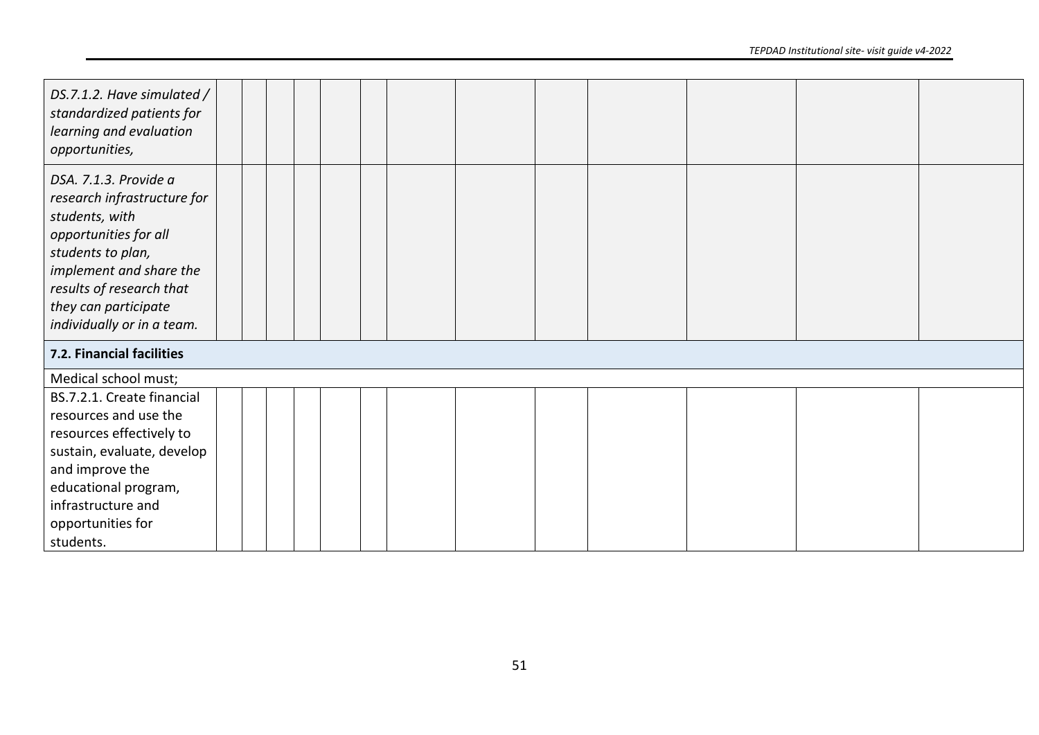| | | | | | | | | | | | | | |
|---|---|---|---|---|---|---|---|---|---|---|---|---|---|
| *DS.7.1.2. Have simulated / standardized patients for learning and evaluation opportunities,* | | | | | | | | | | | | | |
| *DSA. 7.1.3. Provide a research infrastructure for students, with opportunities for all students to plan, implement and share the results of research that they can participate individually or in a team.* | | | | | | | | | | | | | |
| **7.2. Financial facilities** | | | | | | | | | | | | | |
| Medical school must; | | | | | | | | | | | | | |
| BS.7.2.1. Create financial resources and use the resources effectively to sustain, evaluate, develop and improve the educational program, infrastructure and opportunities for students. | | | | | | | | | | | | | |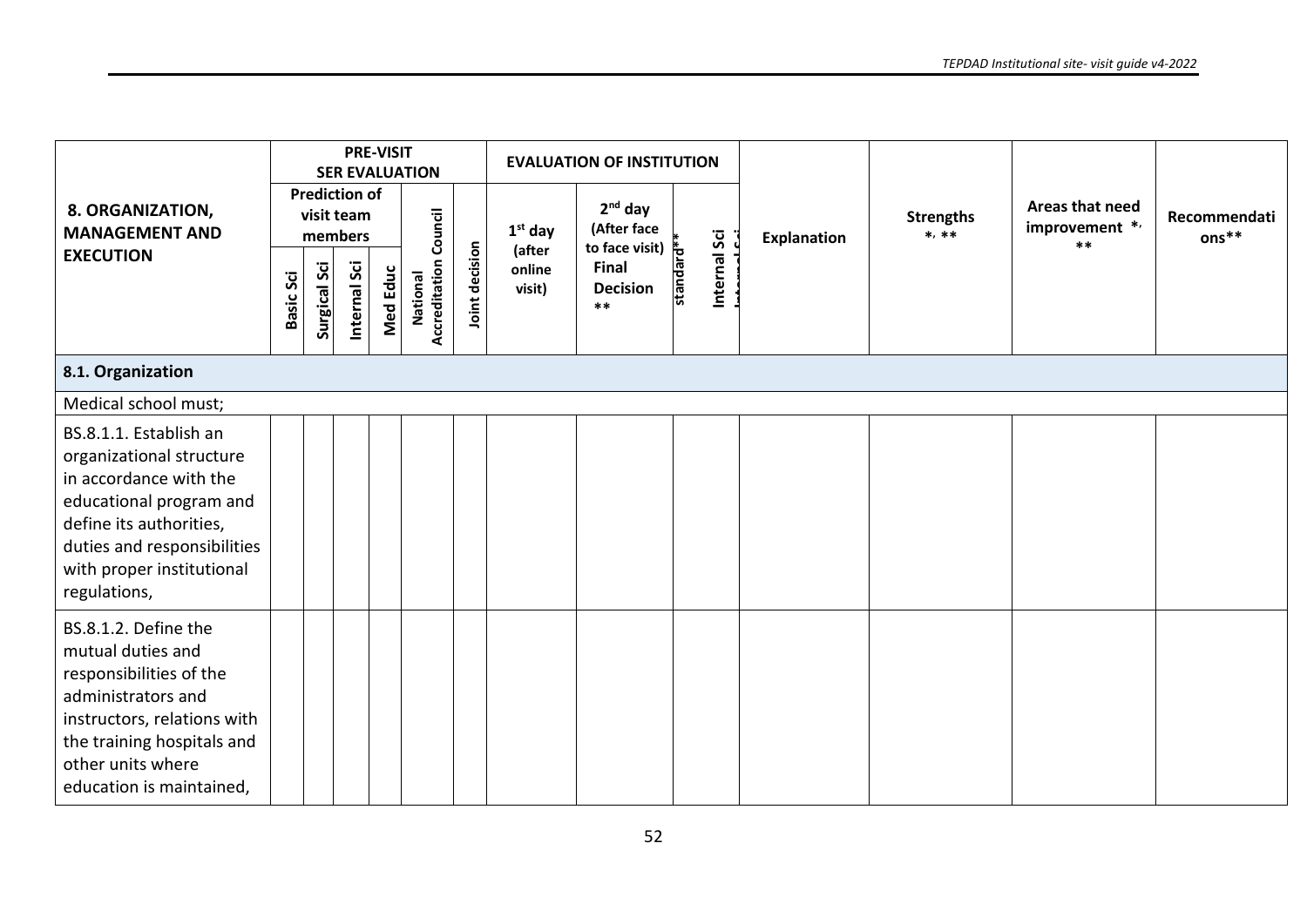| 8. ORGANIZATION, MANAGEMENT AND EXECUTION | PRE-VISIT SER EVALUATION | | | | | | EVALUATION OF INSTITUTION | | | Explanation | Strengths *, ** | Areas that need improvement *, ** | Recommendations** |
|---|---|---|---|---|---|---|---|---|---|---|---|---|---|
| | Prediction of visit team members | | | | National Accreditation Council | Joint decision | 1st day (after online visit) | 2nd day (After face to face visit) Final Decision ** | standard** Internal Sci | | | | |
| | Basic Sci | Surgical Sci | Internal Sci | Med Educ | | | | | | | | | |
| **8.1. Organization** | | | | | | | | | | | | | |
| Medical school must; | | | | | | | | | | | | | |
| BS.8.1.1. Establish an organizational structure in accordance with the educational program and define its authorities, duties and responsibilities with proper institutional regulations, | | | | | | | | | | | | | |
| BS.8.1.2. Define the mutual duties and responsibilities of the administrators and instructors, relations with the training hospitals and other units where education is maintained, | | | | | | | | | | | | | |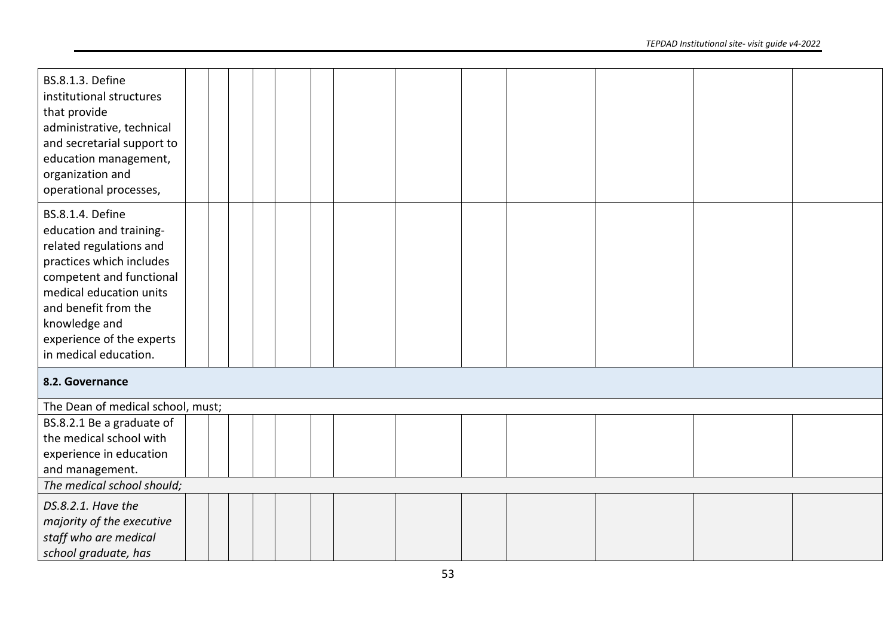| | | | | | | | | | | | | | |
|---|---|---|---|---|---|---|---|---|---|---|---|---|---|
| BS.8.1.3. Define institutional structures that provide administrative, technical and secretarial support to education management, organization and operational processes, | | | | | | | | | | | | | |
| BS.8.1.4. Define education and training-related regulations and practices which includes competent and functional medical education units and benefit from the knowledge and experience of the experts in medical education. | | | | | | | | | | | | | |
| **8.2. Governance** | | | | | | | | | | | | | |
| The Dean of medical school, must; | | | | | | | | | | | | | |
| BS.8.2.1 Be a graduate of the medical school with experience in education and management. | | | | | | | | | | | | | |
| *The medical school should;* | | | | | | | | | | | | | |
| *DS.8.2.1. Have the majority of the executive staff who are medical school graduate, has* | | | | | | | | | | | | | |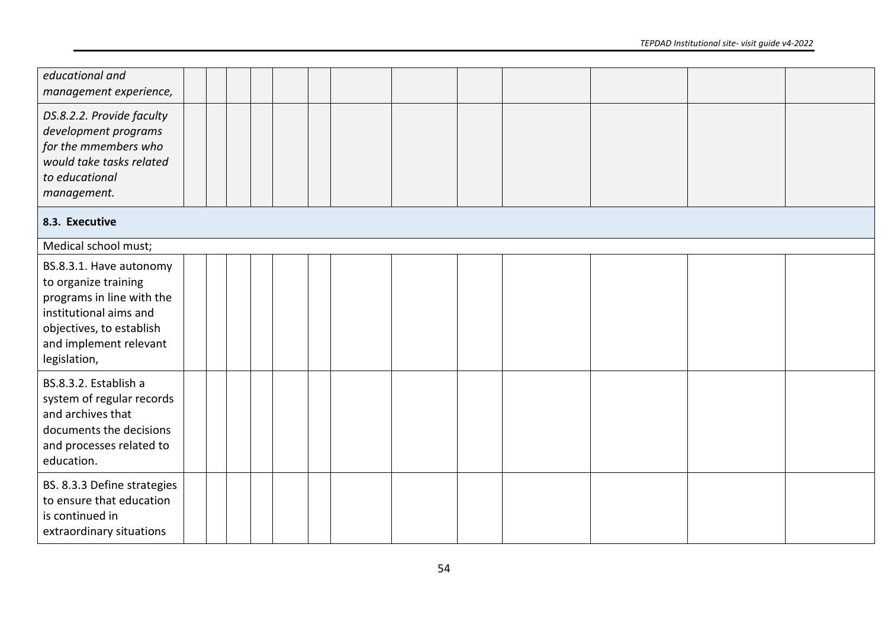| | | | | | | | | | | | | | |
|---|---|---|---|---|---|---|---|---|---|---|---|---|---|
| *educational and management experience,* | | | | | | | | | | | | | |
| *DS.8.2.2. Provide faculty development programs for the mmembers who would take tasks related to educational management.* | | | | | | | | | | | | | |
| **8.3. Executive** | | | | | | | | | | | | | |
| Medical school must; | | | | | | | | | | | | | |
| BS.8.3.1. Have autonomy to organize training programs in line with the institutional aims and objectives, to establish and implement relevant legislation, | | | | | | | | | | | | | |
| BS.8.3.2. Establish a system of regular records and archives that documents the decisions and processes related to education. | | | | | | | | | | | | | |
| BS. 8.3.3 Define strategies to ensure that education is continued in extraordinary situations | | | | | | | | | | | | | |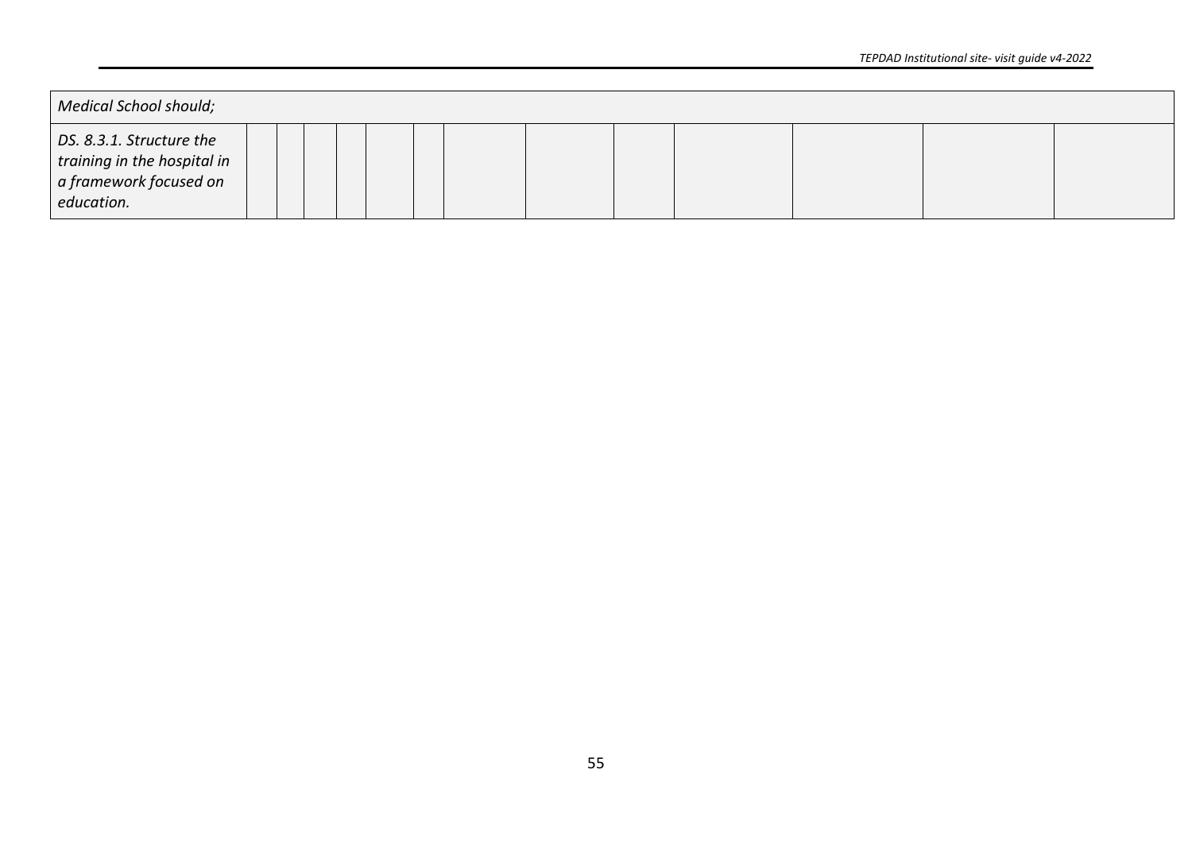| *Medical School should;* | | | | | | | | | | | | | |
|---|---|---|---|---|---|---|---|---|---|---|---|---|---|
| *DS. 8.3.1. Structure the training in the hospital in a framework focused on education.* | | | | | | | | | | | | | |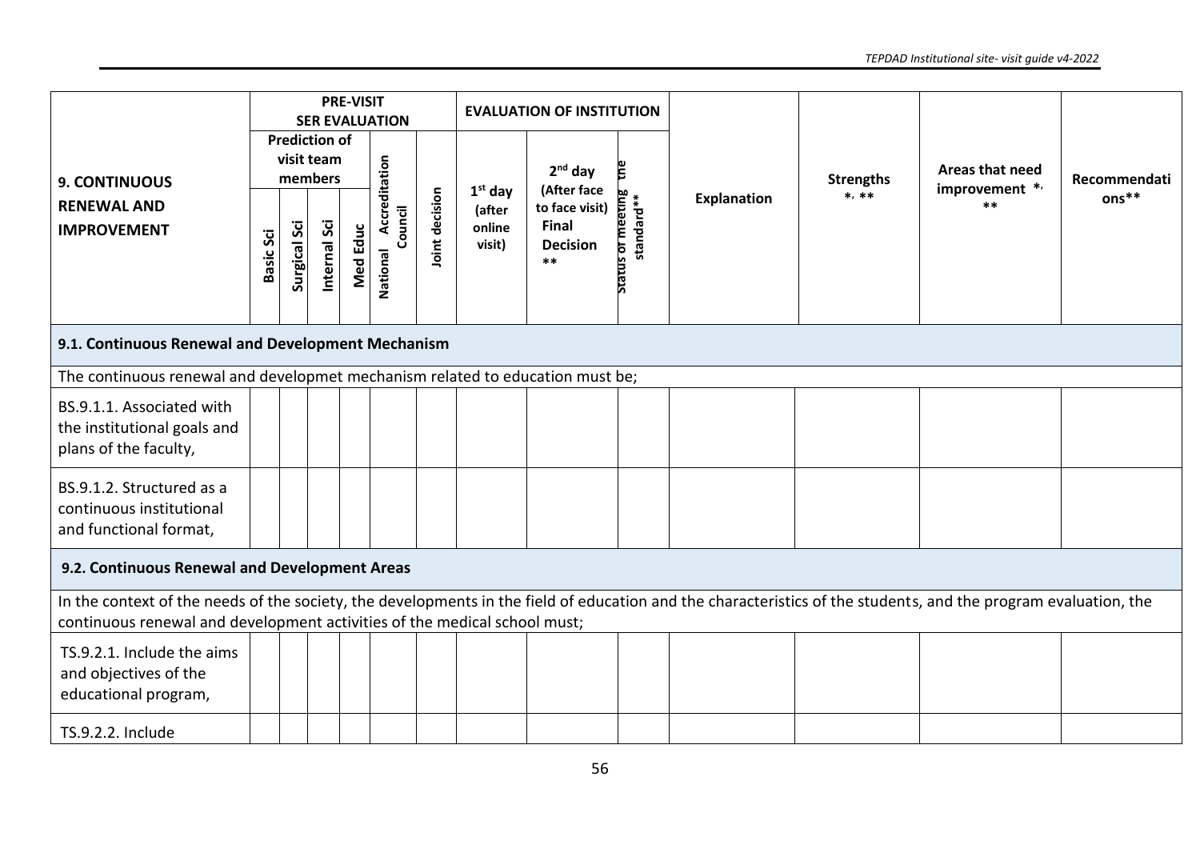| 9. CONTINUOUS RENEWAL AND IMPROVEMENT | PRE-VISIT SER EVALUATION | | | | | | EVALUATION OF INSTITUTION | | | Explanation | Strengths *, ** | Areas that need improvement *, ** | Recommendations** |
|---|---|---|---|---|---|---|---|---|---|---|---|---|---|
| | Prediction of visit team members | | | | National Accreditation Council | Joint decision | 1st day (after online visit) | 2nd day (After face to face visit) Final Decision ** | Status of meeting the standard** | | | | |
| | Basic Sci | Surgical Sci | Internal Sci | Med Educ | | | | | | | | | |
| **9.1. Continuous Renewal and Development Mechanism** | | | | | | | | | | | | | |
| The continuous renewal and developmet mechanism related to education must be; | | | | | | | | | | | | | |
| BS.9.1.1. Associated with the institutional goals and plans of the faculty, | | | | | | | | | | | | | |
| BS.9.1.2. Structured as a continuous institutional and functional format, | | | | | | | | | | | | | |
| **9.2. Continuous Renewal and Development Areas** | | | | | | | | | | | | | |
| In the context of the needs of the society, the developments in the field of education and the characteristics of the students, and the program evaluation, the continuous renewal and development activities of the medical school must; | | | | | | | | | | | | | |
| TS.9.2.1. Include the aims and objectives of the educational program, | | | | | | | | | | | | | |
| TS.9.2.2. Include | | | | | | | | | | | | | |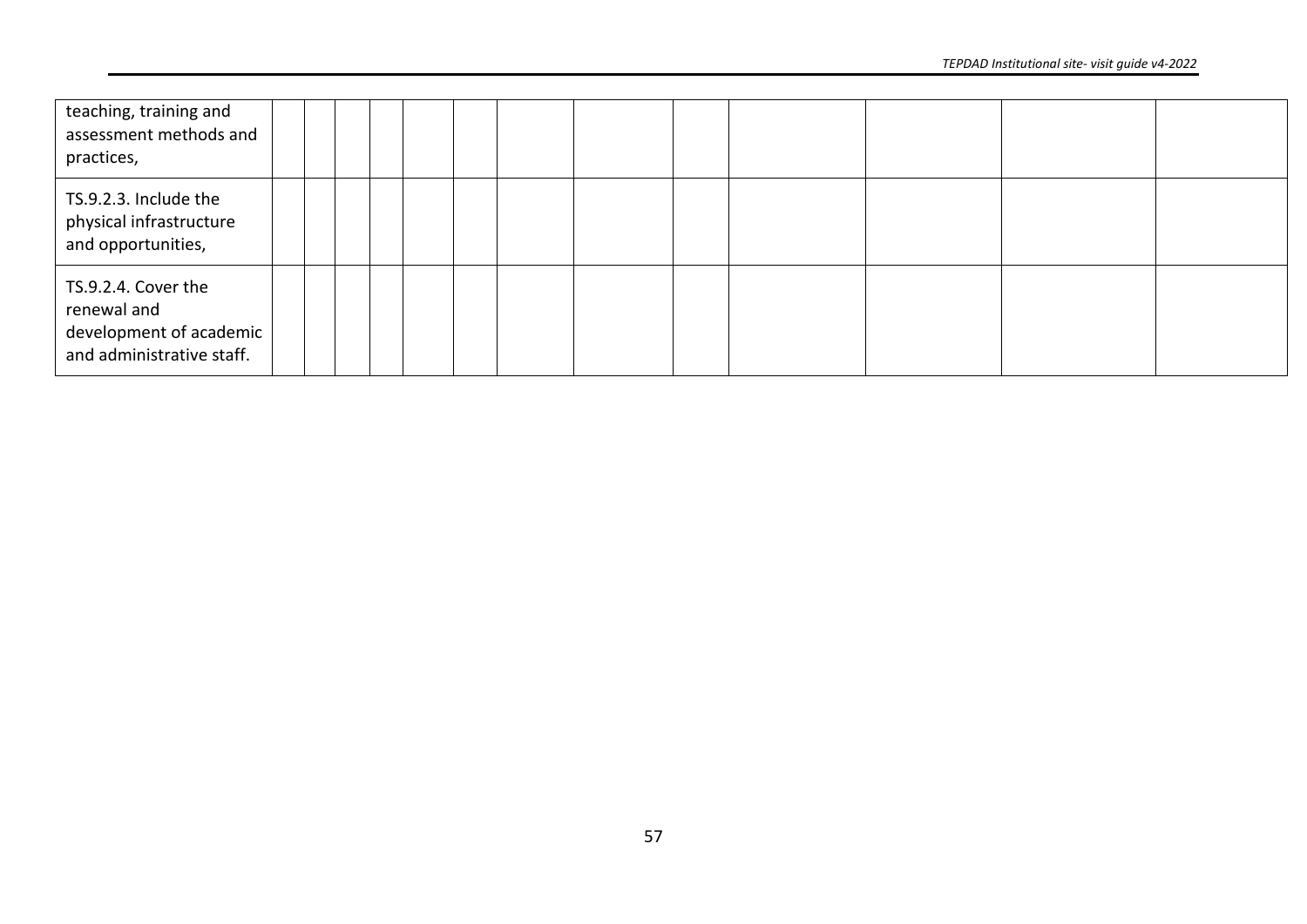| | | | | | | | | | | | | | |
|---|---|---|---|---|---|---|---|---|---|---|---|---|---|
| teaching, training and assessment methods and practices, | | | | | | | | | | | | | |
| TS.9.2.3. Include the physical infrastructure and opportunities, | | | | | | | | | | | | | |
| TS.9.2.4. Cover the renewal and development of academic and administrative staff. | | | | | | | | | | | | | |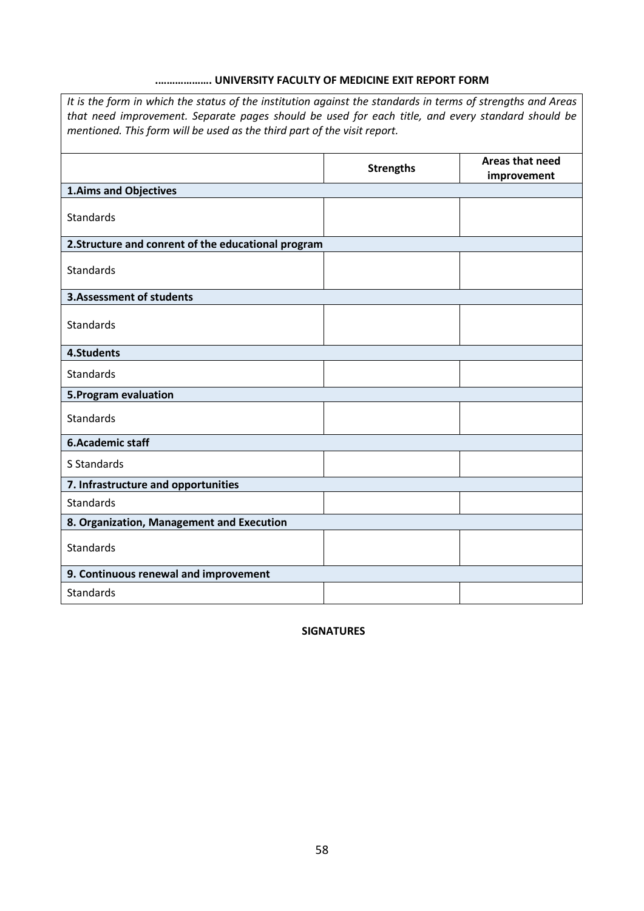## ………………. UNIVERSITY FACULTY OF MEDICINE EXIT REPORT FORM

*It is the form in which the status of the institution against the standards in terms of strengths and Areas that need improvement. Separate pages should be used for each title, and every standard should be mentioned. This form will be used as the third part of the visit report.*

| | Strengths | Areas that need improvement |
|---|---|---|
| **1.Aims and Objectives** | | |
| Standards | | |
| **2.Structure and conrent of the educational program** | | |
| Standards | | |
| **3.Assessment of students** | | |
| Standards | | |
| **4.Students** | | |
| Standards | | |
| **5.Program evaluation** | | |
| Standards | | |
| **6.Academic staff** | | |
| S Standards | | |
| **7. Infrastructure and opportunities** | | |
| Standards | | |
| **8. Organization, Management and Execution** | | |
| Standards | | |
| **9. Continuous renewal and improvement** | | |
| Standards | | |

**SIGNATURES**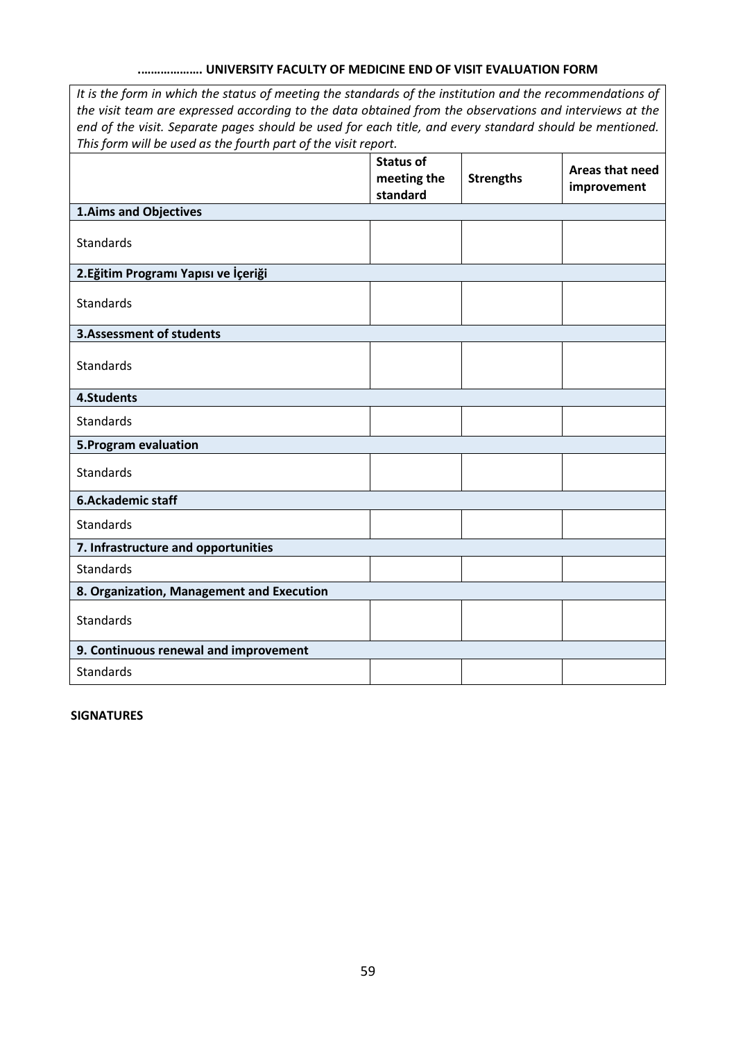**………………. UNIVERSITY FACULTY OF MEDICINE END OF VISIT EVALUATION FORM**

*It is the form in which the status of meeting the standards of the institution and the recommendations of the visit team are expressed according to the data obtained from the observations and interviews at the end of the visit. Separate pages should be used for each title, and every standard should be mentioned. This form will be used as the fourth part of the visit report.*

| | Status of meeting the standard | Strengths | Areas that need improvement |
|---|---|---|---|
| **1.Aims and Objectives** | | | |
| Standards | | | |
| **2.Eğitim Programı Yapısı ve İçeriği** | | | |
| Standards | | | |
| **3.Assessment of students** | | | |
| Standards | | | |
| **4.Students** | | | |
| Standards | | | |
| **5.Program evaluation** | | | |
| Standards | | | |
| **6.Ackademic staff** | | | |
| Standards | | | |
| **7. Infrastructure and opportunities** | | | |
| Standards | | | |
| **8. Organization, Management and Execution** | | | |
| Standards | | | |
| **9. Continuous renewal and improvement** | | | |
| Standards | | | |

**SIGNATURES**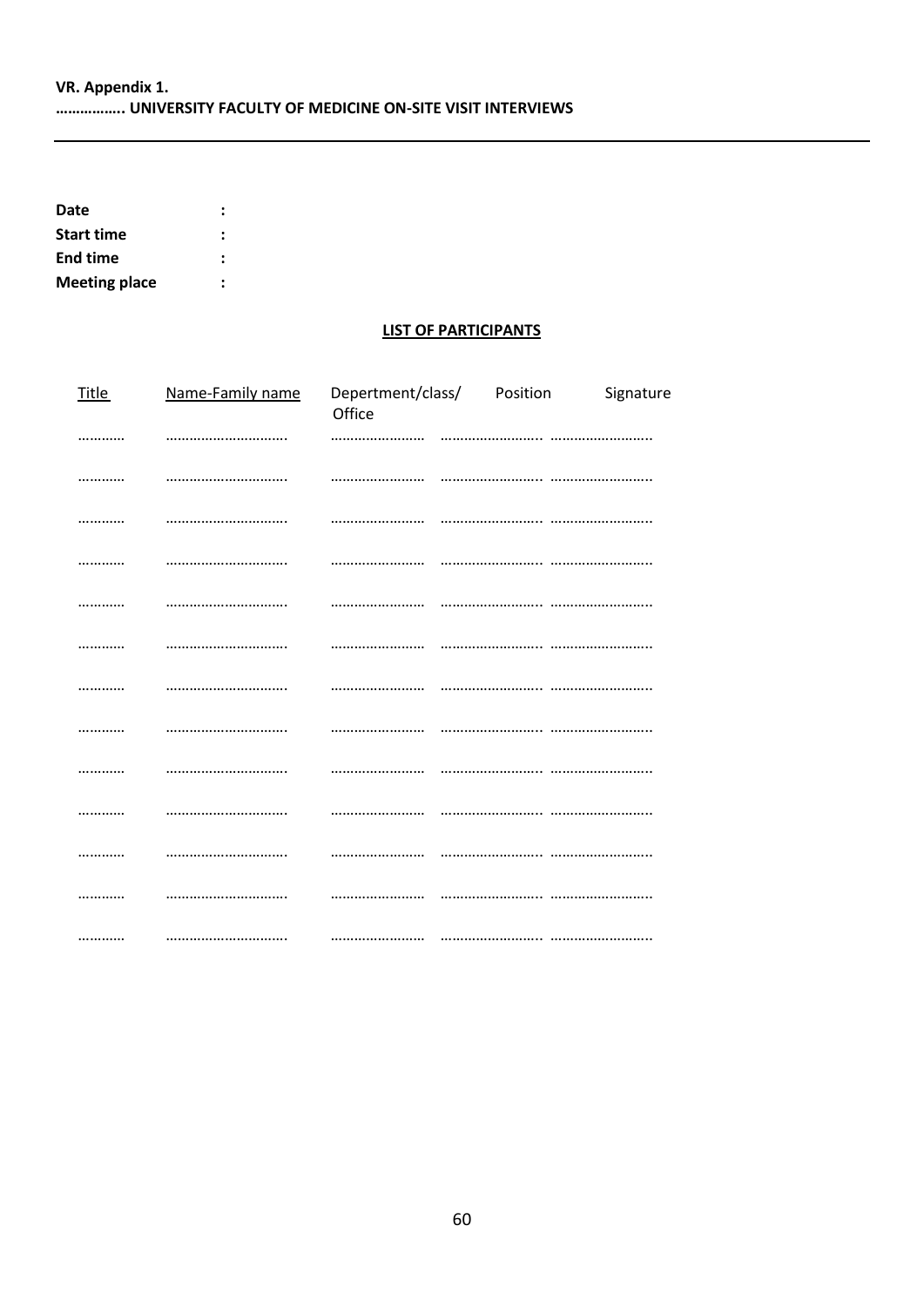**VR. Appendix 1.**
**…………….. UNIVERSITY FACULTY OF MEDICINE ON-SITE VISIT INTERVIEWS**

---

**Date** :
**Start time** :
**End time** :
**Meeting place** :

**LIST OF PARTICIPANTS**

| Title | Name-Family name | Depertment/class/ Office | Position | Signature |
| --- | --- | --- | --- | --- |
| ………… | ………………………… | …………………… | …………………….. | …………………….. |
| ………… | ………………………… | …………………… | …………………….. | …………………….. |
| ………… | ………………………… | …………………… | …………………….. | …………………….. |
| ………… | ………………………… | …………………… | …………………….. | …………………….. |
| ………… | ………………………… | …………………… | …………………….. | …………………….. |
| ………… | ………………………… | …………………… | …………………….. | …………………….. |
| ………… | ………………………… | …………………… | …………………….. | …………………….. |
| ………… | ………………………… | …………………… | …………………….. | …………………….. |
| ………… | ………………………… | …………………… | …………………….. | …………………….. |
| ………… | ………………………… | …………………… | …………………….. | …………………….. |
| ………… | ………………………… | …………………… | …………………….. | …………………….. |
| ………… | ………………………… | …………………… | …………………….. | …………………….. |
| ………… | ………………………… | …………………… | …………………….. | …………………….. |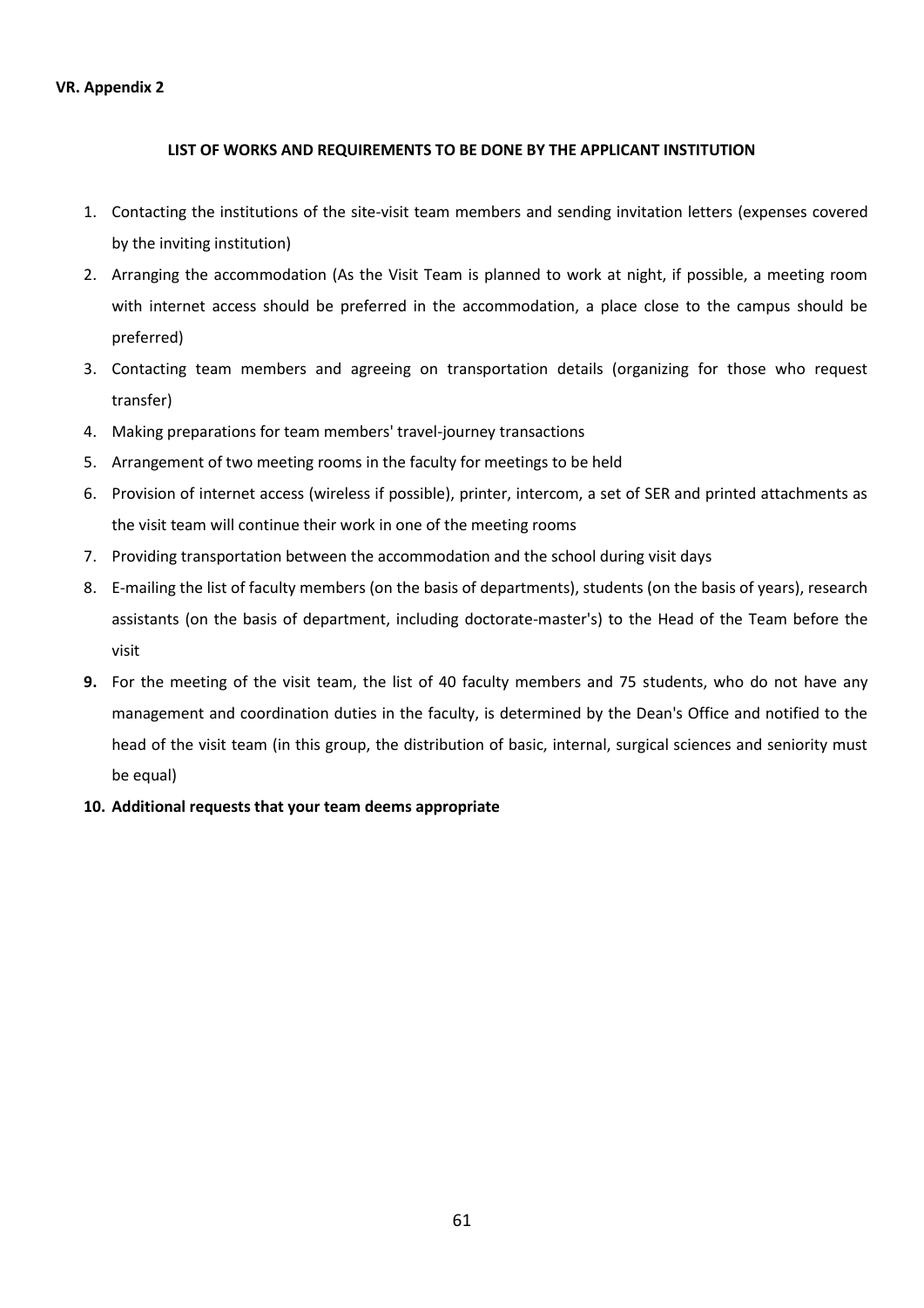**VR. Appendix 2**

**LIST OF WORKS AND REQUIREMENTS TO BE DONE BY THE APPLICANT INSTITUTION**

1. Contacting the institutions of the site-visit team members and sending invitation letters (expenses covered by the inviting institution)
2. Arranging the accommodation (As the Visit Team is planned to work at night, if possible, a meeting room with internet access should be preferred in the accommodation, a place close to the campus should be preferred)
3. Contacting team members and agreeing on transportation details (organizing for those who request transfer)
4. Making preparations for team members' travel-journey transactions
5. Arrangement of two meeting rooms in the faculty for meetings to be held
6. Provision of internet access (wireless if possible), printer, intercom, a set of SER and printed attachments as the visit team will continue their work in one of the meeting rooms
7. Providing transportation between the accommodation and the school during visit days
8. E-mailing the list of faculty members (on the basis of departments), students (on the basis of years), research assistants (on the basis of department, including doctorate-master's) to the Head of the Team before the visit
9. For the meeting of the visit team, the list of 40 faculty members and 75 students, who do not have any management and coordination duties in the faculty, is determined by the Dean's Office and notified to the head of the visit team (in this group, the distribution of basic, internal, surgical sciences and seniority must be equal)
10. **Additional requests that your team deems appropriate**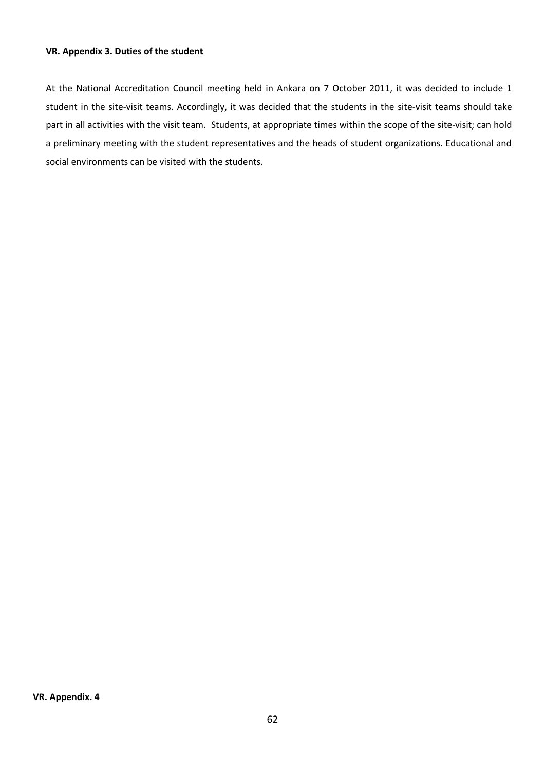**VR. Appendix 3. Duties of the student**

At the National Accreditation Council meeting held in Ankara on 7 October 2011, it was decided to include 1 student in the site-visit teams. Accordingly, it was decided that the students in the site-visit teams should take part in all activities with the visit team. Students, at appropriate times within the scope of the site-visit; can hold a preliminary meeting with the student representatives and the heads of student organizations. Educational and social environments can be visited with the students.

**VR. Appendix. 4**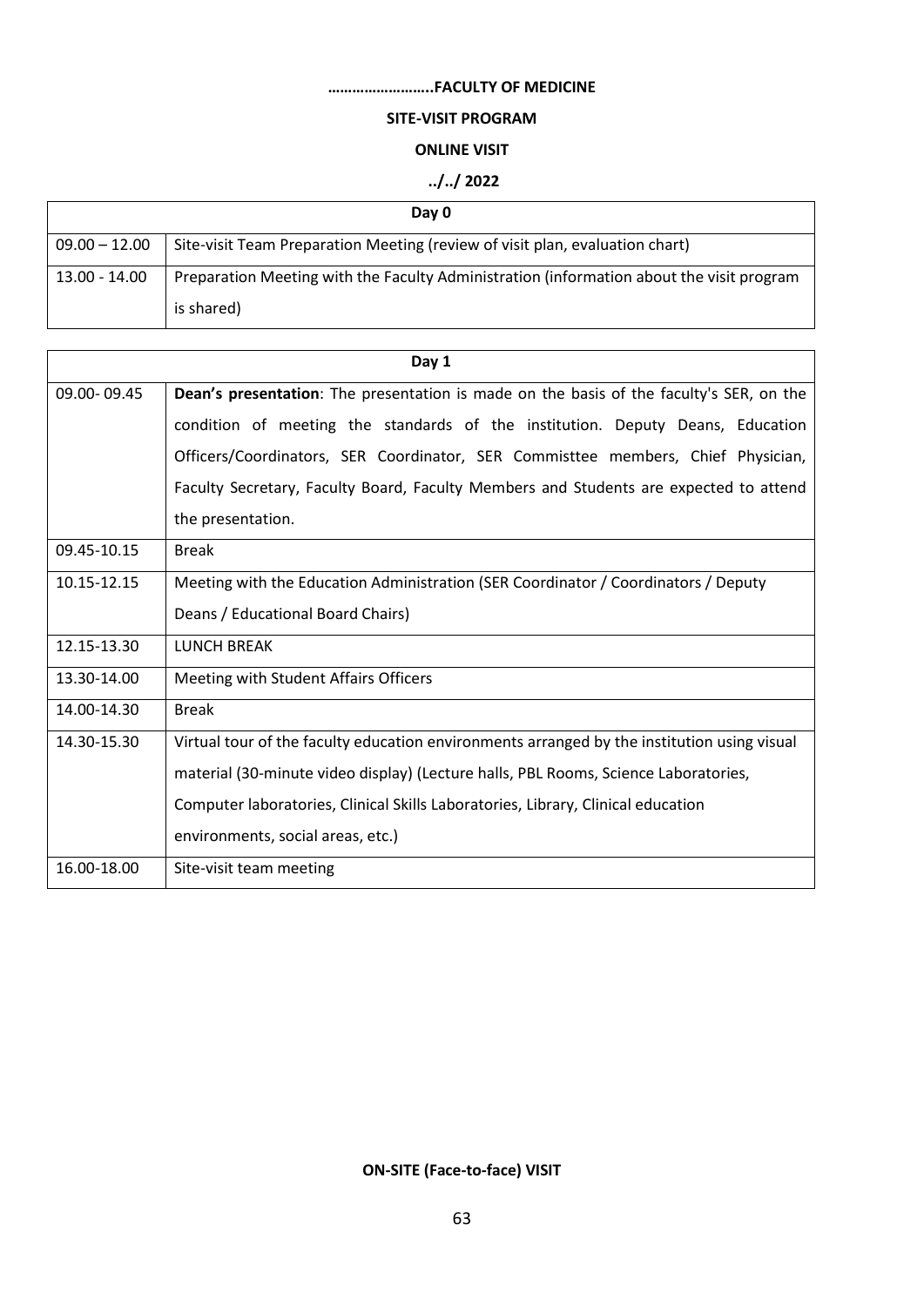**……………………..FACULTY OF MEDICINE**

**SITE-VISIT PROGRAM**

**ONLINE VISIT**

**../../ 2022**

| Day 0 | |
|---|---|
| 09.00 – 12.00 | Site-visit Team Preparation Meeting (review of visit plan, evaluation chart) |
| 13.00 - 14.00 | Preparation Meeting with the Faculty Administration (information about the visit program is shared) |

| Day 1 | |
|---|---|
| 09.00- 09.45 | **Dean's presentation**: The presentation is made on the basis of the faculty's SER, on the condition of meeting the standards of the institution. Deputy Deans, Education Officers/Coordinators, SER Coordinator, SER Commisttee members, Chief Physician, Faculty Secretary, Faculty Board, Faculty Members and Students are expected to attend the presentation. |
| 09.45-10.15 | Break |
| 10.15-12.15 | Meeting with the Education Administration (SER Coordinator / Coordinators / Deputy Deans / Educational Board Chairs) |
| 12.15-13.30 | LUNCH BREAK |
| 13.30-14.00 | Meeting with Student Affairs Officers |
| 14.00-14.30 | Break |
| 14.30-15.30 | Virtual tour of the faculty education environments arranged by the institution using visual material (30-minute video display) (Lecture halls, PBL Rooms, Science Laboratories, Computer laboratories, Clinical Skills Laboratories, Library, Clinical education environments, social areas, etc.) |
| 16.00-18.00 | Site-visit team meeting |

**ON-SITE (Face-to-face) VISIT**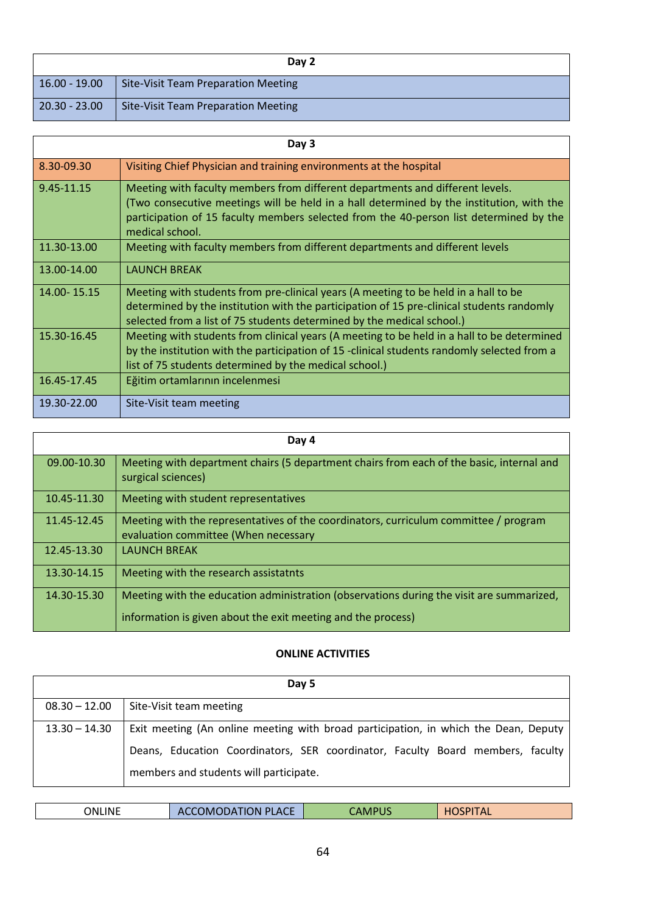| Day 2 | |
|---|---|
| 16.00 - 19.00 | Site-Visit Team Preparation Meeting |
| 20.30 - 23.00 | Site-Visit Team Preparation Meeting |

| Day 3 | |
|---|---|
| 8.30-09.30 | Visiting Chief Physician and training environments at the hospital |
| 9.45-11.15 | Meeting with faculty members from different departments and different levels. (Two consecutive meetings will be held in a hall determined by the institution, with the participation of 15 faculty members selected from the 40-person list determined by the medical school. |
| 11.30-13.00 | Meeting with faculty members from different departments and different levels |
| 13.00-14.00 | LAUNCH BREAK |
| 14.00- 15.15 | Meeting with students from pre-clinical years (A meeting to be held in a hall to be determined by the institution with the participation of 15 pre-clinical students randomly selected from a list of 75 students determined by the medical school.) |
| 15.30-16.45 | Meeting with students from clinical years (A meeting to be held in a hall to be determined by the institution with the participation of 15 -clinical students randomly selected from a list of 75 students determined by the medical school.) |
| 16.45-17.45 | Eğitim ortamlarının incelenmesi |
| 19.30-22.00 | Site-Visit team meeting |

| Day 4 | |
|---|---|
| 09.00-10.30 | Meeting with department chairs (5 department chairs from each of the basic, internal and surgical sciences) |
| 10.45-11.30 | Meeting with student representatives |
| 11.45-12.45 | Meeting with the representatives of the coordinators, curriculum committee / program evaluation committee (When necessary |
| 12.45-13.30 | LAUNCH BREAK |
| 13.30-14.15 | Meeting with the research assistatnts |
| 14.30-15.30 | Meeting with the education administration (observations during the visit are summarized, information is given about the exit meeting and the process) |

**ONLINE ACTIVITIES**

| Day 5 | |
|---|---|
| 08.30 – 12.00 | Site-Visit team meeting |
| 13.30 – 14.30 | Exit meeting (An online meeting with broad participation, in which the Dean, Deputy Deans, Education Coordinators, SER coordinator, Faculty Board members, faculty members and students will participate. |

| ONLINE | ACCOMODATION PLACE | CAMPUS | HOSPITAL |
|---|---|---|---|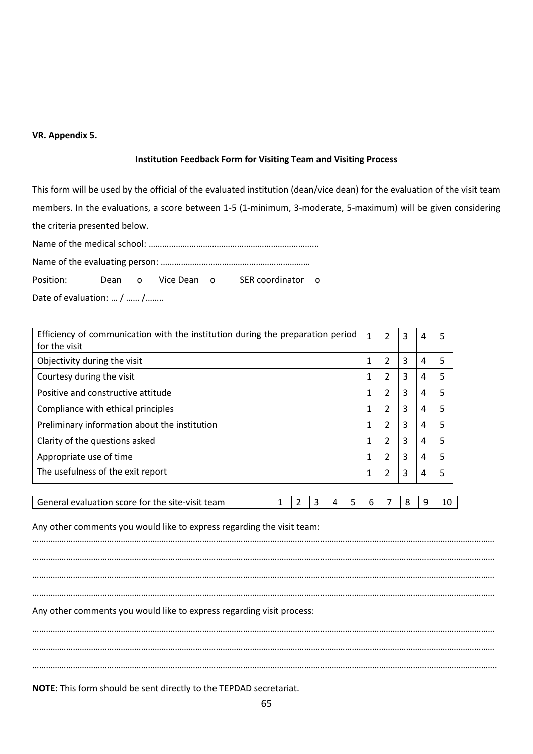**VR. Appendix 5.**

**Institution Feedback Form for Visiting Team and Visiting Process**

This form will be used by the official of the evaluated institution (dean/vice dean) for the evaluation of the visit team members. In the evaluations, a score between 1-5 (1-minimum, 3-moderate, 5-maximum) will be given considering the criteria presented below.

Name of the medical school: …………………………………………………………………...

Name of the evaluating person: …………………………………………………………

Position: Dean o Vice Dean o SER coordinator o

Date of evaluation: … / …… /……..

| Criteria | | | | | |
|---|---|---|---|---|---|
| Efficiency of communication with the institution during the preparation period for the visit | 1 | 2 | 3 | 4 | 5 |
| Objectivity during the visit | 1 | 2 | 3 | 4 | 5 |
| Courtesy during the visit | 1 | 2 | 3 | 4 | 5 |
| Positive and constructive attitude | 1 | 2 | 3 | 4 | 5 |
| Compliance with ethical principles | 1 | 2 | 3 | 4 | 5 |
| Preliminary information about the institution | 1 | 2 | 3 | 4 | 5 |
| Clarity of the questions asked | 1 | 2 | 3 | 4 | 5 |
| Appropriate use of time | 1 | 2 | 3 | 4 | 5 |
| The usefulness of the exit report | 1 | 2 | 3 | 4 | 5 |

| Criteria | | | | | | | | | | |
|---|---|---|---|---|---|---|---|---|---|---|
| General evaluation score for the site-visit team | 1 | 2 | 3 | 4 | 5 | 6 | 7 | 8 | 9 | 10 |

Any other comments you would like to express regarding the visit team:

……………………………………………………………………………………………………………………………………………………………………………

……………………………………………………………………………………………………………………………………………………………………………

……………………………………………………………………………………………………………………………………………………………………………

……………………………………………………………………………………………………………………………………………………………………………

Any other comments you would like to express regarding visit process:

……………………………………………………………………………………………………………………………………………………………………………

……………………………………………………………………………………………………………………………………………………………………………

……………………………………………………………………………………………………………………………………………………………………………

**NOTE:** This form should be sent directly to the TEPDAD secretariat.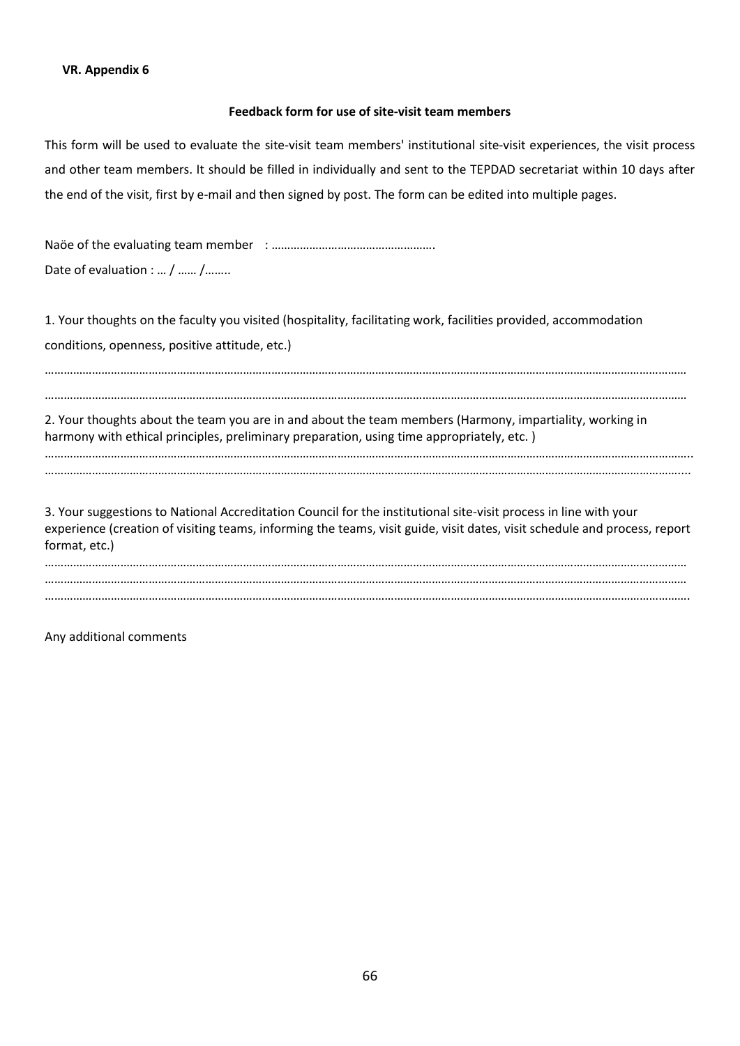**VR. Appendix 6**

**Feedback form for use of site-visit team members**

This form will be used to evaluate the site-visit team members' institutional site-visit experiences, the visit process and other team members. It should be filled in individually and sent to the TEPDAD secretariat within 10 days after the end of the visit, first by e-mail and then signed by post. The form can be edited into multiple pages.

Naöe of the evaluating team member : …………………………………………….

Date of evaluation : … / …… /……..

1. Your thoughts on the faculty you visited (hospitality, facilitating work, facilities provided, accommodation conditions, openness, positive attitude, etc.)

……………………………………………………………………………………………………………………………………………………………………………

……………………………………………………………………………………………………………………………………………………………………………

2. Your thoughts about the team you are in and about the team members (Harmony, impartiality, working in harmony with ethical principles, preliminary preparation, using time appropriately, etc. )

…………………………………………………………………………………………………………………………………………………………………………….

…………………………………………………………………………………………………………………………………………………………………………….

3. Your suggestions to National Accreditation Council for the institutional site-visit process in line with your experience (creation of visiting teams, informing the teams, visit guide, visit dates, visit schedule and process, report format, etc.)

……………………………………………………………………………………………………………………………………………………………………………

……………………………………………………………………………………………………………………………………………………………………………

…………………………………………………………………………………………………………………………………………………………………………….

Any additional comments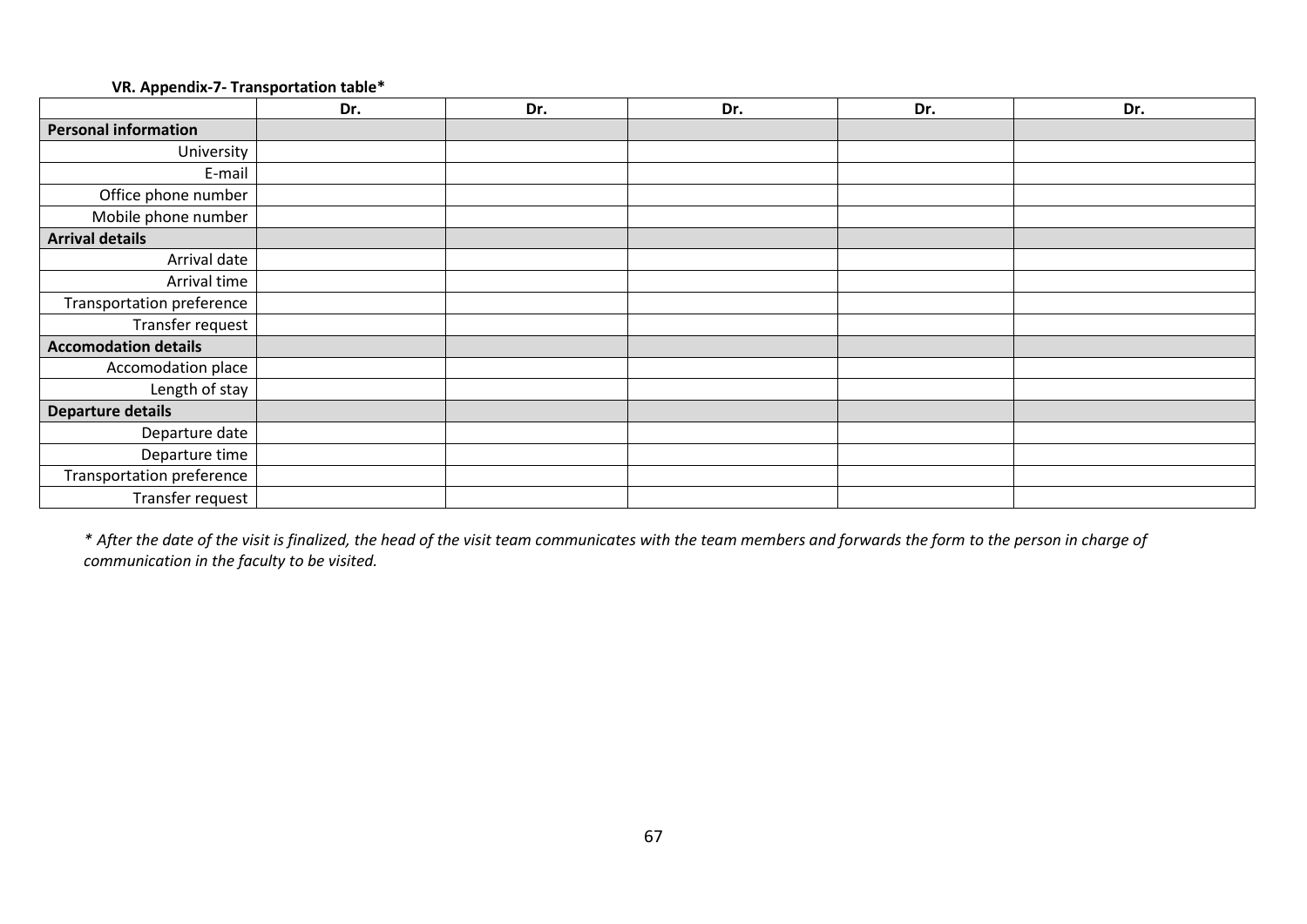**VR. Appendix-7- Transportation table***

| | Dr. | Dr. | Dr. | Dr. | Dr. |
|---|---|---|---|---|---|
| **Personal information** | | | | | |
| University | | | | | |
| E-mail | | | | | |
| Office phone number | | | | | |
| Mobile phone number | | | | | |
| **Arrival details** | | | | | |
| Arrival date | | | | | |
| Arrival time | | | | | |
| Transportation preference | | | | | |
| Transfer request | | | | | |
| **Accomodation details** | | | | | |
| Accomodation place | | | | | |
| Length of stay | | | | | |
| **Departure details** | | | | | |
| Departure date | | | | | |
| Departure time | | | | | |
| Transportation preference | | | | | |
| Transfer request | | | | | |

*\* After the date of the visit is finalized, the head of the visit team communicates with the team members and forwards the form to the person in charge of communication in the faculty to be visited.*